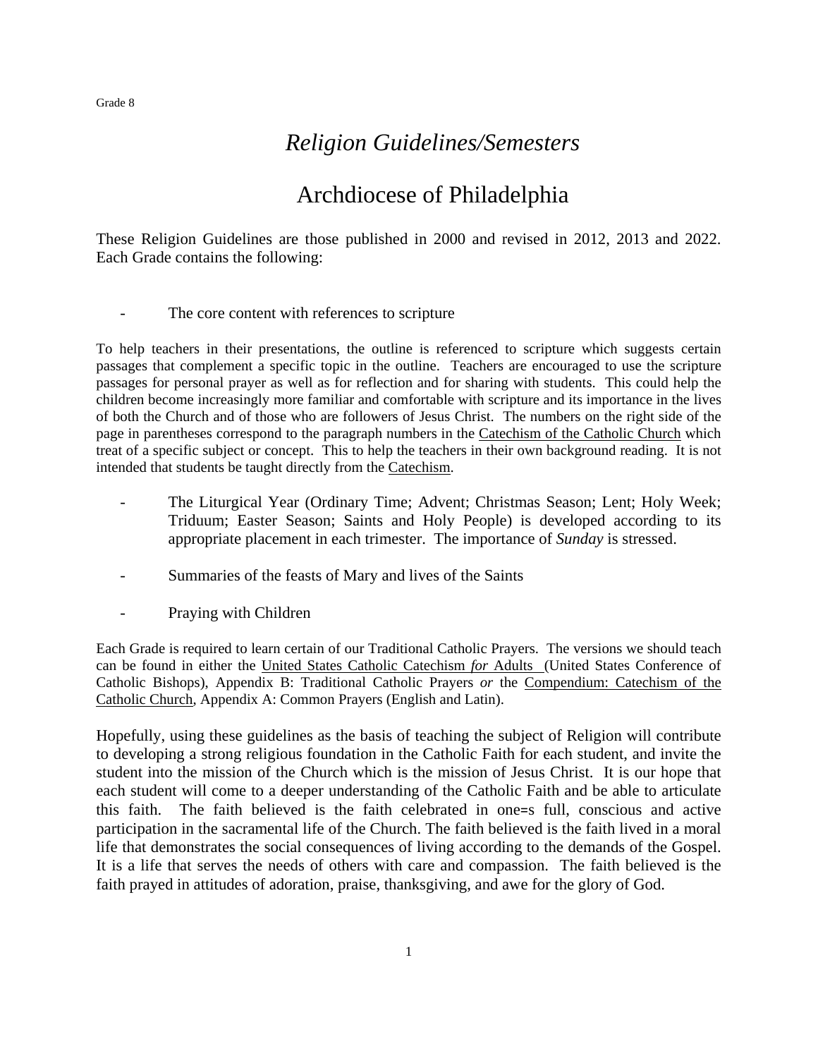Grade 8

# *Religion Guidelines/Semesters*

# Archdiocese of Philadelphia

These Religion Guidelines are those published in 2000 and revised in 2012, 2013 and 2022. Each Grade contains the following:

- The core content with references to scripture

To help teachers in their presentations, the outline is referenced to scripture which suggests certain passages that complement a specific topic in the outline. Teachers are encouraged to use the scripture passages for personal prayer as well as for reflection and for sharing with students. This could help the children become increasingly more familiar and comfortable with scripture and its importance in the lives of both the Church and of those who are followers of Jesus Christ. The numbers on the right side of the page in parentheses correspond to the paragraph numbers in the Catechism of the Catholic Church which treat of a specific subject or concept. This to help the teachers in their own background reading. It is not intended that students be taught directly from the Catechism.

- The Liturgical Year (Ordinary Time; Advent; Christmas Season; Lent; Holy Week; Triduum; Easter Season; Saints and Holy People) is developed according to its appropriate placement in each trimester. The importance of *Sunday* is stressed.
- Summaries of the feasts of Mary and lives of the Saints
- Praying with Children

Each Grade is required to learn certain of our Traditional Catholic Prayers. The versions we should teach can be found in either the United States Catholic Catechism *for* Adults (United States Conference of Catholic Bishops), Appendix B: Traditional Catholic Prayers *or* the Compendium: Catechism of the Catholic Church, Appendix A: Common Prayers (English and Latin).

Hopefully, using these guidelines as the basis of teaching the subject of Religion will contribute to developing a strong religious foundation in the Catholic Faith for each student, and invite the student into the mission of the Church which is the mission of Jesus Christ. It is our hope that each student will come to a deeper understanding of the Catholic Faith and be able to articulate this faith. The faith believed is the faith celebrated in one=s full, conscious and active participation in the sacramental life of the Church. The faith believed is the faith lived in a moral life that demonstrates the social consequences of living according to the demands of the Gospel. It is a life that serves the needs of others with care and compassion. The faith believed is the faith prayed in attitudes of adoration, praise, thanksgiving, and awe for the glory of God.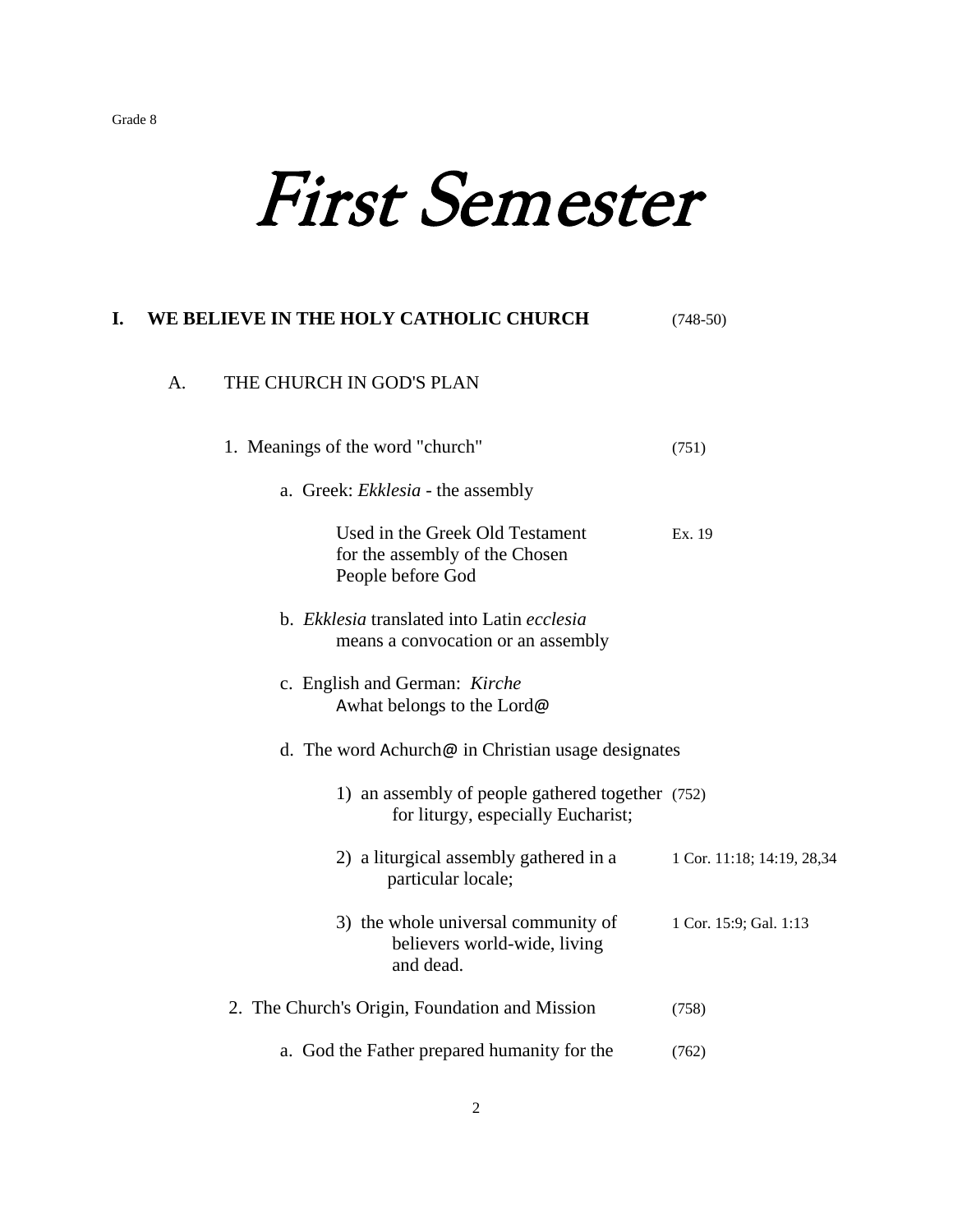Grade 8

# *First Semester*

## I. WE BELIEVE IN THE HOLY CATHOLIC CHURCH (748-50)

### A. THE CHURCH IN GOD'S PLAN

1. Meanings of the word "church" (751)

    a. Greek: *Ekklesia* - the assembly

    Used in the Greek Old Testament for the assembly of the Chosen People before God — Ex. 19

    b. *Ekklesia* translated into Latin *ecclesia* means a convocation or an assembly

    c. English and German: *Kirche* Awhat belongs to the Lord@

    d. The word Achurch@ in Christian usage designates

    1) an assembly of people gathered together for liturgy, especially Eucharist; (752)

    2) a liturgical assembly gathered in a particular locale; — 1 Cor. 11:18; 14:19, 28,34

    3) the whole universal community of believers world-wide, living and dead. — 1 Cor. 15:9; Gal. 1:13

2. The Church's Origin, Foundation and Mission (758)

    a. God the Father prepared humanity for the (762)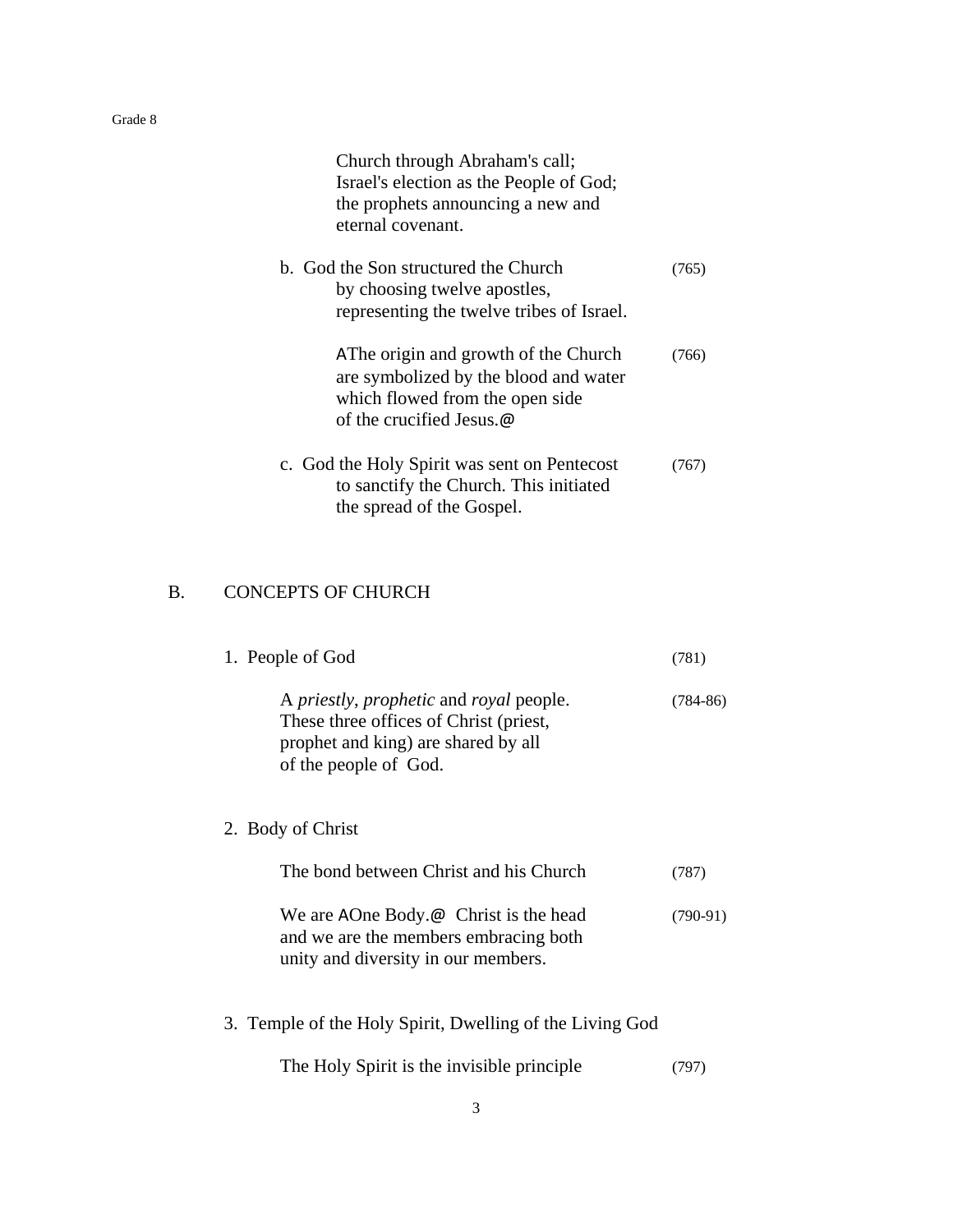Church through Abraham's call; Israel's election as the People of God; the prophets announcing a new and eternal covenant.

b. God the Son structured the Church by choosing twelve apostles, representing the twelve tribes of Israel. (765)

AThe origin and growth of the Church are symbolized by the blood and water which flowed from the open side of the crucified Jesus.@ (766)

c. God the Holy Spirit was sent on Pentecost to sanctify the Church. This initiated the spread of the Gospel. (767)

## B. CONCEPTS OF CHURCH

1. People of God (781)

A *priestly*, *prophetic* and *royal* people. These three offices of Christ (priest, prophet and king) are shared by all of the people of God. (784-86)

2. Body of Christ

The bond between Christ and his Church (787)

We are AOne Body.@ Christ is the head and we are the members embracing both unity and diversity in our members. (790-91)

3. Temple of the Holy Spirit, Dwelling of the Living God

The Holy Spirit is the invisible principle (797)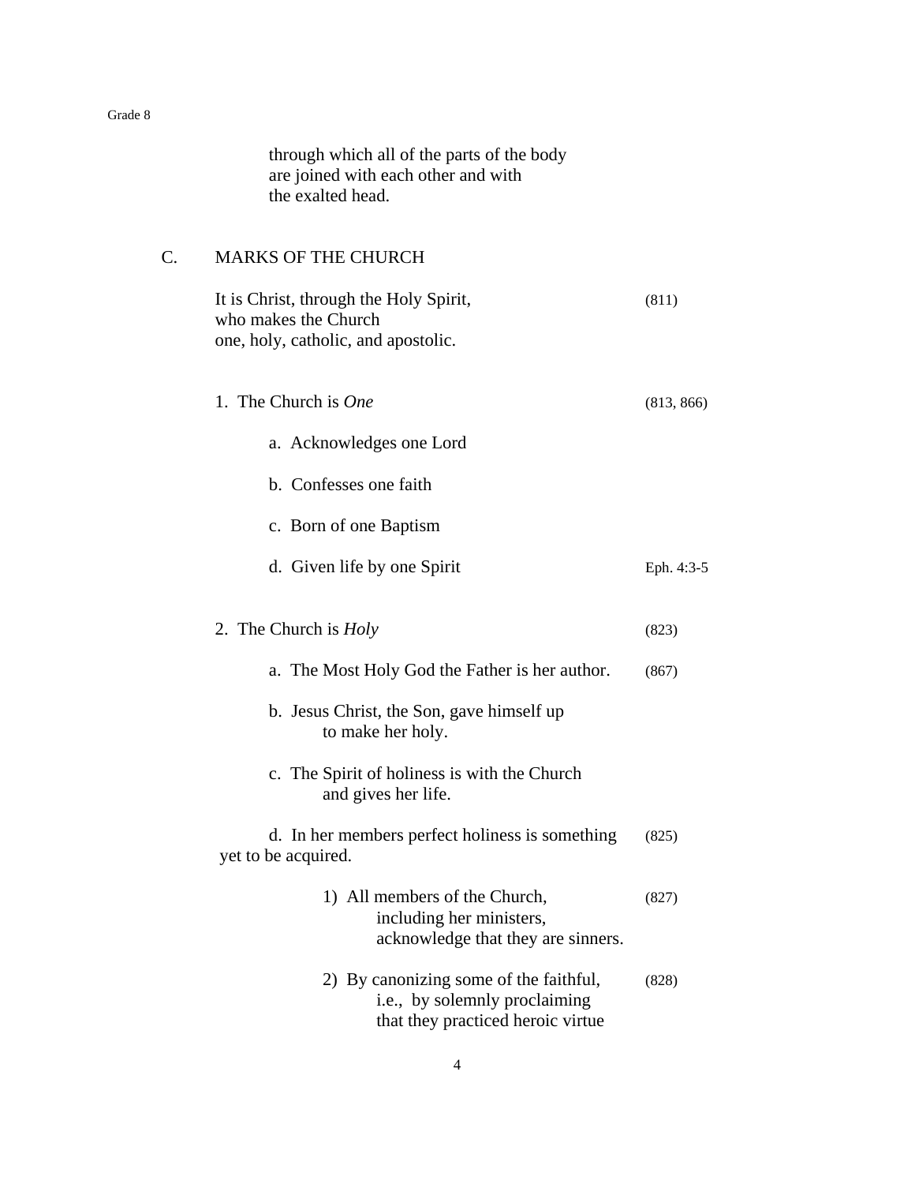through which all of the parts of the body are joined with each other and with the exalted head.

## C. MARKS OF THE CHURCH

It is Christ, through the Holy Spirit, who makes the Church one, holy, catholic, and apostolic. (811)

### 1. The Church is *One* (813, 866)

a. Acknowledges one Lord

b. Confesses one faith

c. Born of one Baptism

d. Given life by one Spirit (Eph. 4:3-5)

### 2. The Church is *Holy* (823)

a. The Most Holy God the Father is her author. (867)

b. Jesus Christ, the Son, gave himself up to make her holy.

c. The Spirit of holiness is with the Church and gives her life.

d. In her members perfect holiness is something yet to be acquired. (825)

1) All members of the Church, including her ministers, acknowledge that they are sinners. (827)

2) By canonizing some of the faithful, i.e., by solemnly proclaiming that they practiced heroic virtue (828)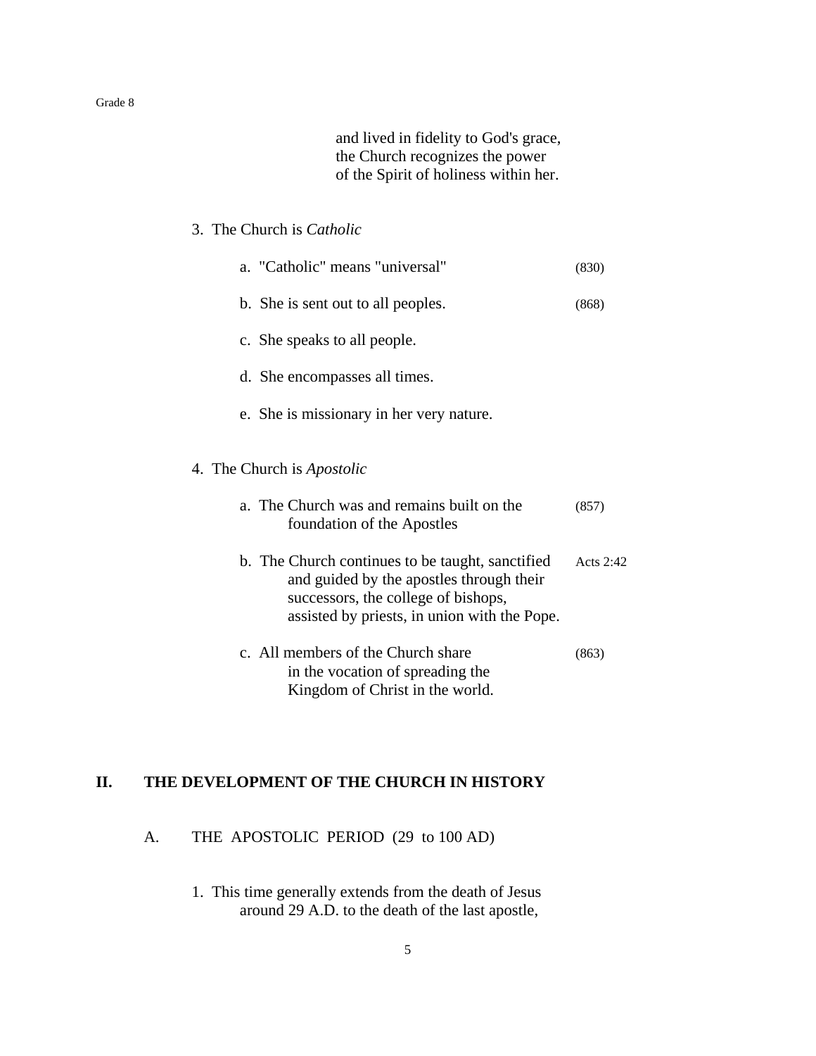and lived in fidelity to God's grace, the Church recognizes the power of the Spirit of holiness within her.

3. The Church is *Catholic*

   a. "Catholic" means "universal" (830)

   b. She is sent out to all peoples. (868)

   c. She speaks to all people.

   d. She encompasses all times.

   e. She is missionary in her very nature.

4. The Church is *Apostolic*

   a. The Church was and remains built on the foundation of the Apostles (857)

   b. The Church continues to be taught, sanctified and guided by the apostles through their successors, the college of bishops, assisted by priests, in union with the Pope. Acts 2:42

   c. All members of the Church share in the vocation of spreading the Kingdom of Christ in the world. (863)

## II. THE DEVELOPMENT OF THE CHURCH IN HISTORY

### A. THE APOSTOLIC PERIOD (29 to 100 AD)

1. This time generally extends from the death of Jesus around 29 A.D. to the death of the last apostle,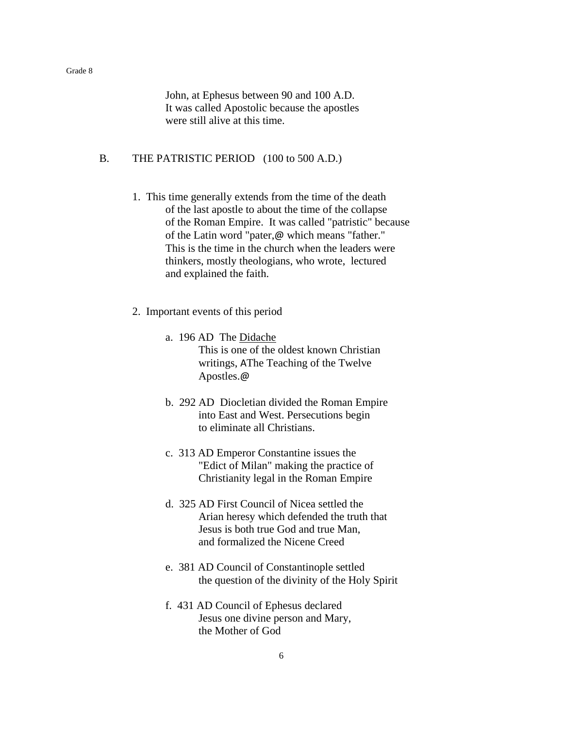John, at Ephesus between 90 and 100 A.D. It was called Apostolic because the apostles were still alive at this time.

## B. THE PATRISTIC PERIOD (100 to 500 A.D.)

1. This time generally extends from the time of the death of the last apostle to about the time of the collapse of the Roman Empire. It was called "patristic" because of the Latin word "pater,@ which means "father." This is the time in the church when the leaders were thinkers, mostly theologians, who wrote, lectured and explained the faith.

2. Important events of this period

   a. 196 AD The Didache
      This is one of the oldest known Christian writings, AThe Teaching of the Twelve Apostles.@

   b. 292 AD Diocletian divided the Roman Empire into East and West. Persecutions begin to eliminate all Christians.

   c. 313 AD Emperor Constantine issues the "Edict of Milan" making the practice of Christianity legal in the Roman Empire

   d. 325 AD First Council of Nicea settled the Arian heresy which defended the truth that Jesus is both true God and true Man, and formalized the Nicene Creed

   e. 381 AD Council of Constantinople settled the question of the divinity of the Holy Spirit

   f. 431 AD Council of Ephesus declared Jesus one divine person and Mary, the Mother of God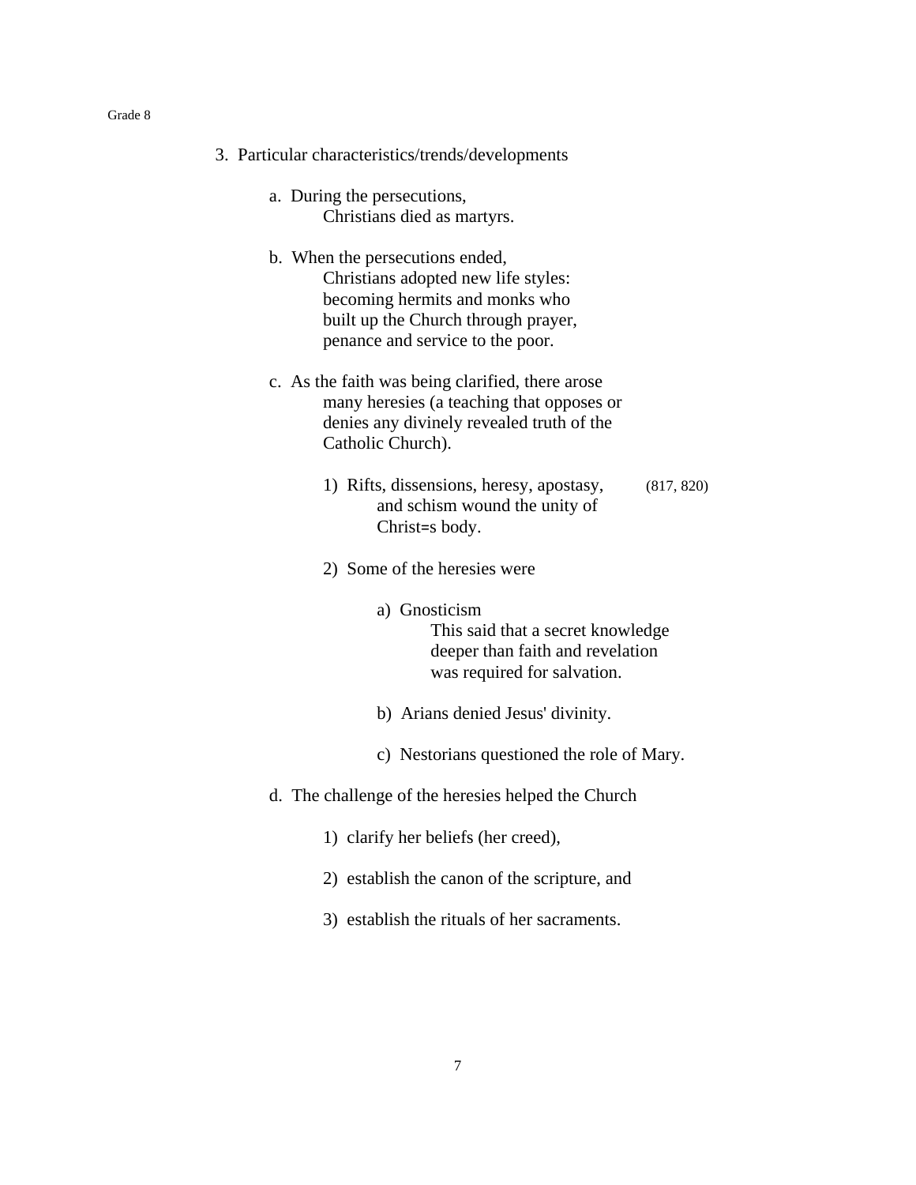3. Particular characteristics/trends/developments

   a. During the persecutions,
      Christians died as martyrs.

   b. When the persecutions ended,
      Christians adopted new life styles:
      becoming hermits and monks who
      built up the Church through prayer,
      penance and service to the poor.

   c. As the faith was being clarified, there arose
      many heresies (a teaching that opposes or
      denies any divinely revealed truth of the
      Catholic Church).

      1) Rifts, dissensions, heresy, apostasy, (817, 820)
         and schism wound the unity of
         Christ=s body.

      2) Some of the heresies were

         a) Gnosticism
            This said that a secret knowledge
            deeper than faith and revelation
            was required for salvation.

         b) Arians denied Jesus' divinity.

         c) Nestorians questioned the role of Mary.

   d. The challenge of the heresies helped the Church

      1) clarify her beliefs (her creed),

      2) establish the canon of the scripture, and

      3) establish the rituals of her sacraments.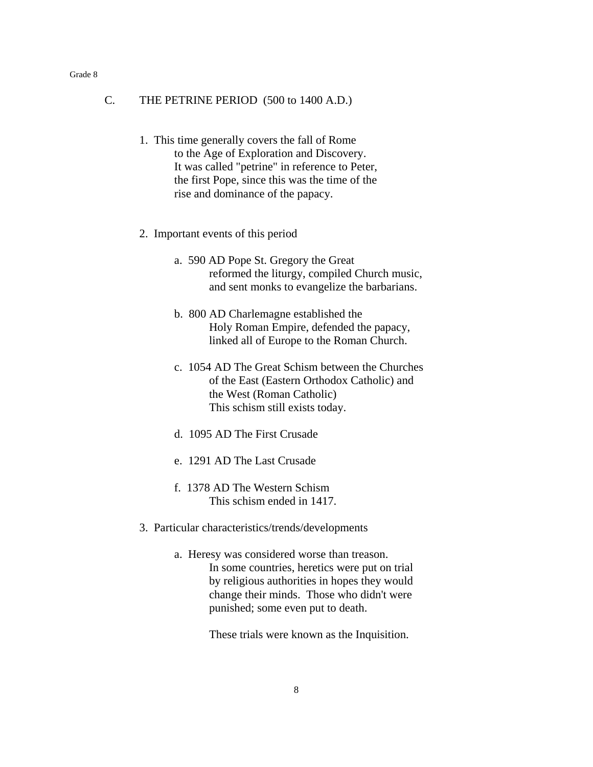## C. THE PETRINE PERIOD (500 to 1400 A.D.)

1. This time generally covers the fall of Rome to the Age of Exploration and Discovery. It was called "petrine" in reference to Peter, the first Pope, since this was the time of the rise and dominance of the papacy.

2. Important events of this period

   a. 590 AD Pope St. Gregory the Great reformed the liturgy, compiled Church music, and sent monks to evangelize the barbarians.

   b. 800 AD Charlemagne established the Holy Roman Empire, defended the papacy, linked all of Europe to the Roman Church.

   c. 1054 AD The Great Schism between the Churches of the East (Eastern Orthodox Catholic) and the West (Roman Catholic)
   This schism still exists today.

   d. 1095 AD The First Crusade

   e. 1291 AD The Last Crusade

   f. 1378 AD The Western Schism
   This schism ended in 1417.

3. Particular characteristics/trends/developments

   a. Heresy was considered worse than treason. In some countries, heretics were put on trial by religious authorities in hopes they would change their minds. Those who didn't were punished; some even put to death.

   These trials were known as the Inquisition.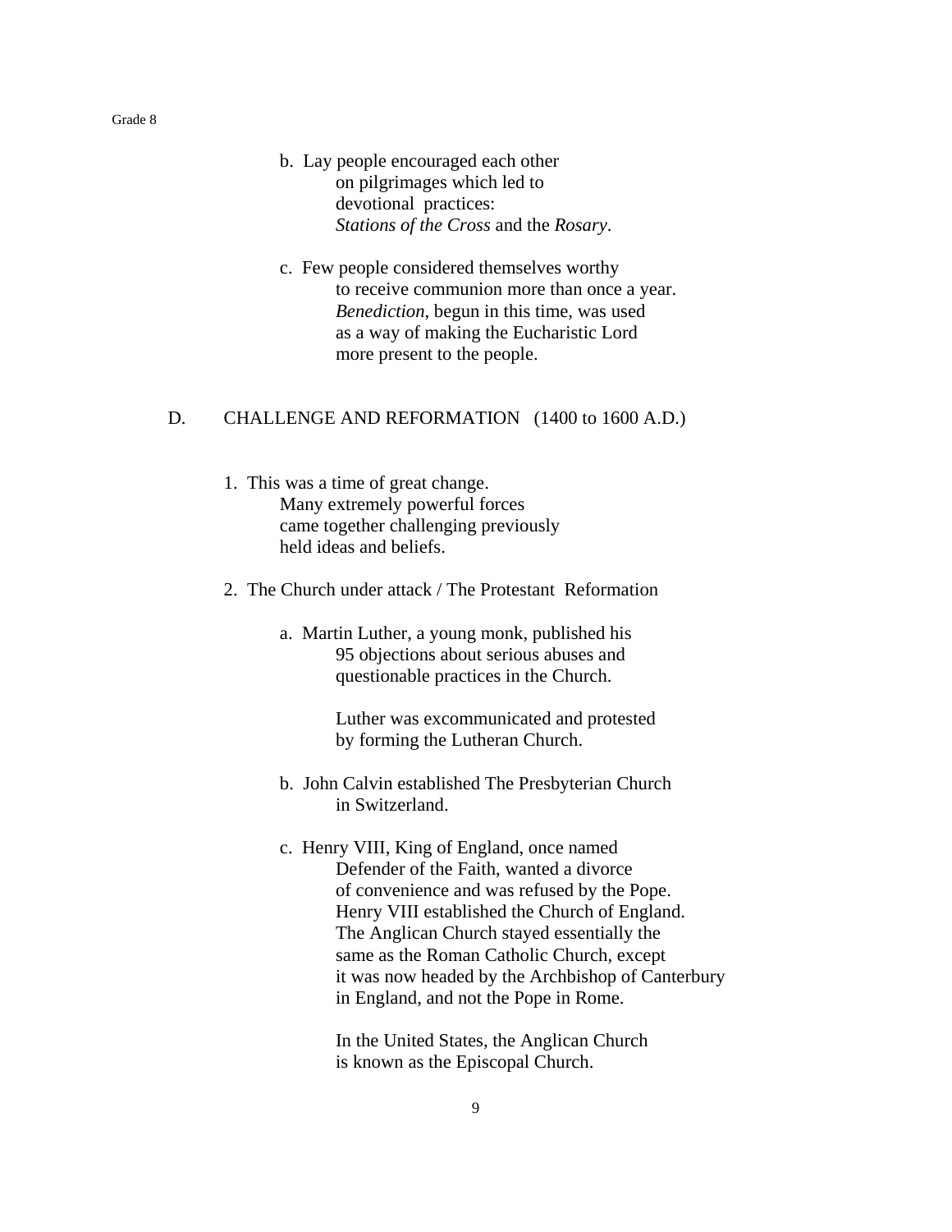b. Lay people encouraged each other on pilgrimages which led to devotional practices: *Stations of the Cross* and the *Rosary*.

c. Few people considered themselves worthy to receive communion more than once a year. *Benediction*, begun in this time, was used as a way of making the Eucharistic Lord more present to the people.

## D. CHALLENGE AND REFORMATION (1400 to 1600 A.D.)

1. This was a time of great change. Many extremely powerful forces came together challenging previously held ideas and beliefs.

2. The Church under attack / The Protestant Reformation

   a. Martin Luther, a young monk, published his 95 objections about serious abuses and questionable practices in the Church.

      Luther was excommunicated and protested by forming the Lutheran Church.

   b. John Calvin established The Presbyterian Church in Switzerland.

   c. Henry VIII, King of England, once named Defender of the Faith, wanted a divorce of convenience and was refused by the Pope. Henry VIII established the Church of England. The Anglican Church stayed essentially the same as the Roman Catholic Church, except it was now headed by the Archbishop of Canterbury in England, and not the Pope in Rome.

      In the United States, the Anglican Church is known as the Episcopal Church.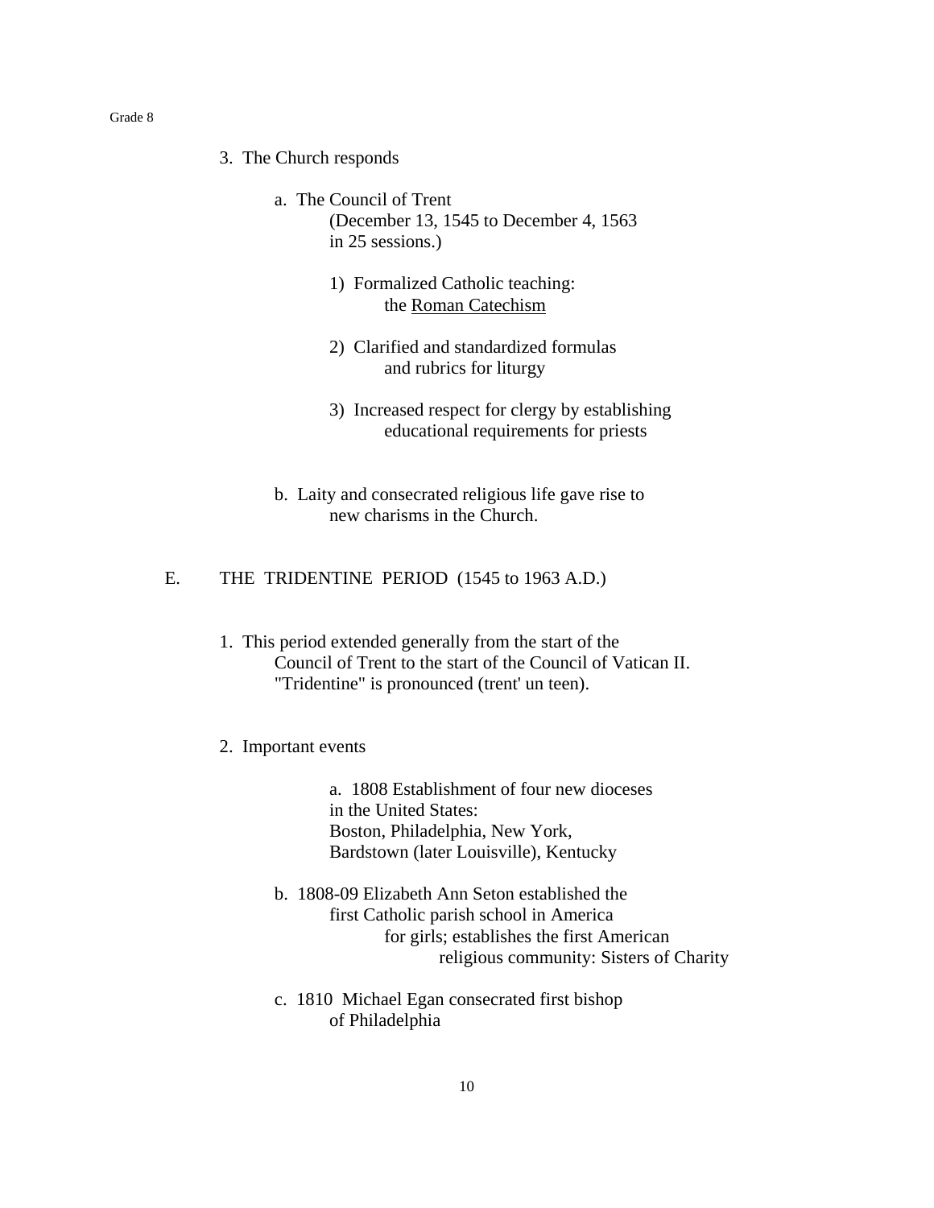3. The Church responds

    a. The Council of Trent
    (December 13, 1545 to December 4, 1563
    in 25 sessions.)

        1) Formalized Catholic teaching:
        the <u>Roman Catechism</u>

        2) Clarified and standardized formulas
        and rubrics for liturgy

        3) Increased respect for clergy by establishing
        educational requirements for priests

    b. Laity and consecrated religious life gave rise to
    new charisms in the Church.

E. THE TRIDENTINE PERIOD (1545 to 1963 A.D.)

1. This period extended generally from the start of the
Council of Trent to the start of the Council of Vatican II.
"Tridentine" is pronounced (trent' un teen).

2. Important events

    a. 1808 Establishment of four new dioceses
    in the United States:
    Boston, Philadelphia, New York,
    Bardstown (later Louisville), Kentucky

    b. 1808-09 Elizabeth Ann Seton established the
    first Catholic parish school in America
    for girls; establishes the first American
    religious community: Sisters of Charity

    c. 1810 Michael Egan consecrated first bishop
    of Philadelphia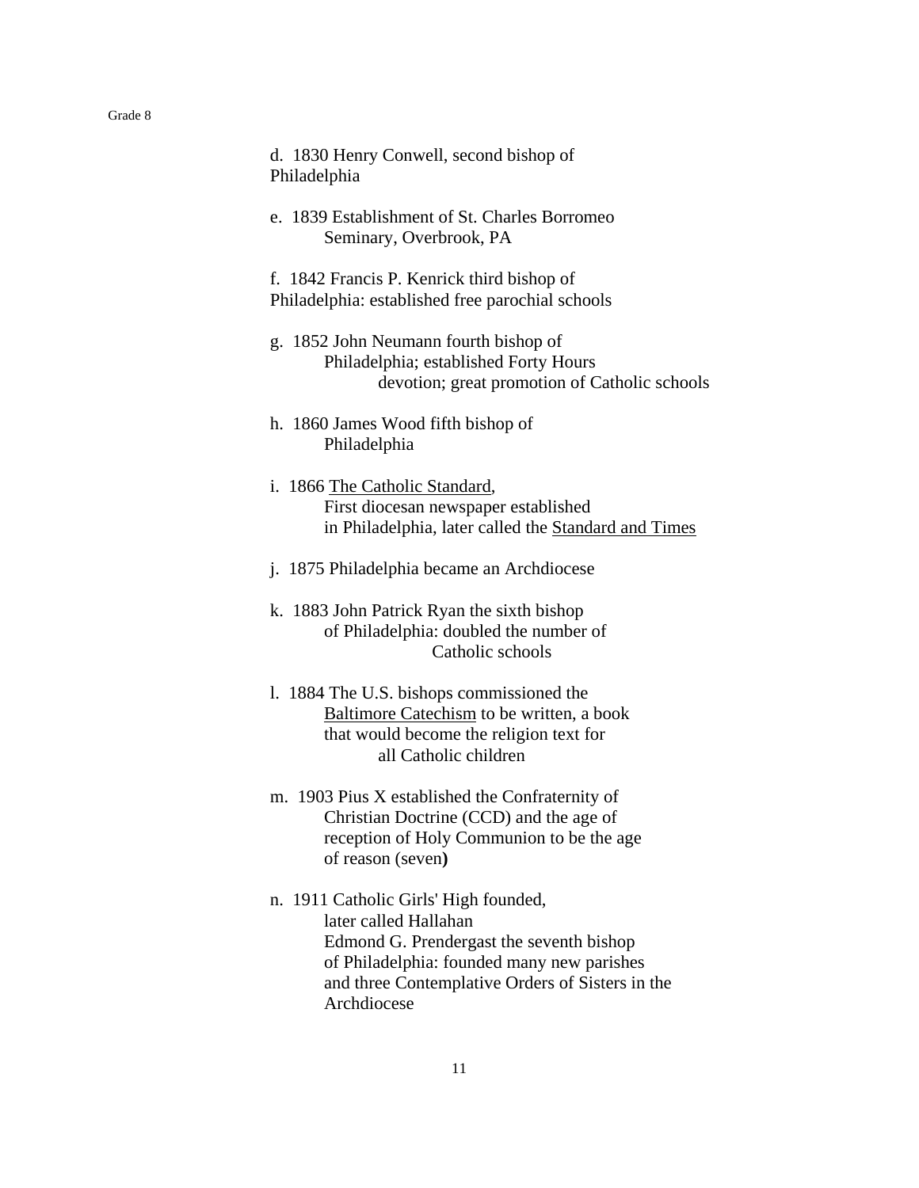d. 1830 Henry Conwell, second bishop of Philadelphia

e. 1839 Establishment of St. Charles Borromeo Seminary, Overbrook, PA

f. 1842 Francis P. Kenrick third bishop of Philadelphia: established free parochial schools

g. 1852 John Neumann fourth bishop of Philadelphia; established Forty Hours devotion; great promotion of Catholic schools

h. 1860 James Wood fifth bishop of Philadelphia

i. 1866 <u>The Catholic Standard</u>, First diocesan newspaper established in Philadelphia, later called the <u>Standard and Times</u>

j. 1875 Philadelphia became an Archdiocese

k. 1883 John Patrick Ryan the sixth bishop of Philadelphia: doubled the number of Catholic schools

l. 1884 The U.S. bishops commissioned the <u>Baltimore Catechism</u> to be written, a book that would become the religion text for all Catholic children

m. 1903 Pius X established the Confraternity of Christian Doctrine (CCD) and the age of reception of Holy Communion to be the age of reason (seven**)**

n. 1911 Catholic Girls' High founded, later called Hallahan
Edmond G. Prendergast the seventh bishop of Philadelphia: founded many new parishes and three Contemplative Orders of Sisters in the Archdiocese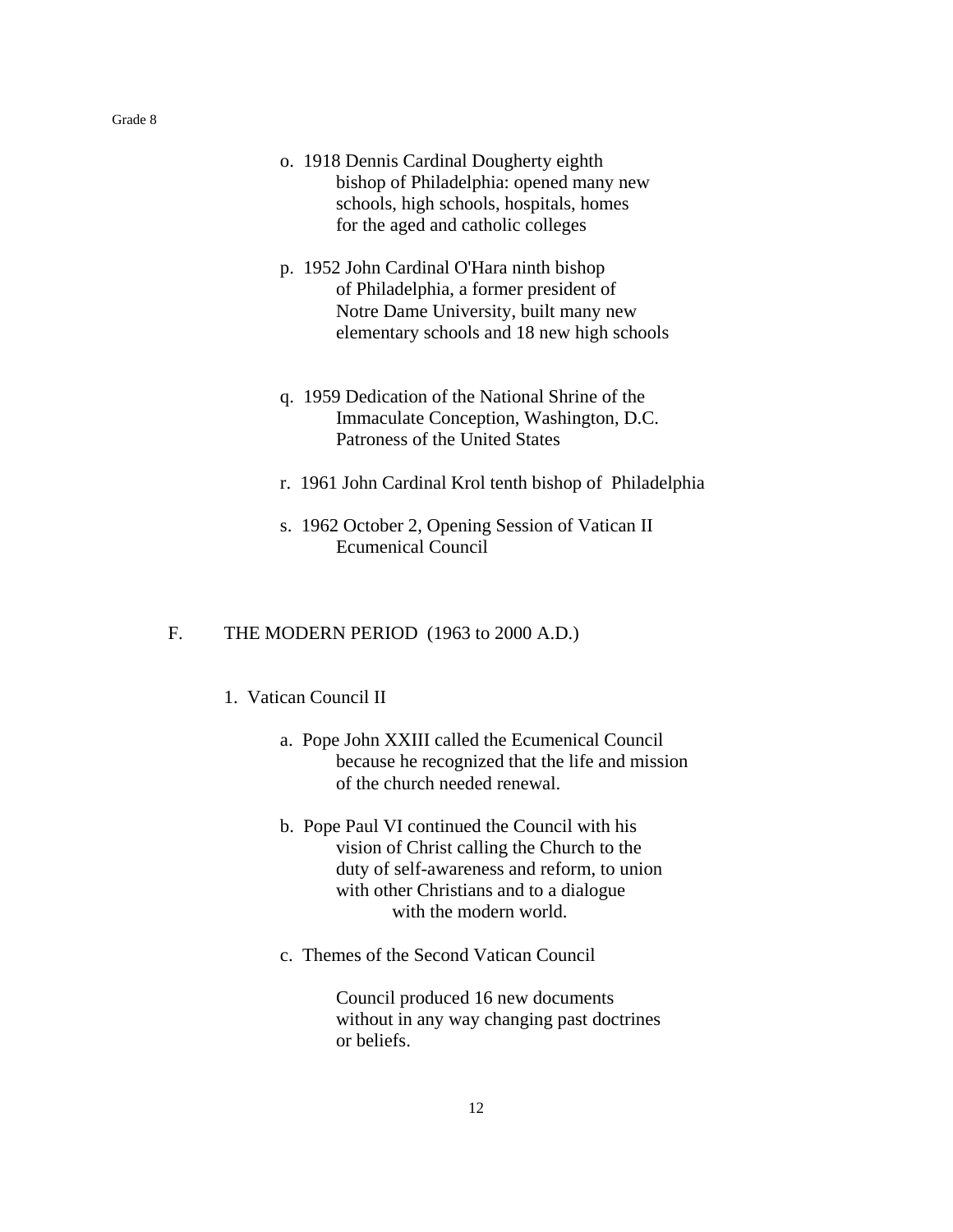o. 1918 Dennis Cardinal Dougherty eighth bishop of Philadelphia: opened many new schools, high schools, hospitals, homes for the aged and catholic colleges

p. 1952 John Cardinal O'Hara ninth bishop of Philadelphia, a former president of Notre Dame University, built many new elementary schools and 18 new high schools

q. 1959 Dedication of the National Shrine of the Immaculate Conception, Washington, D.C. Patroness of the United States

r. 1961 John Cardinal Krol tenth bishop of Philadelphia

s. 1962 October 2, Opening Session of Vatican II Ecumenical Council

## F. THE MODERN PERIOD (1963 to 2000 A.D.)

1. Vatican Council II

   a. Pope John XXIII called the Ecumenical Council because he recognized that the life and mission of the church needed renewal.

   b. Pope Paul VI continued the Council with his vision of Christ calling the Church to the duty of self-awareness and reform, to union with other Christians and to a dialogue with the modern world.

   c. Themes of the Second Vatican Council

      Council produced 16 new documents without in any way changing past doctrines or beliefs.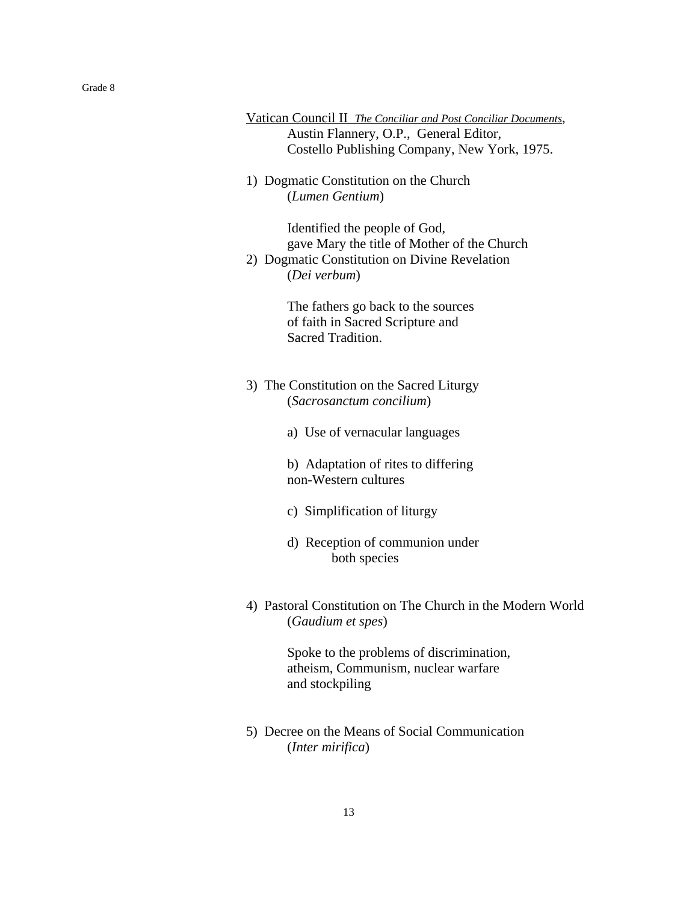Vatican Council II *The Conciliar and Post Conciliar Documents*,
Austin Flannery, O.P., General Editor,
Costello Publishing Company, New York, 1975.

1) Dogmatic Constitution on the Church
(*Lumen Gentium*)

Identified the people of God,
gave Mary the title of Mother of the Church

2) Dogmatic Constitution on Divine Revelation
(*Dei verbum*)

The fathers go back to the sources
of faith in Sacred Scripture and
Sacred Tradition.

3) The Constitution on the Sacred Liturgy
(*Sacrosanctum concilium*)

a) Use of vernacular languages

b) Adaptation of rites to differing
non-Western cultures

c) Simplification of liturgy

d) Reception of communion under
both species

4) Pastoral Constitution on The Church in the Modern World
(*Gaudium et spes*)

Spoke to the problems of discrimination,
atheism, Communism, nuclear warfare
and stockpiling

5) Decree on the Means of Social Communication
(*Inter mirifica*)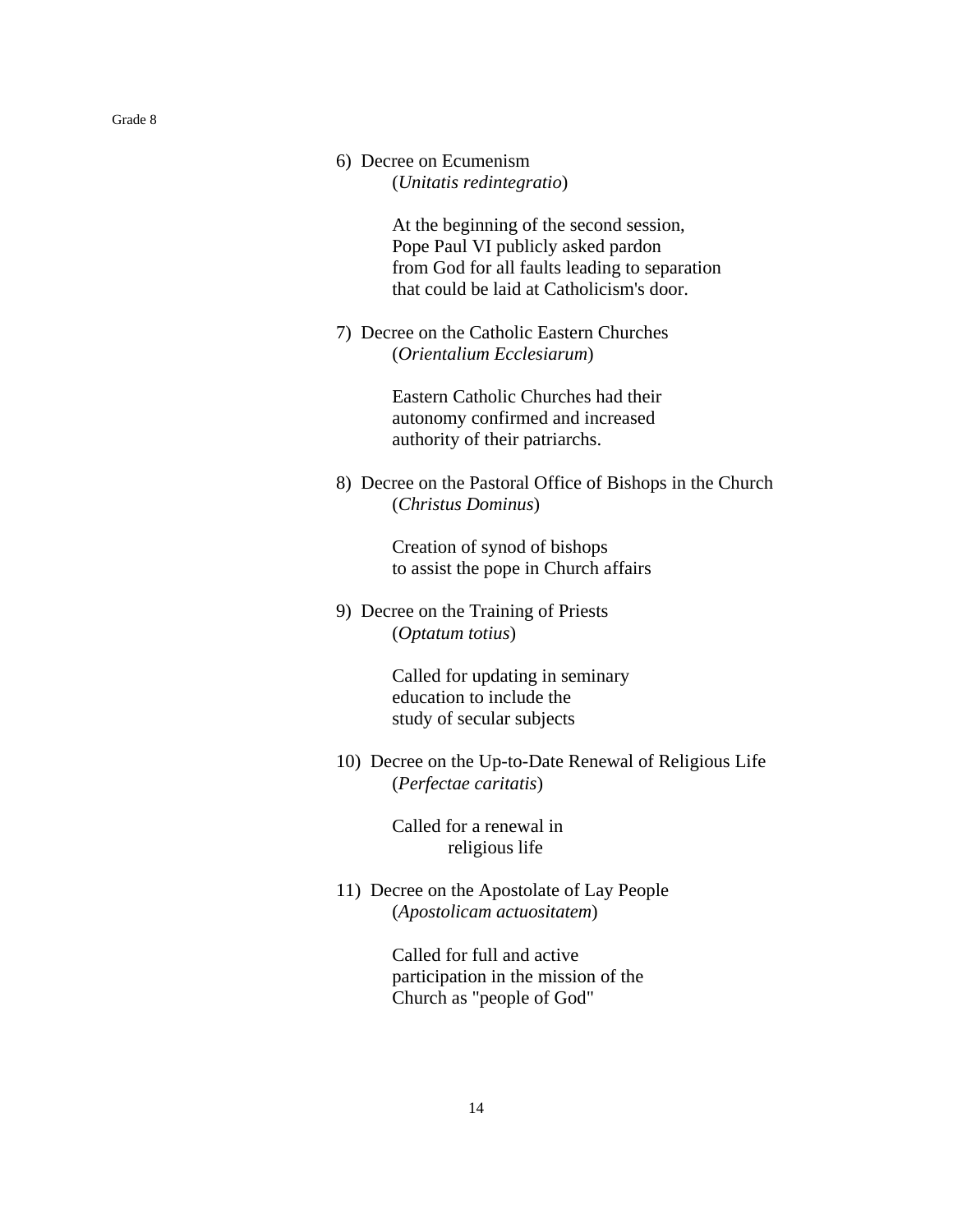6) Decree on Ecumenism
(*Unitatis redintegratio*)

At the beginning of the second session, Pope Paul VI publicly asked pardon from God for all faults leading to separation that could be laid at Catholicism's door.

7) Decree on the Catholic Eastern Churches
(*Orientalium Ecclesiarum*)

Eastern Catholic Churches had their autonomy confirmed and increased authority of their patriarchs.

8) Decree on the Pastoral Office of Bishops in the Church
(*Christus Dominus*)

Creation of synod of bishops to assist the pope in Church affairs

9) Decree on the Training of Priests
(*Optatum totius*)

Called for updating in seminary education to include the study of secular subjects

10) Decree on the Up-to-Date Renewal of Religious Life
(*Perfectae caritatis*)

Called for a renewal in religious life

11) Decree on the Apostolate of Lay People
(*Apostolicam actuositatem*)

Called for full and active participation in the mission of the Church as "people of God"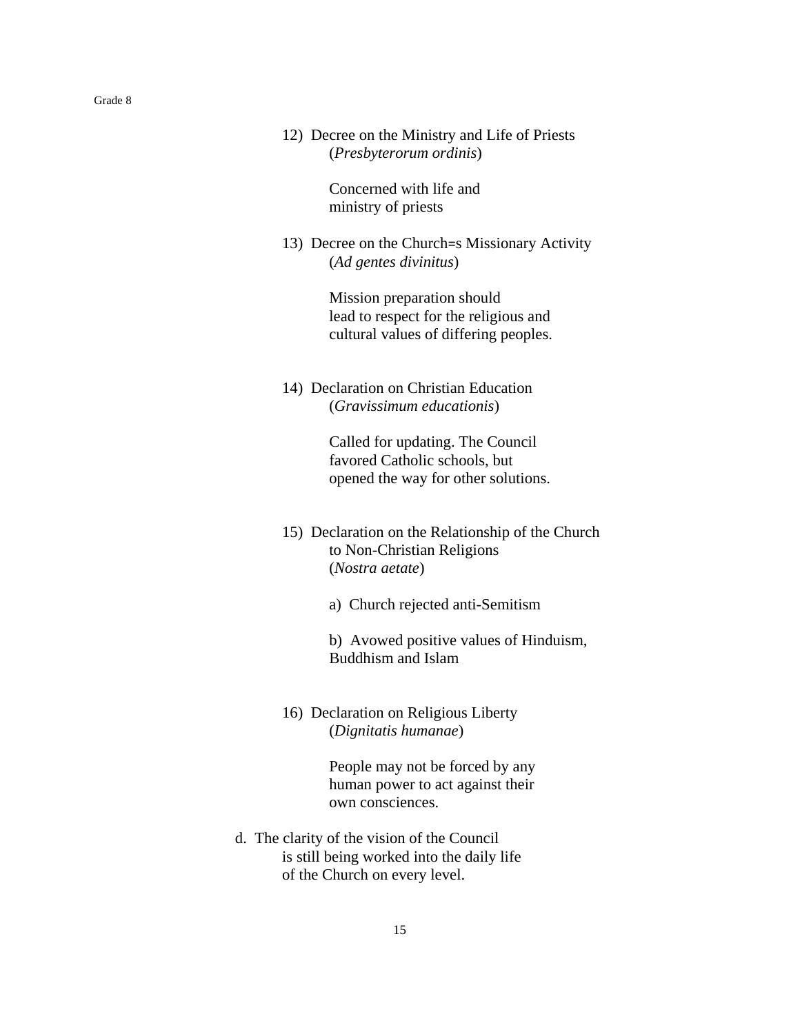12) Decree on the Ministry and Life of Priests (*Presbyterorum ordinis*)

    Concerned with life and ministry of priests

13) Decree on the Church=s Missionary Activity (*Ad gentes divinitus*)

    Mission preparation should lead to respect for the religious and cultural values of differing peoples.

14) Declaration on Christian Education (*Gravissimum educationis*)

    Called for updating. The Council favored Catholic schools, but opened the way for other solutions.

15) Declaration on the Relationship of the Church to Non-Christian Religions (*Nostra aetate*)

    a) Church rejected anti-Semitism

    b) Avowed positive values of Hinduism, Buddhism and Islam

16) Declaration on Religious Liberty (*Dignitatis humanae*)

    People may not be forced by any human power to act against their own consciences.

d. The clarity of the vision of the Council is still being worked into the daily life of the Church on every level.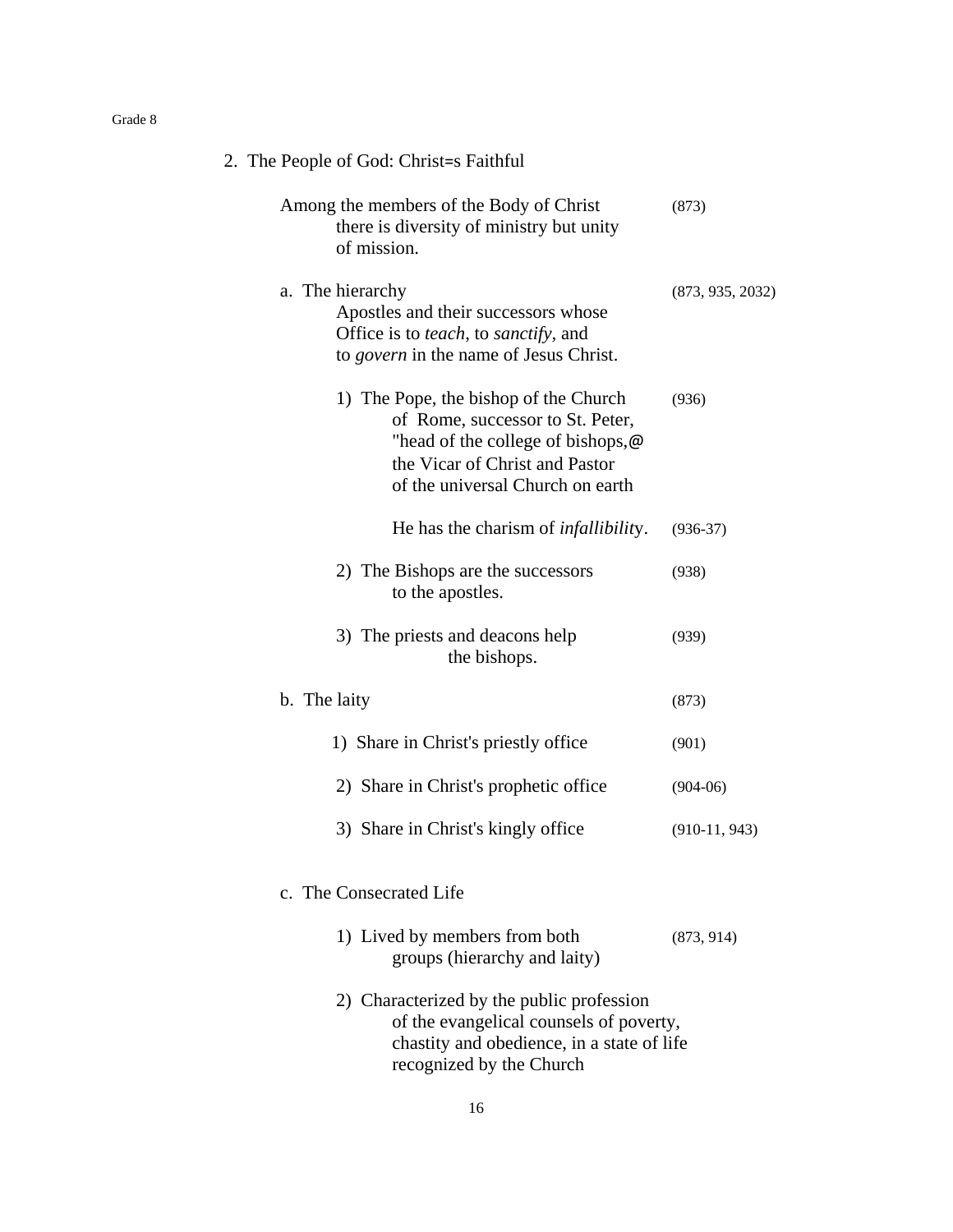## 2. The People of God: Christ=s Faithful

Among the members of the Body of Christ there is diversity of ministry but unity of mission. (873)

a. The hierarchy (873, 935, 2032)
   Apostles and their successors whose Office is to *teach*, to *sanctify*, and to *govern* in the name of Jesus Christ.

   1) The Pope, the bishop of the Church of Rome, successor to St. Peter, "head of the college of bishops,@ the Vicar of Christ and Pastor of the universal Church on earth (936)

      He has the charism of *infallibility*. (936-37)

   2) The Bishops are the successors to the apostles. (938)

   3) The priests and deacons help the bishops. (939)

b. The laity (873)

   1) Share in Christ's priestly office (901)

   2) Share in Christ's prophetic office (904-06)

   3) Share in Christ's kingly office (910-11, 943)

c. The Consecrated Life

   1) Lived by members from both groups (hierarchy and laity) (873, 914)

   2) Characterized by the public profession of the evangelical counsels of poverty, chastity and obedience, in a state of life recognized by the Church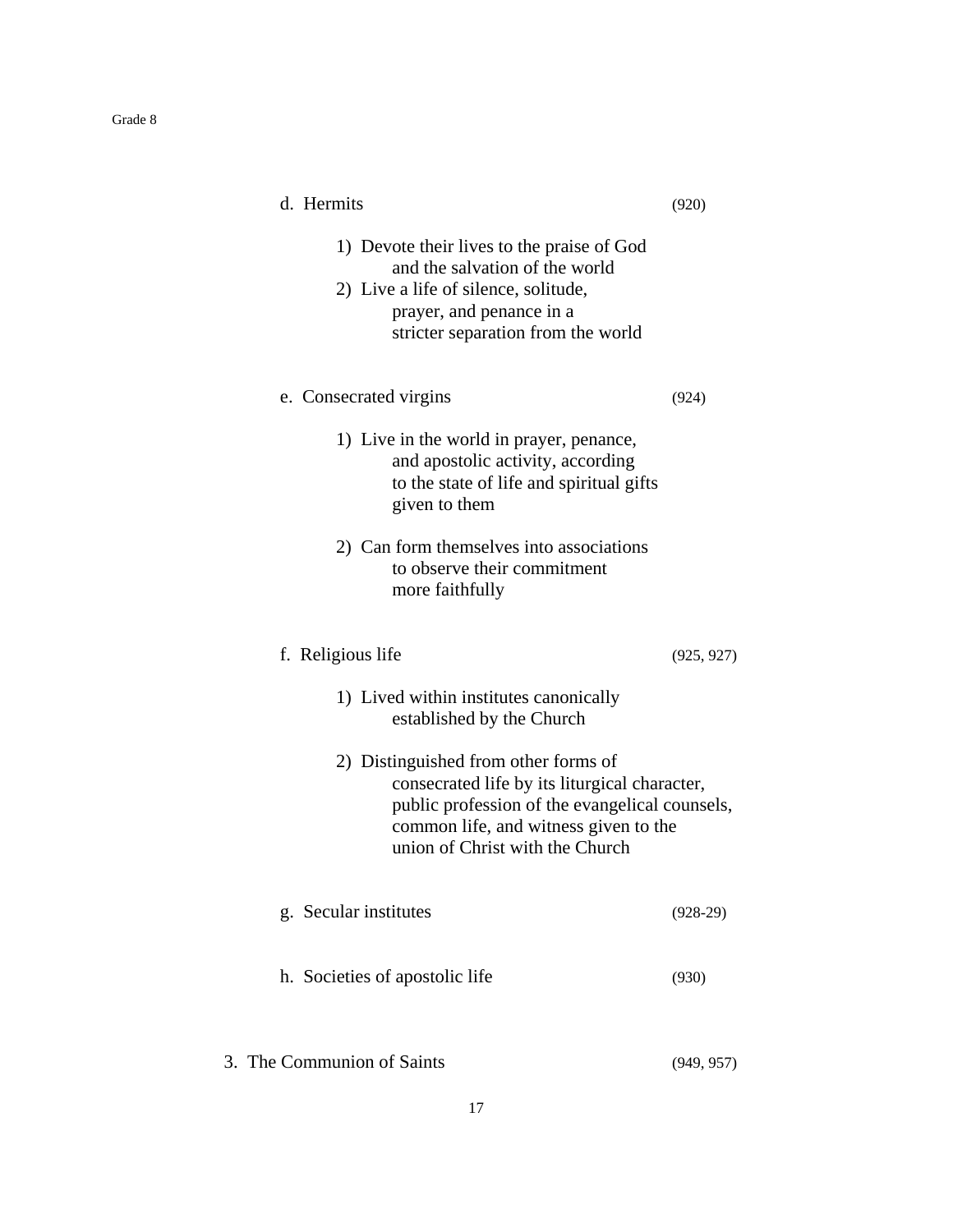d. Hermits (920)

1) Devote their lives to the praise of God and the salvation of the world
2) Live a life of silence, solitude, prayer, and penance in a stricter separation from the world

e. Consecrated virgins (924)

1) Live in the world in prayer, penance, and apostolic activity, according to the state of life and spiritual gifts given to them

2) Can form themselves into associations to observe their commitment more faithfully

f. Religious life (925, 927)

1) Lived within institutes canonically established by the Church

2) Distinguished from other forms of consecrated life by its liturgical character, public profession of the evangelical counsels, common life, and witness given to the union of Christ with the Church

g. Secular institutes (928-29)

h. Societies of apostolic life (930)

3. The Communion of Saints (949, 957)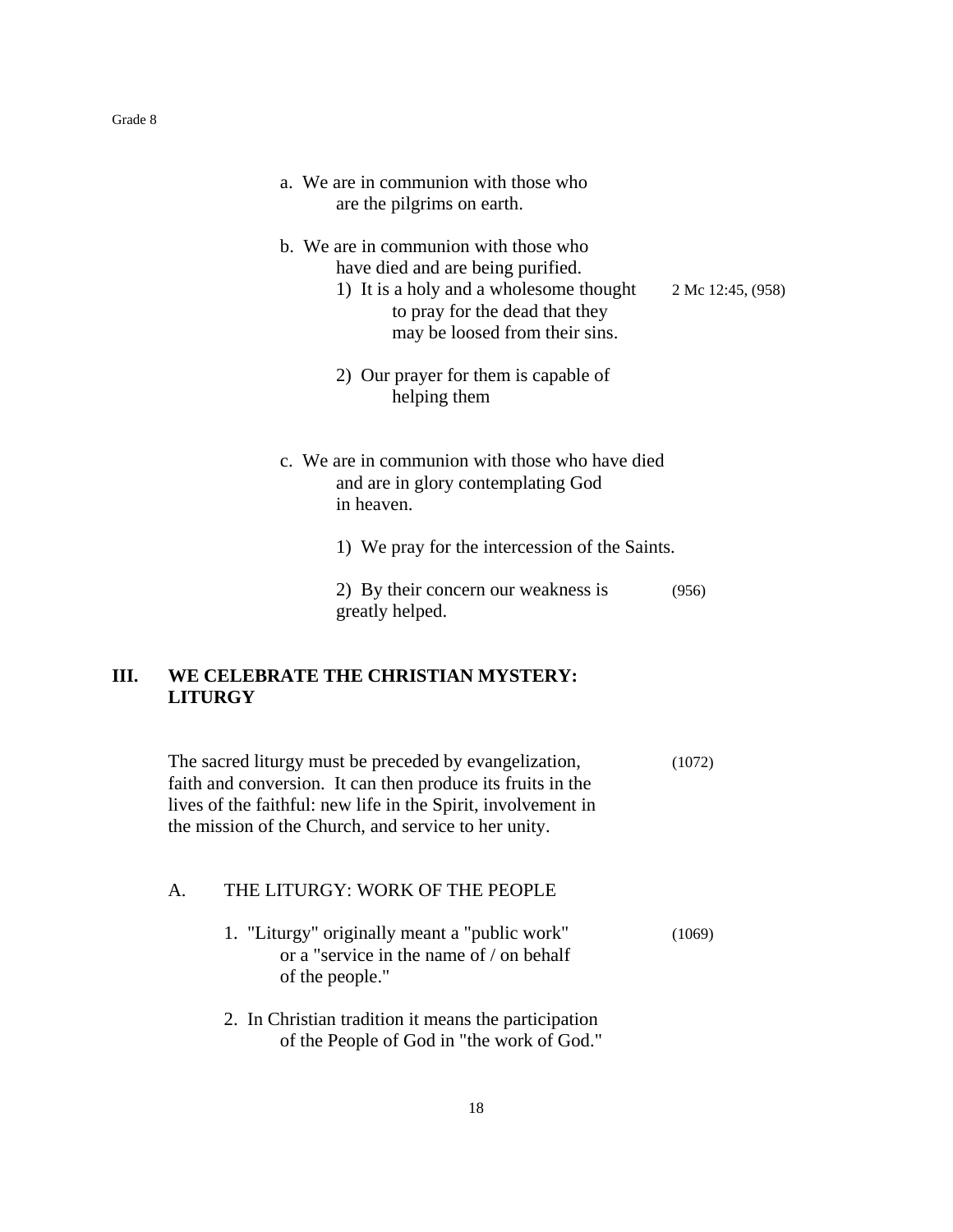a. We are in communion with those who are the pilgrims on earth.

b. We are in communion with those who have died and are being purified.
   1) It is a holy and a wholesome thought to pray for the dead that they may be loosed from their sins. 2 Mc 12:45, (958)

   2) Our prayer for them is capable of helping them

c. We are in communion with those who have died and are in glory contemplating God in heaven.

   1) We pray for the intercession of the Saints.

   2) By their concern our weakness is greatly helped. (956)

## III. WE CELEBRATE THE CHRISTIAN MYSTERY: LITURGY

The sacred liturgy must be preceded by evangelization, faith and conversion. It can then produce its fruits in the lives of the faithful: new life in the Spirit, involvement in the mission of the Church, and service to her unity. (1072)

### A. THE LITURGY: WORK OF THE PEOPLE

1. "Liturgy" originally meant a "public work" or a "service in the name of / on behalf of the people." (1069)

2. In Christian tradition it means the participation of the People of God in "the work of God."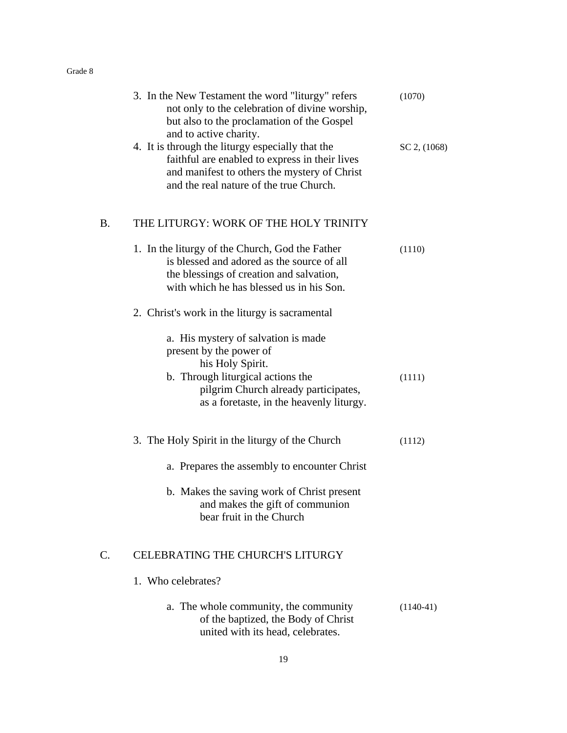3. In the New Testament the word "liturgy" refers not only to the celebration of divine worship, but also to the proclamation of the Gospel and to active charity. (1070)
4. It is through the liturgy especially that the faithful are enabled to express in their lives and manifest to others the mystery of Christ and the real nature of the true Church. SC 2, (1068)

## B. THE LITURGY: WORK OF THE HOLY TRINITY

1. In the liturgy of the Church, God the Father is blessed and adored as the source of all the blessings of creation and salvation, with which he has blessed us in his Son. (1110)

2. Christ's work in the liturgy is sacramental

    a. His mystery of salvation is made present by the power of his Holy Spirit.
    b. Through liturgical actions the pilgrim Church already participates, as a foretaste, in the heavenly liturgy. (1111)

3. The Holy Spirit in the liturgy of the Church (1112)

    a. Prepares the assembly to encounter Christ

    b. Makes the saving work of Christ present and makes the gift of communion bear fruit in the Church

## C. CELEBRATING THE CHURCH'S LITURGY

1. Who celebrates?

    a. The whole community, the community of the baptized, the Body of Christ united with its head, celebrates. (1140-41)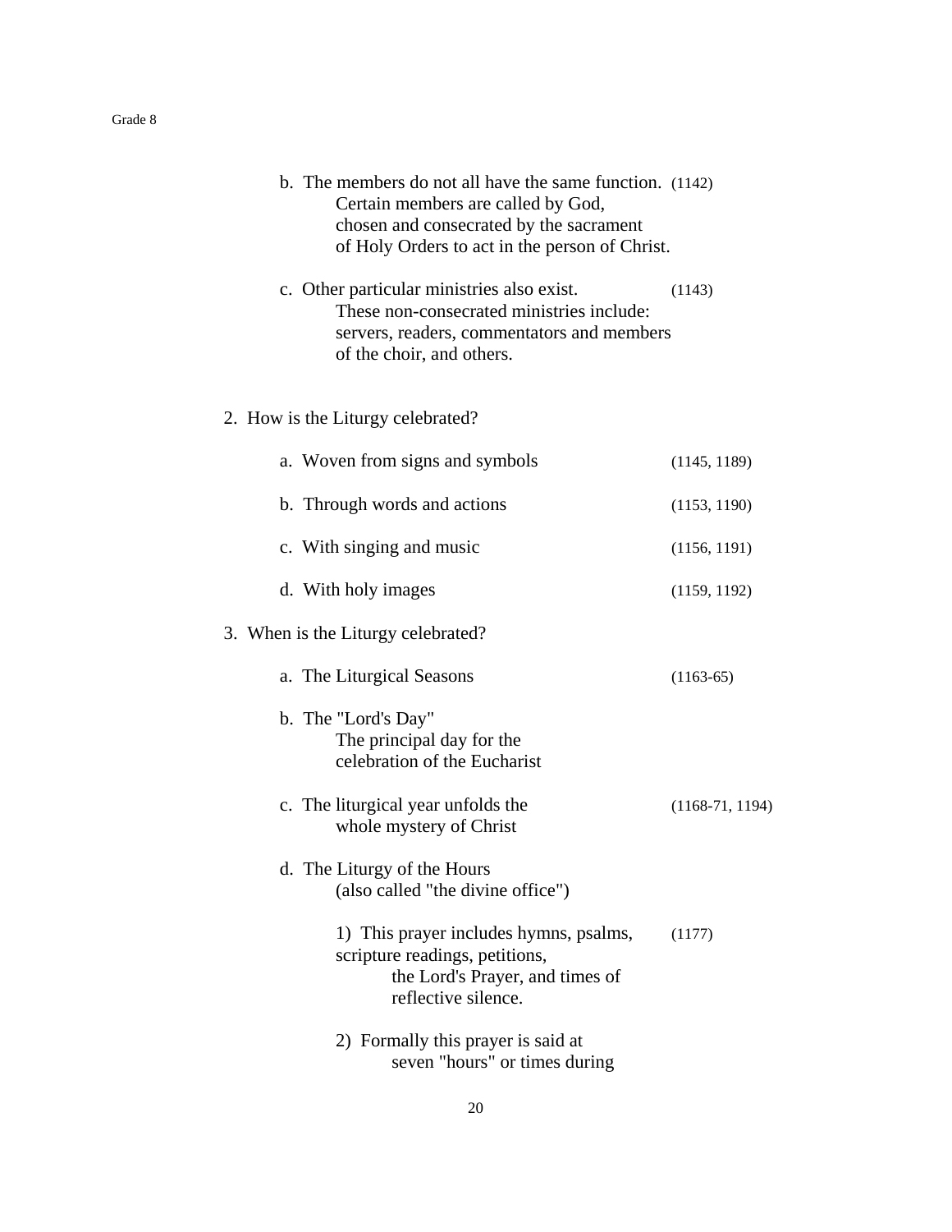b. The members do not all have the same function. (1142)
Certain members are called by God, chosen and consecrated by the sacrament of Holy Orders to act in the person of Christ.

c. Other particular ministries also exist. (1143)
These non-consecrated ministries include: servers, readers, commentators and members of the choir, and others.

2. How is the Liturgy celebrated?

   a. Woven from signs and symbols (1145, 1189)

   b. Through words and actions (1153, 1190)

   c. With singing and music (1156, 1191)

   d. With holy images (1159, 1192)

3. When is the Liturgy celebrated?

   a. The Liturgical Seasons (1163-65)

   b. The "Lord's Day"
      The principal day for the celebration of the Eucharist

   c. The liturgical year unfolds the whole mystery of Christ (1168-71, 1194)

   d. The Liturgy of the Hours
      (also called "the divine office")

      1) This prayer includes hymns, psalms, scripture readings, petitions, the Lord's Prayer, and times of reflective silence. (1177)

      2) Formally this prayer is said at seven "hours" or times during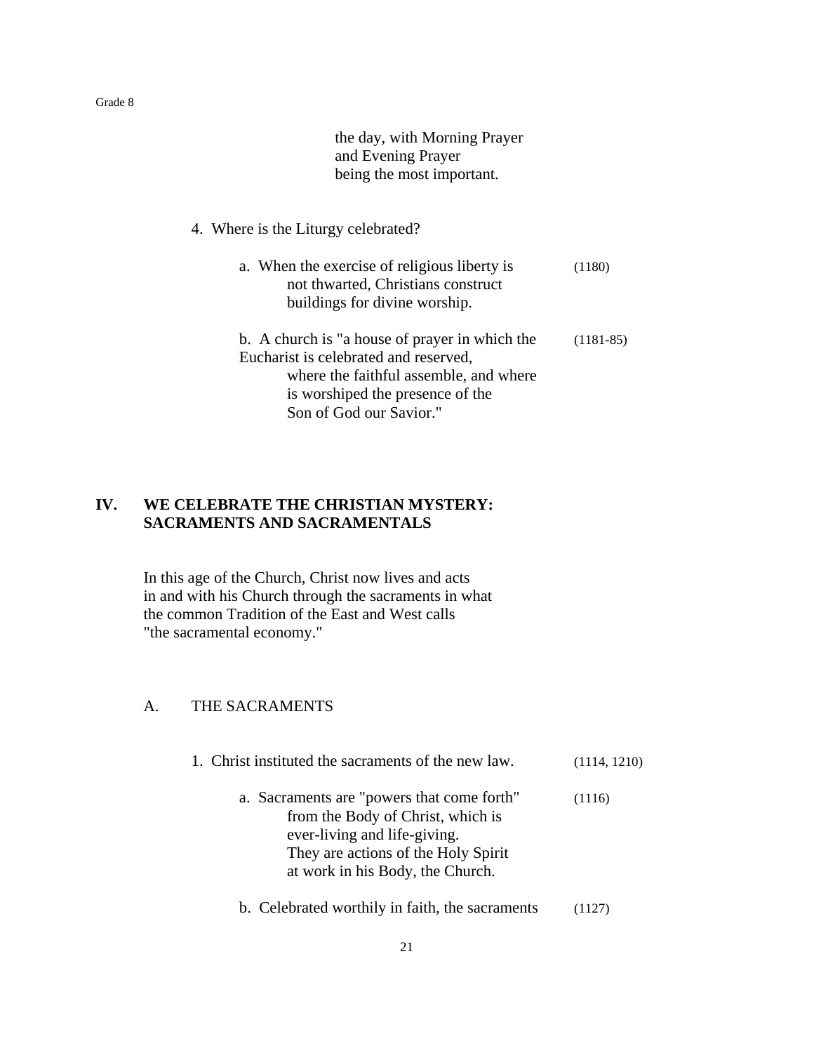the day, with Morning Prayer and Evening Prayer being the most important.

4. Where is the Liturgy celebrated?

   a. When the exercise of religious liberty is not thwarted, Christians construct buildings for divine worship. (1180)

   b. A church is "a house of prayer in which the Eucharist is celebrated and reserved, where the faithful assemble, and where is worshiped the presence of the Son of God our Savior." (1181-85)

## IV. WE CELEBRATE THE CHRISTIAN MYSTERY: SACRAMENTS AND SACRAMENTALS

In this age of the Church, Christ now lives and acts in and with his Church through the sacraments in what the common Tradition of the East and West calls "the sacramental economy."

### A. THE SACRAMENTS

1. Christ instituted the sacraments of the new law. (1114, 1210)

   a. Sacraments are "powers that come forth" from the Body of Christ, which is ever-living and life-giving. They are actions of the Holy Spirit at work in his Body, the Church. (1116)

   b. Celebrated worthily in faith, the sacraments (1127)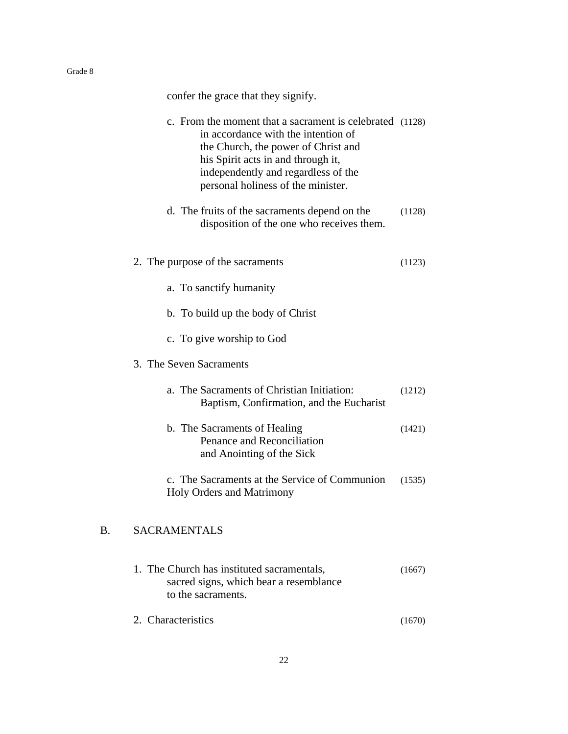confer the grace that they signify.

c. From the moment that a sacrament is celebrated in accordance with the intention of the Church, the power of Christ and his Spirit acts in and through it, independently and regardless of the personal holiness of the minister. (1128)

d. The fruits of the sacraments depend on the disposition of the one who receives them. (1128)

2. The purpose of the sacraments (1123)

   a. To sanctify humanity

   b. To build up the body of Christ

   c. To give worship to God

3. The Seven Sacraments

   a. The Sacraments of Christian Initiation: Baptism, Confirmation, and the Eucharist (1212)

   b. The Sacraments of Healing Penance and Reconciliation and Anointing of the Sick (1421)

   c. The Sacraments at the Service of Communion Holy Orders and Matrimony (1535)

B. SACRAMENTALS

1. The Church has instituted sacramentals, sacred signs, which bear a resemblance to the sacraments. (1667)

2. Characteristics (1670)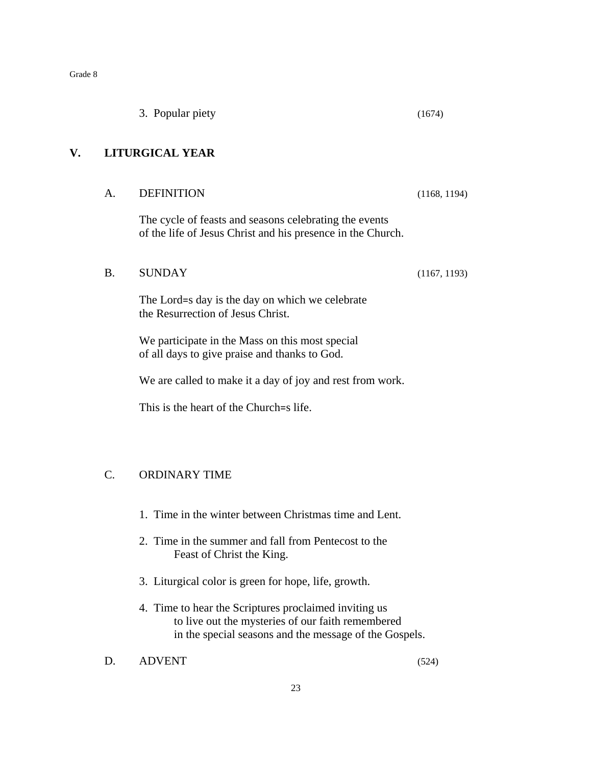3. Popular piety (1674)

## V. LITURGICAL YEAR

### A. DEFINITION (1168, 1194)

The cycle of feasts and seasons celebrating the events of the life of Jesus Christ and his presence in the Church.

### B. SUNDAY (1167, 1193)

The Lord=s day is the day on which we celebrate the Resurrection of Jesus Christ.

We participate in the Mass on this most special of all days to give praise and thanks to God.

We are called to make it a day of joy and rest from work.

This is the heart of the Church=s life.

### C. ORDINARY TIME

1. Time in the winter between Christmas time and Lent.

2. Time in the summer and fall from Pentecost to the Feast of Christ the King.

3. Liturgical color is green for hope, life, growth.

4. Time to hear the Scriptures proclaimed inviting us to live out the mysteries of our faith remembered in the special seasons and the message of the Gospels.

### D. ADVENT (524)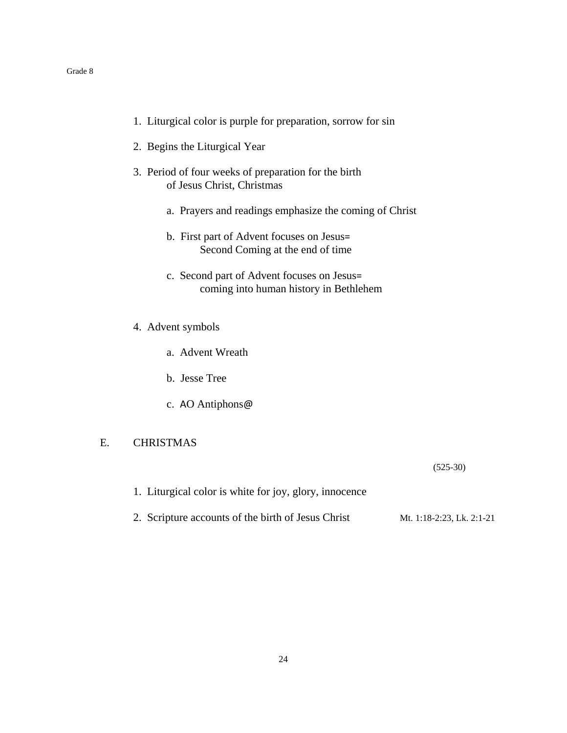1. Liturgical color is purple for preparation, sorrow for sin

2. Begins the Liturgical Year

3. Period of four weeks of preparation for the birth of Jesus Christ, Christmas

    a. Prayers and readings emphasize the coming of Christ

    b. First part of Advent focuses on Jesus= Second Coming at the end of time

    c. Second part of Advent focuses on Jesus= coming into human history in Bethlehem

4. Advent symbols

    a. Advent Wreath

    b. Jesse Tree

    c. AO Antiphons@

E. CHRISTMAS

(525-30)

1. Liturgical color is white for joy, glory, innocence

2. Scripture accounts of the birth of Jesus Christ — Mt. 1:18-2:23, Lk. 2:1-21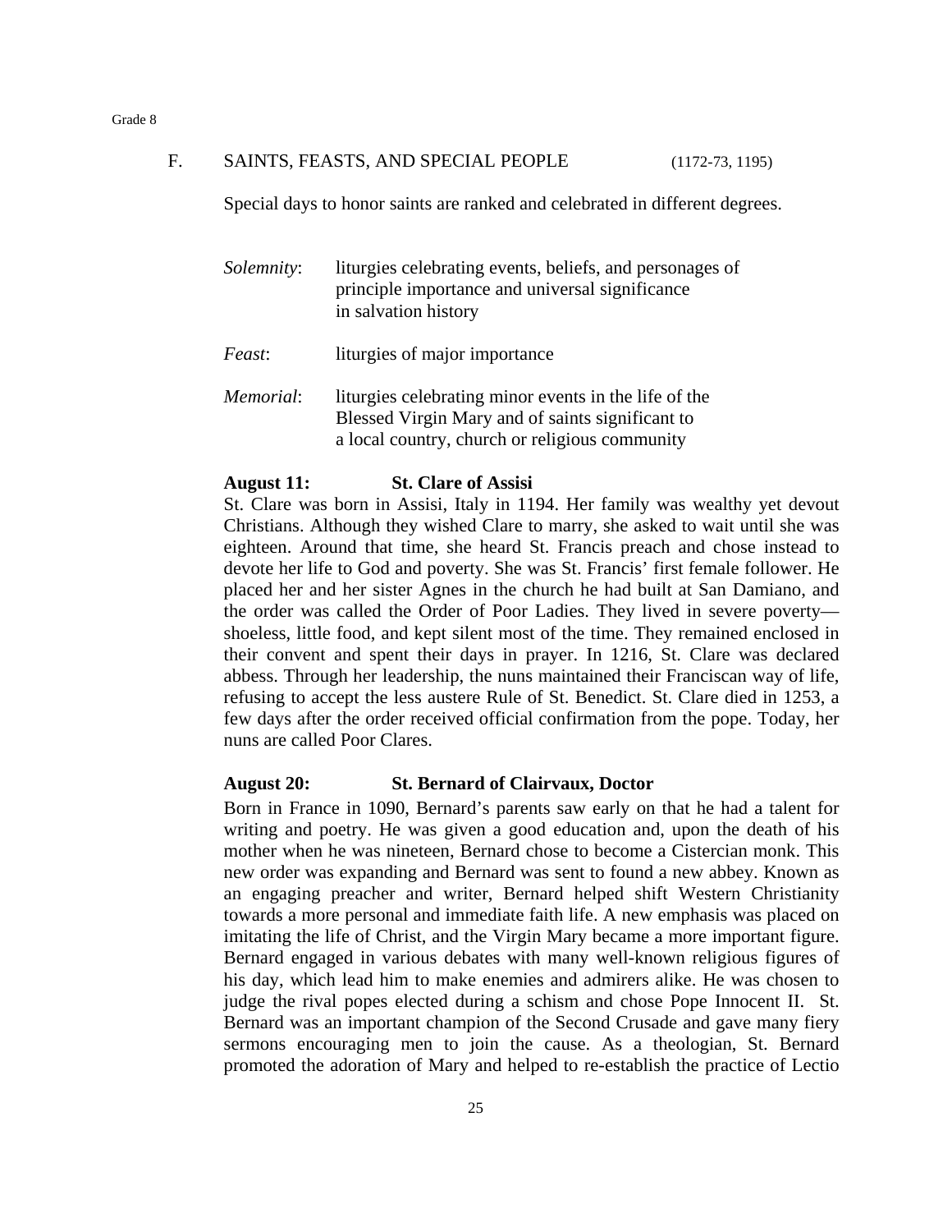## F. SAINTS, FEASTS, AND SPECIAL PEOPLE (1172-73, 1195)

Special days to honor saints are ranked and celebrated in different degrees.

*Solemnity*: liturgies celebrating events, beliefs, and personages of principle importance and universal significance in salvation history

*Feast*: liturgies of major importance

*Memorial*: liturgies celebrating minor events in the life of the Blessed Virgin Mary and of saints significant to a local country, church or religious community

**August 11: St. Clare of Assisi**

St. Clare was born in Assisi, Italy in 1194. Her family was wealthy yet devout Christians. Although they wished Clare to marry, she asked to wait until she was eighteen. Around that time, she heard St. Francis preach and chose instead to devote her life to God and poverty. She was St. Francis' first female follower. He placed her and her sister Agnes in the church he had built at San Damiano, and the order was called the Order of Poor Ladies. They lived in severe poverty—shoeless, little food, and kept silent most of the time. They remained enclosed in their convent and spent their days in prayer. In 1216, St. Clare was declared abbess. Through her leadership, the nuns maintained their Franciscan way of life, refusing to accept the less austere Rule of St. Benedict. St. Clare died in 1253, a few days after the order received official confirmation from the pope. Today, her nuns are called Poor Clares.

**August 20: St. Bernard of Clairvaux, Doctor**

Born in France in 1090, Bernard's parents saw early on that he had a talent for writing and poetry. He was given a good education and, upon the death of his mother when he was nineteen, Bernard chose to become a Cistercian monk. This new order was expanding and Bernard was sent to found a new abbey. Known as an engaging preacher and writer, Bernard helped shift Western Christianity towards a more personal and immediate faith life. A new emphasis was placed on imitating the life of Christ, and the Virgin Mary became a more important figure. Bernard engaged in various debates with many well-known religious figures of his day, which lead him to make enemies and admirers alike. He was chosen to judge the rival popes elected during a schism and chose Pope Innocent II. St. Bernard was an important champion of the Second Crusade and gave many fiery sermons encouraging men to join the cause. As a theologian, St. Bernard promoted the adoration of Mary and helped to re-establish the practice of Lectio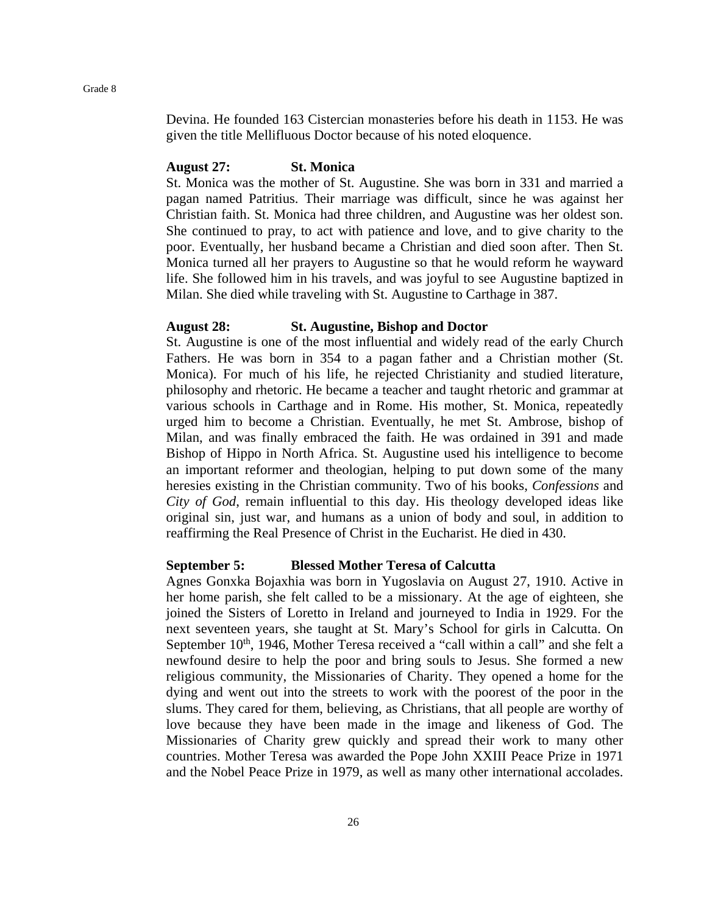Devina. He founded 163 Cistercian monasteries before his death in 1153. He was given the title Mellifluous Doctor because of his noted eloquence.

**August 27: St. Monica**

St. Monica was the mother of St. Augustine. She was born in 331 and married a pagan named Patritius. Their marriage was difficult, since he was against her Christian faith. St. Monica had three children, and Augustine was her oldest son. She continued to pray, to act with patience and love, and to give charity to the poor. Eventually, her husband became a Christian and died soon after. Then St. Monica turned all her prayers to Augustine so that he would reform he wayward life. She followed him in his travels, and was joyful to see Augustine baptized in Milan. She died while traveling with St. Augustine to Carthage in 387.

**August 28: St. Augustine, Bishop and Doctor**

St. Augustine is one of the most influential and widely read of the early Church Fathers. He was born in 354 to a pagan father and a Christian mother (St. Monica). For much of his life, he rejected Christianity and studied literature, philosophy and rhetoric. He became a teacher and taught rhetoric and grammar at various schools in Carthage and in Rome. His mother, St. Monica, repeatedly urged him to become a Christian. Eventually, he met St. Ambrose, bishop of Milan, and was finally embraced the faith. He was ordained in 391 and made Bishop of Hippo in North Africa. St. Augustine used his intelligence to become an important reformer and theologian, helping to put down some of the many heresies existing in the Christian community. Two of his books, *Confessions* and *City of God*, remain influential to this day. His theology developed ideas like original sin, just war, and humans as a union of body and soul, in addition to reaffirming the Real Presence of Christ in the Eucharist. He died in 430.

**September 5: Blessed Mother Teresa of Calcutta**

Agnes Gonxka Bojaxhia was born in Yugoslavia on August 27, 1910. Active in her home parish, she felt called to be a missionary. At the age of eighteen, she joined the Sisters of Loretto in Ireland and journeyed to India in 1929. For the next seventeen years, she taught at St. Mary's School for girls in Calcutta. On September 10th, 1946, Mother Teresa received a "call within a call" and she felt a newfound desire to help the poor and bring souls to Jesus. She formed a new religious community, the Missionaries of Charity. They opened a home for the dying and went out into the streets to work with the poorest of the poor in the slums. They cared for them, believing, as Christians, that all people are worthy of love because they have been made in the image and likeness of God. The Missionaries of Charity grew quickly and spread their work to many other countries. Mother Teresa was awarded the Pope John XXIII Peace Prize in 1971 and the Nobel Peace Prize in 1979, as well as many other international accolades.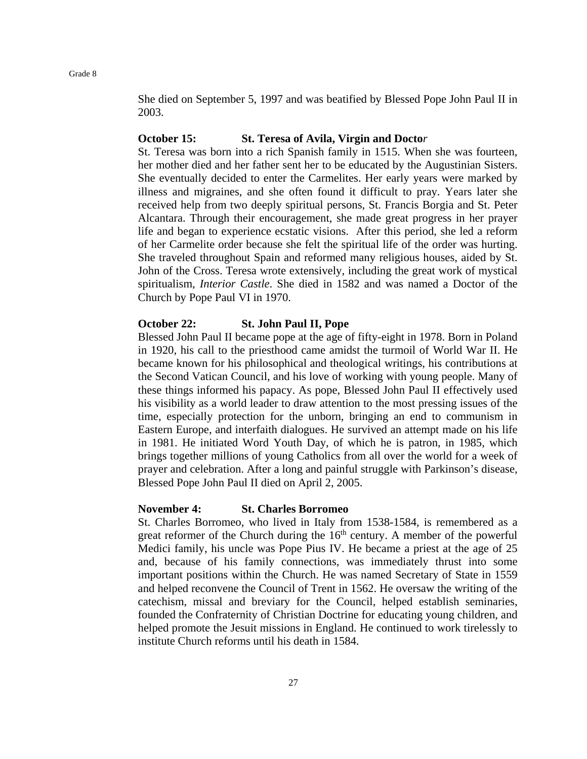She died on September 5, 1997 and was beatified by Blessed Pope John Paul II in 2003.

**October 15: St. Teresa of Avila, Virgin and Doctor**

St. Teresa was born into a rich Spanish family in 1515. When she was fourteen, her mother died and her father sent her to be educated by the Augustinian Sisters. She eventually decided to enter the Carmelites. Her early years were marked by illness and migraines, and she often found it difficult to pray. Years later she received help from two deeply spiritual persons, St. Francis Borgia and St. Peter Alcantara. Through their encouragement, she made great progress in her prayer life and began to experience ecstatic visions. After this period, she led a reform of her Carmelite order because she felt the spiritual life of the order was hurting. She traveled throughout Spain and reformed many religious houses, aided by St. John of the Cross. Teresa wrote extensively, including the great work of mystical spiritualism, *Interior Castle*. She died in 1582 and was named a Doctor of the Church by Pope Paul VI in 1970.

**October 22: St. John Paul II, Pope**

Blessed John Paul II became pope at the age of fifty-eight in 1978. Born in Poland in 1920, his call to the priesthood came amidst the turmoil of World War II. He became known for his philosophical and theological writings, his contributions at the Second Vatican Council, and his love of working with young people. Many of these things informed his papacy. As pope, Blessed John Paul II effectively used his visibility as a world leader to draw attention to the most pressing issues of the time, especially protection for the unborn, bringing an end to communism in Eastern Europe, and interfaith dialogues. He survived an attempt made on his life in 1981. He initiated Word Youth Day, of which he is patron, in 1985, which brings together millions of young Catholics from all over the world for a week of prayer and celebration. After a long and painful struggle with Parkinson's disease, Blessed Pope John Paul II died on April 2, 2005.

**November 4: St. Charles Borromeo**

St. Charles Borromeo, who lived in Italy from 1538-1584, is remembered as a great reformer of the Church during the 16th century. A member of the powerful Medici family, his uncle was Pope Pius IV. He became a priest at the age of 25 and, because of his family connections, was immediately thrust into some important positions within the Church. He was named Secretary of State in 1559 and helped reconvene the Council of Trent in 1562. He oversaw the writing of the catechism, missal and breviary for the Council, helped establish seminaries, founded the Confraternity of Christian Doctrine for educating young children, and helped promote the Jesuit missions in England. He continued to work tirelessly to institute Church reforms until his death in 1584.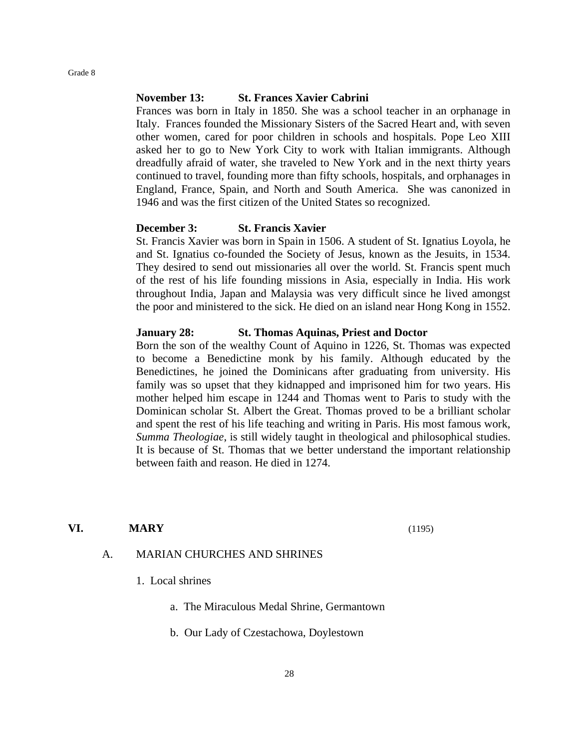**November 13: St. Frances Xavier Cabrini**

Frances was born in Italy in 1850. She was a school teacher in an orphanage in Italy. Frances founded the Missionary Sisters of the Sacred Heart and, with seven other women, cared for poor children in schools and hospitals. Pope Leo XIII asked her to go to New York City to work with Italian immigrants. Although dreadfully afraid of water, she traveled to New York and in the next thirty years continued to travel, founding more than fifty schools, hospitals, and orphanages in England, France, Spain, and North and South America. She was canonized in 1946 and was the first citizen of the United States so recognized.

**December 3: St. Francis Xavier**

St. Francis Xavier was born in Spain in 1506. A student of St. Ignatius Loyola, he and St. Ignatius co-founded the Society of Jesus, known as the Jesuits, in 1534. They desired to send out missionaries all over the world. St. Francis spent much of the rest of his life founding missions in Asia, especially in India. His work throughout India, Japan and Malaysia was very difficult since he lived amongst the poor and ministered to the sick. He died on an island near Hong Kong in 1552.

**January 28: St. Thomas Aquinas, Priest and Doctor**

Born the son of the wealthy Count of Aquino in 1226, St. Thomas was expected to become a Benedictine monk by his family. Although educated by the Benedictines, he joined the Dominicans after graduating from university. His family was so upset that they kidnapped and imprisoned him for two years. His mother helped him escape in 1244 and Thomas went to Paris to study with the Dominican scholar St. Albert the Great. Thomas proved to be a brilliant scholar and spent the rest of his life teaching and writing in Paris. His most famous work, *Summa Theologiae*, is still widely taught in theological and philosophical studies. It is because of St. Thomas that we better understand the important relationship between faith and reason. He died in 1274.

## VI. MARY (1195)

### A. MARIAN CHURCHES AND SHRINES

1. Local shrines

   a. The Miraculous Medal Shrine, Germantown

   b. Our Lady of Czestachowa, Doylestown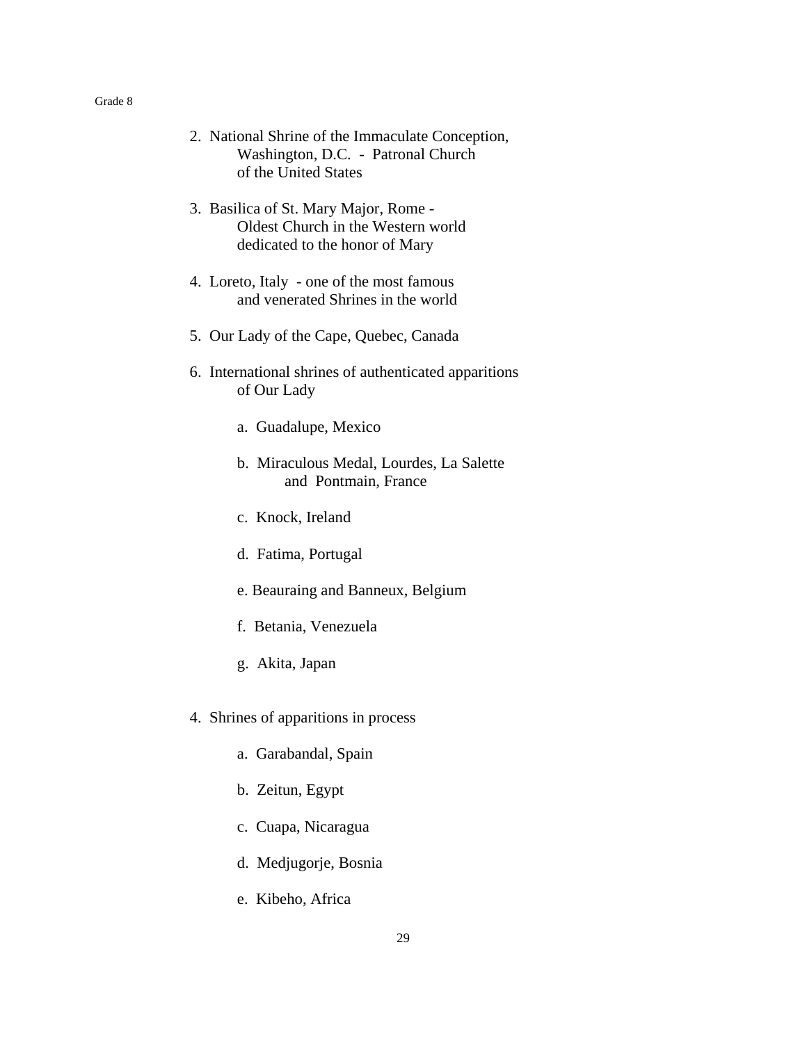2. National Shrine of the Immaculate Conception, Washington, D.C. - Patronal Church of the United States

3. Basilica of St. Mary Major, Rome - Oldest Church in the Western world dedicated to the honor of Mary

4. Loreto, Italy - one of the most famous and venerated Shrines in the world

5. Our Lady of the Cape, Quebec, Canada

6. International shrines of authenticated apparitions of Our Lady

    a. Guadalupe, Mexico

    b. Miraculous Medal, Lourdes, La Salette and Pontmain, France

    c. Knock, Ireland

    d. Fatima, Portugal

    e. Beauraing and Banneux, Belgium

    f. Betania, Venezuela

    g. Akita, Japan

4. Shrines of apparitions in process

    a. Garabandal, Spain

    b. Zeitun, Egypt

    c. Cuapa, Nicaragua

    d. Medjugorje, Bosnia

    e. Kibeho, Africa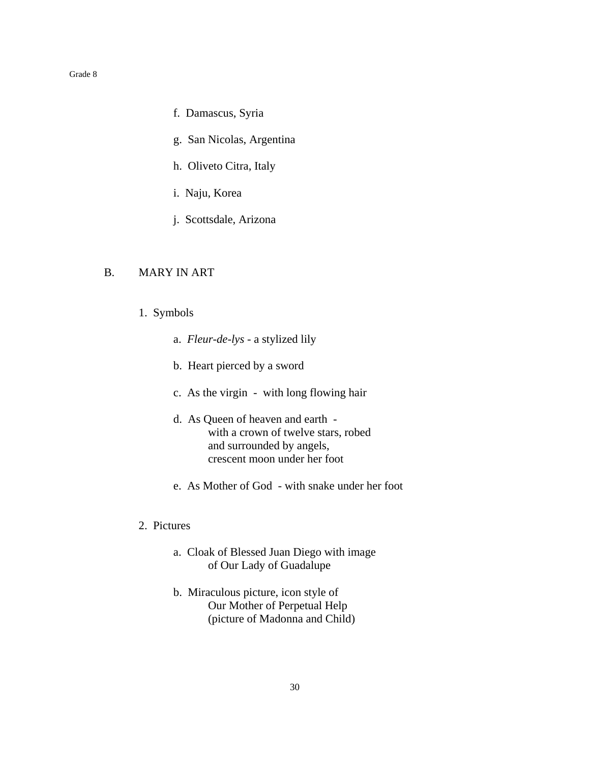f. Damascus, Syria

g. San Nicolas, Argentina

h. Oliveto Citra, Italy

i. Naju, Korea

j. Scottsdale, Arizona

## B. MARY IN ART

1. Symbols

    a. *Fleur-de-lys* - a stylized lily

    b. Heart pierced by a sword

    c. As the virgin - with long flowing hair

    d. As Queen of heaven and earth - with a crown of twelve stars, robed and surrounded by angels, crescent moon under her foot

    e. As Mother of God - with snake under her foot

2. Pictures

    a. Cloak of Blessed Juan Diego with image of Our Lady of Guadalupe

    b. Miraculous picture, icon style of Our Mother of Perpetual Help (picture of Madonna and Child)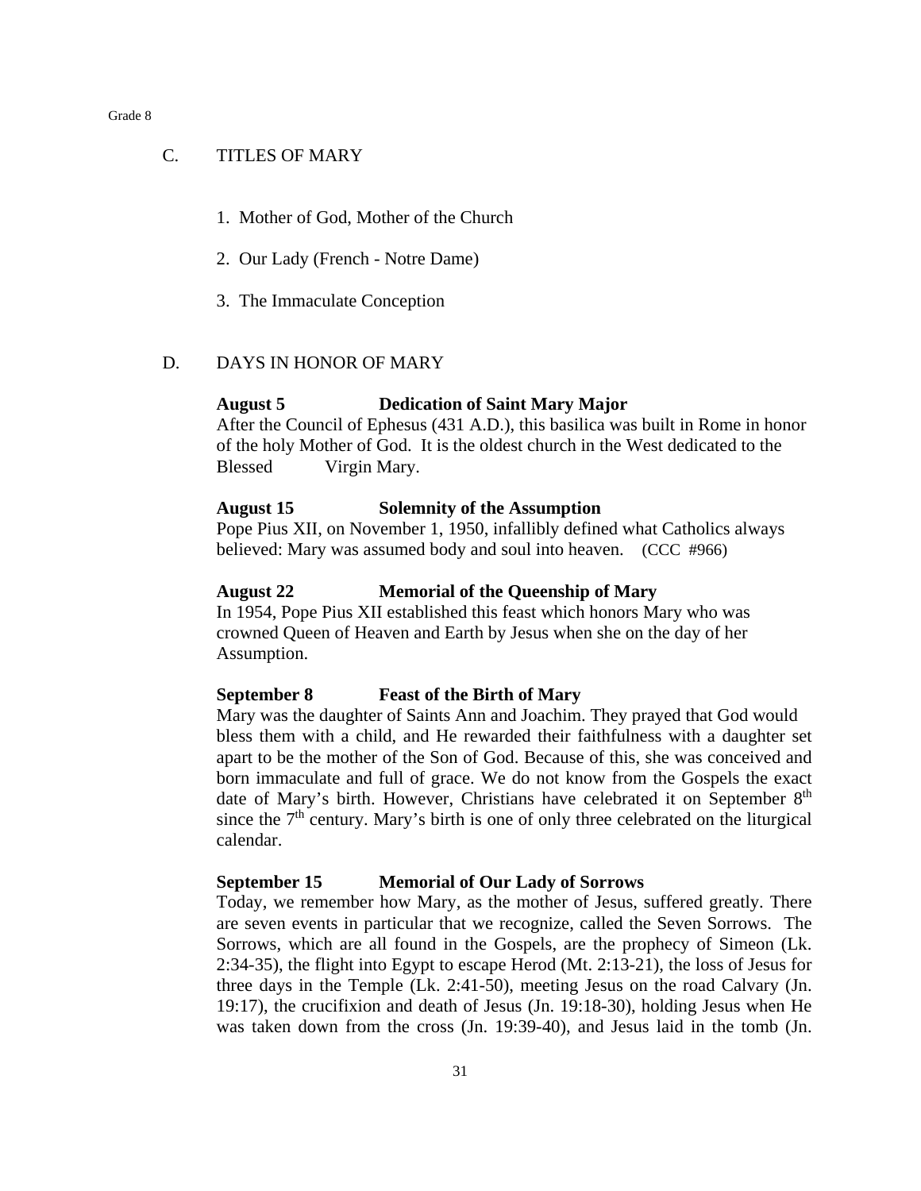## C. TITLES OF MARY

1. Mother of God, Mother of the Church
2. Our Lady (French - Notre Dame)
3. The Immaculate Conception

## D. DAYS IN HONOR OF MARY

**August 5 Dedication of Saint Mary Major**

After the Council of Ephesus (431 A.D.), this basilica was built in Rome in honor of the holy Mother of God. It is the oldest church in the West dedicated to the Blessed Virgin Mary.

**August 15 Solemnity of the Assumption**

Pope Pius XII, on November 1, 1950, infallibly defined what Catholics always believed: Mary was assumed body and soul into heaven. (CCC #966)

**August 22 Memorial of the Queenship of Mary**

In 1954, Pope Pius XII established this feast which honors Mary who was crowned Queen of Heaven and Earth by Jesus when she on the day of her Assumption.

**September 8 Feast of the Birth of Mary**

Mary was the daughter of Saints Ann and Joachim. They prayed that God would bless them with a child, and He rewarded their faithfulness with a daughter set apart to be the mother of the Son of God. Because of this, she was conceived and born immaculate and full of grace. We do not know from the Gospels the exact date of Mary's birth. However, Christians have celebrated it on September 8th since the 7th century. Mary's birth is one of only three celebrated on the liturgical calendar.

**September 15 Memorial of Our Lady of Sorrows**

Today, we remember how Mary, as the mother of Jesus, suffered greatly. There are seven events in particular that we recognize, called the Seven Sorrows. The Sorrows, which are all found in the Gospels, are the prophecy of Simeon (Lk. 2:34-35), the flight into Egypt to escape Herod (Mt. 2:13-21), the loss of Jesus for three days in the Temple (Lk. 2:41-50), meeting Jesus on the road Calvary (Jn. 19:17), the crucifixion and death of Jesus (Jn. 19:18-30), holding Jesus when He was taken down from the cross (Jn. 19:39-40), and Jesus laid in the tomb (Jn.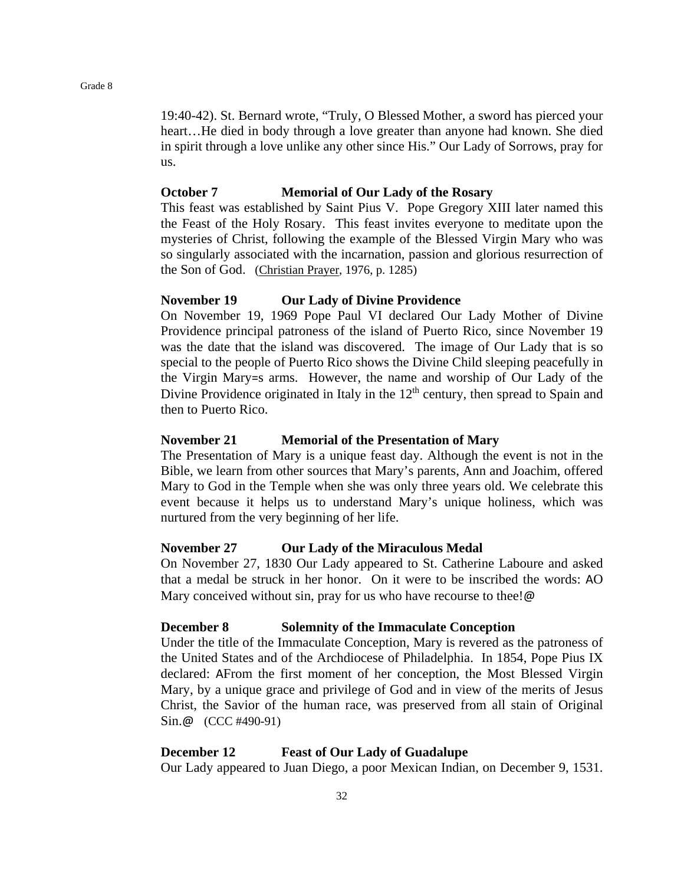19:40-42). St. Bernard wrote, "Truly, O Blessed Mother, a sword has pierced your heart…He died in body through a love greater than anyone had known. She died in spirit through a love unlike any other since His." Our Lady of Sorrows, pray for us.

**October 7 Memorial of Our Lady of the Rosary**

This feast was established by Saint Pius V. Pope Gregory XIII later named this the Feast of the Holy Rosary. This feast invites everyone to meditate upon the mysteries of Christ, following the example of the Blessed Virgin Mary who was so singularly associated with the incarnation, passion and glorious resurrection of the Son of God. (Christian Prayer, 1976, p. 1285)

**November 19 Our Lady of Divine Providence**

On November 19, 1969 Pope Paul VI declared Our Lady Mother of Divine Providence principal patroness of the island of Puerto Rico, since November 19 was the date that the island was discovered. The image of Our Lady that is so special to the people of Puerto Rico shows the Divine Child sleeping peacefully in the Virgin Mary=s arms. However, the name and worship of Our Lady of the Divine Providence originated in Italy in the 12th century, then spread to Spain and then to Puerto Rico.

**November 21 Memorial of the Presentation of Mary**

The Presentation of Mary is a unique feast day. Although the event is not in the Bible, we learn from other sources that Mary's parents, Ann and Joachim, offered Mary to God in the Temple when she was only three years old. We celebrate this event because it helps us to understand Mary's unique holiness, which was nurtured from the very beginning of her life.

**November 27 Our Lady of the Miraculous Medal**

On November 27, 1830 Our Lady appeared to St. Catherine Laboure and asked that a medal be struck in her honor. On it were to be inscribed the words: AO Mary conceived without sin, pray for us who have recourse to thee!@

**December 8 Solemnity of the Immaculate Conception**

Under the title of the Immaculate Conception, Mary is revered as the patroness of the United States and of the Archdiocese of Philadelphia. In 1854, Pope Pius IX declared: AFrom the first moment of her conception, the Most Blessed Virgin Mary, by a unique grace and privilege of God and in view of the merits of Jesus Christ, the Savior of the human race, was preserved from all stain of Original Sin.@ (CCC #490-91)

**December 12 Feast of Our Lady of Guadalupe**

Our Lady appeared to Juan Diego, a poor Mexican Indian, on December 9, 1531.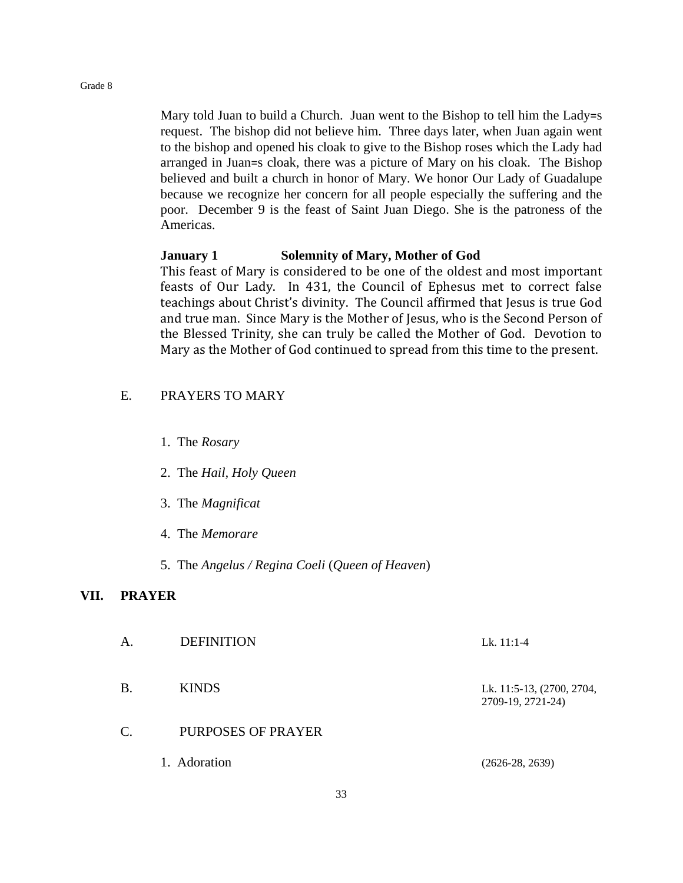Mary told Juan to build a Church. Juan went to the Bishop to tell him the Lady=s request. The bishop did not believe him. Three days later, when Juan again went to the bishop and opened his cloak to give to the Bishop roses which the Lady had arranged in Juan=s cloak, there was a picture of Mary on his cloak. The Bishop believed and built a church in honor of Mary. We honor Our Lady of Guadalupe because we recognize her concern for all people especially the suffering and the poor. December 9 is the feast of Saint Juan Diego. She is the patroness of the Americas.

**January 1 Solemnity of Mary, Mother of God**

This feast of Mary is considered to be one of the oldest and most important feasts of Our Lady. In 431, the Council of Ephesus met to correct false teachings about Christ's divinity. The Council affirmed that Jesus is true God and true man. Since Mary is the Mother of Jesus, who is the Second Person of the Blessed Trinity, she can truly be called the Mother of God. Devotion to Mary as the Mother of God continued to spread from this time to the present.

E. PRAYERS TO MARY

1. The *Rosary*
2. The *Hail, Holy Queen*
3. The *Magnificat*
4. The *Memorare*
5. The *Angelus / Regina Coeli* (*Queen of Heaven*)

## VII. PRAYER

A. DEFINITION — Lk. 11:1-4

B. KINDS — Lk. 11:5-13, (2700, 2704, 2709-19, 2721-24)

C. PURPOSES OF PRAYER

1. Adoration — (2626-28, 2639)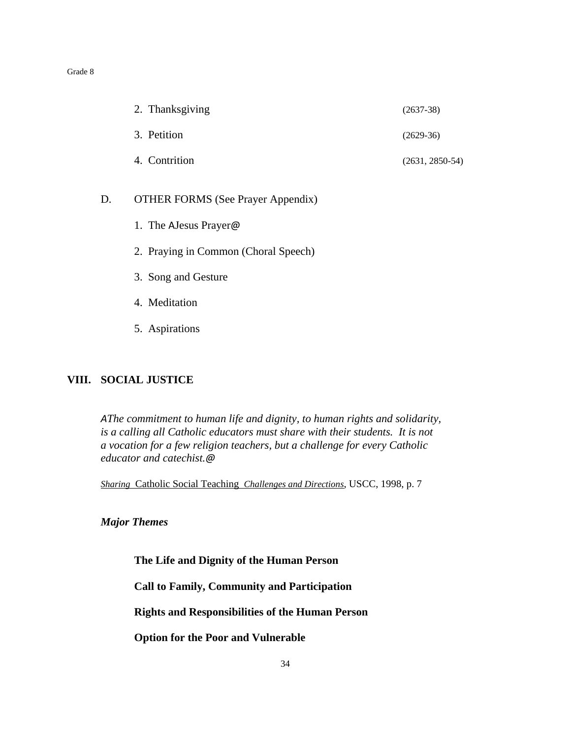2. Thanksgiving (2637-38)

3. Petition (2629-36)

4. Contrition (2631, 2850-54)

D. OTHER FORMS (See Prayer Appendix)

1. The AJesus Prayer@

2. Praying in Common (Choral Speech)

3. Song and Gesture

4. Meditation

5. Aspirations

## VIII. SOCIAL JUSTICE

*AThe commitment to human life and dignity, to human rights and solidarity, is a calling all Catholic educators must share with their students. It is not a vocation for a few religion teachers, but a challenge for every Catholic educator and catechist.@*

*Sharing* Catholic Social Teaching *Challenges and Directions*, USCC, 1998, p. 7

***Major Themes***

**The Life and Dignity of the Human Person**

**Call to Family, Community and Participation**

**Rights and Responsibilities of the Human Person**

**Option for the Poor and Vulnerable**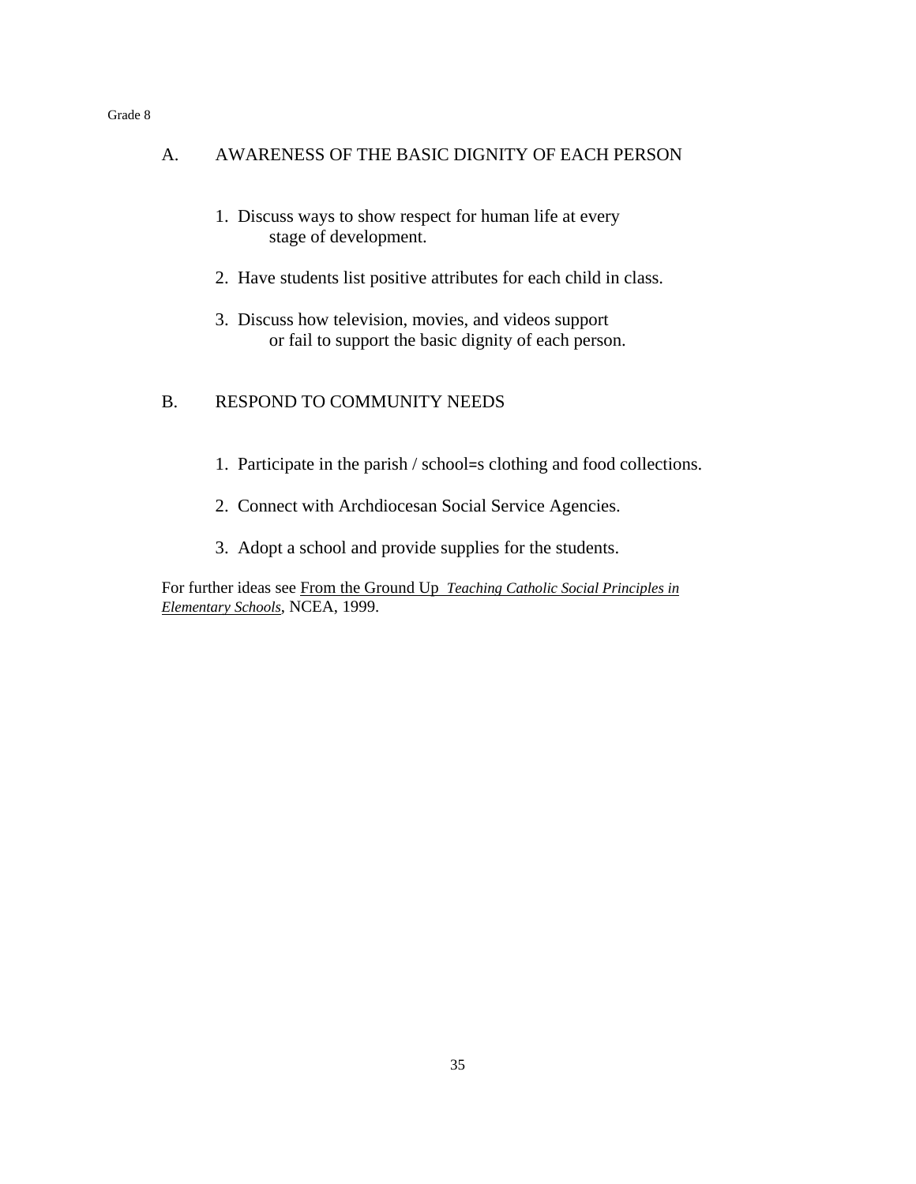Grade 8

## A. AWARENESS OF THE BASIC DIGNITY OF EACH PERSON

1. Discuss ways to show respect for human life at every stage of development.

2. Have students list positive attributes for each child in class.

3. Discuss how television, movies, and videos support or fail to support the basic dignity of each person.

## B. RESPOND TO COMMUNITY NEEDS

1. Participate in the parish / school=s clothing and food collections.

2. Connect with Archdiocesan Social Service Agencies.

3. Adopt a school and provide supplies for the students.

For further ideas see <u>From the Ground Up</u> *<u>Teaching Catholic Social Principles in Elementary Schools</u>*, NCEA, 1999.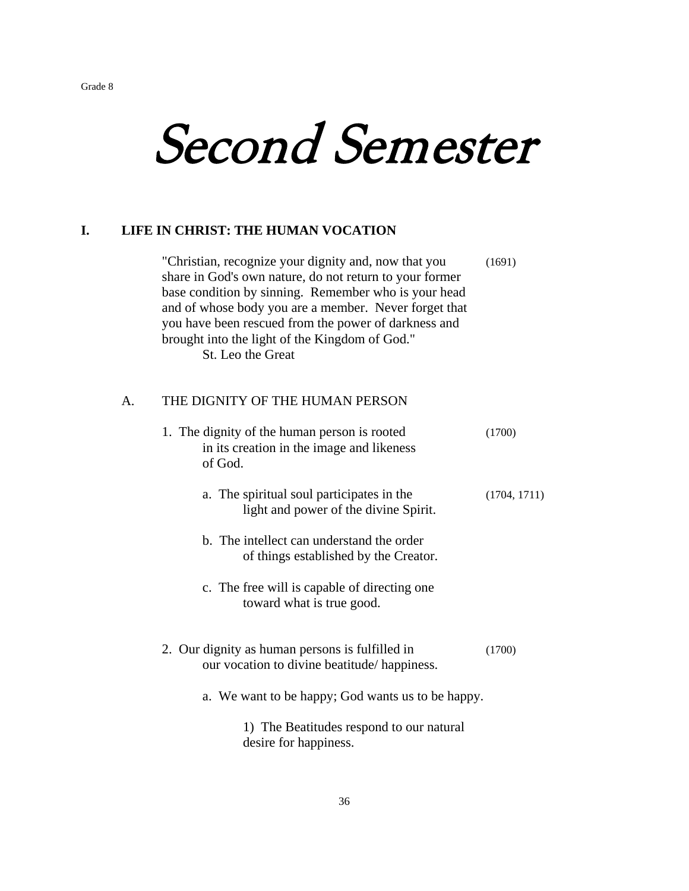# Second Semester

## I. LIFE IN CHRIST: THE HUMAN VOCATION

"Christian, recognize your dignity and, now that you share in God's own nature, do not return to your former base condition by sinning. Remember who is your head and of whose body you are a member. Never forget that you have been rescued from the power of darkness and brought into the light of the Kingdom of God." (1691)

St. Leo the Great

### A. THE DIGNITY OF THE HUMAN PERSON

1. The dignity of the human person is rooted in its creation in the image and likeness of God. (1700)

    a. The spiritual soul participates in the light and power of the divine Spirit. (1704, 1711)

    b. The intellect can understand the order of things established by the Creator.

    c. The free will is capable of directing one toward what is true good.

2. Our dignity as human persons is fulfilled in our vocation to divine beatitude/ happiness. (1700)

    a. We want to be happy; God wants us to be happy.

        1) The Beatitudes respond to our natural desire for happiness.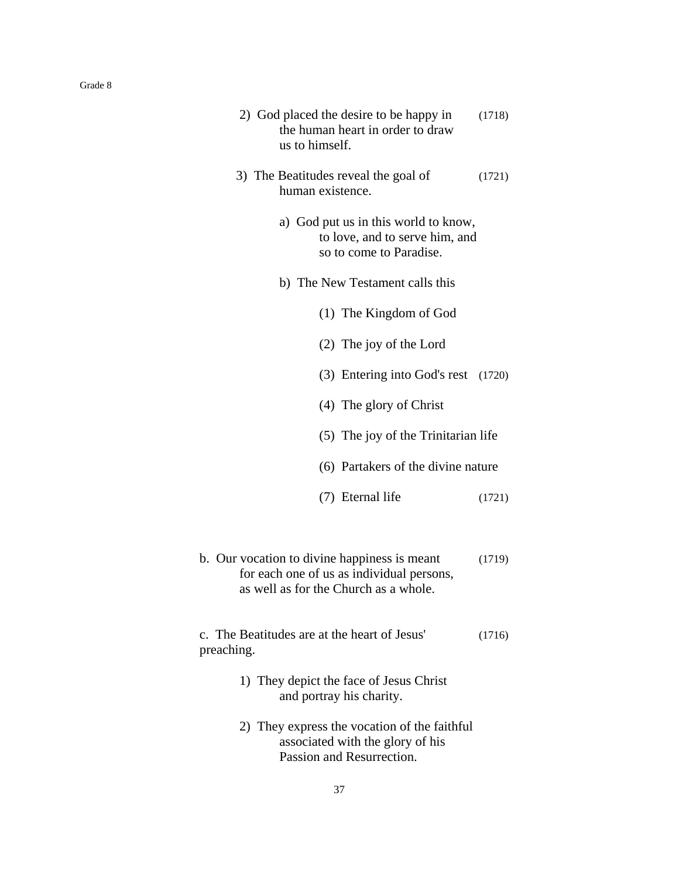2) God placed the desire to be happy in the human heart in order to draw us to himself. (1718)

3) The Beatitudes reveal the goal of human existence. (1721)

   a) God put us in this world to know, to love, and to serve him, and so to come to Paradise.

   b) The New Testament calls this

      (1) The Kingdom of God

      (2) The joy of the Lord

      (3) Entering into God's rest (1720)

      (4) The glory of Christ

      (5) The joy of the Trinitarian life

      (6) Partakers of the divine nature

      (7) Eternal life (1721)

b. Our vocation to divine happiness is meant for each one of us as individual persons, as well as for the Church as a whole. (1719)

c. The Beatitudes are at the heart of Jesus' preaching. (1716)

   1) They depict the face of Jesus Christ and portray his charity.

   2) They express the vocation of the faithful associated with the glory of his Passion and Resurrection.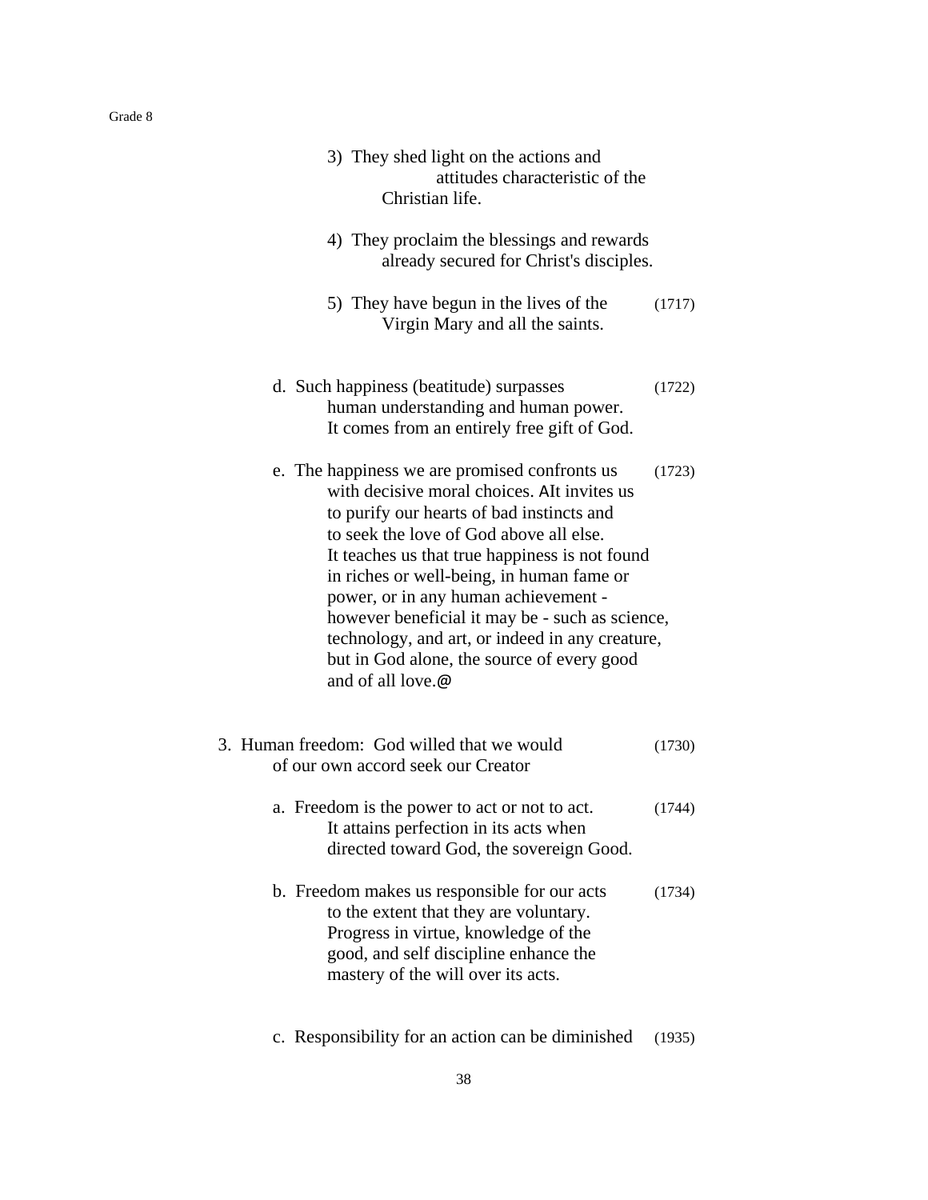3) They shed light on the actions and attitudes characteristic of the Christian life.

4) They proclaim the blessings and rewards already secured for Christ's disciples.

5) They have begun in the lives of the Virgin Mary and all the saints. (1717)

d. Such happiness (beatitude) surpasses human understanding and human power. It comes from an entirely free gift of God. (1722)

e. The happiness we are promised confronts us with decisive moral choices. AIt invites us to purify our hearts of bad instincts and to seek the love of God above all else. It teaches us that true happiness is not found in riches or well-being, in human fame or power, or in any human achievement - however beneficial it may be - such as science, technology, and art, or indeed in any creature, but in God alone, the source of every good and of all love.@ (1723)

3. Human freedom: God willed that we would of our own accord seek our Creator (1730)

a. Freedom is the power to act or not to act. It attains perfection in its acts when directed toward God, the sovereign Good. (1744)

b. Freedom makes us responsible for our acts to the extent that they are voluntary. Progress in virtue, knowledge of the good, and self discipline enhance the mastery of the will over its acts. (1734)

c. Responsibility for an action can be diminished (1935)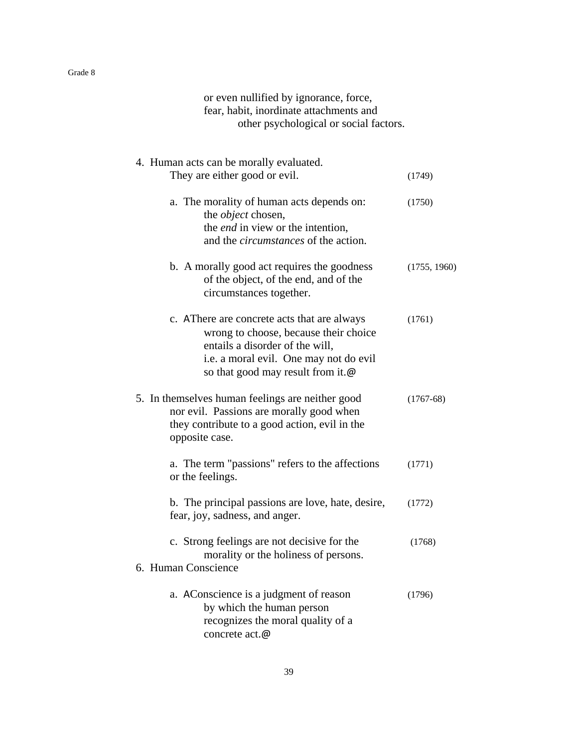or even nullified by ignorance, force, fear, habit, inordinate attachments and other psychological or social factors.

4. Human acts can be morally evaluated. They are either good or evil. (1749)

   a. The morality of human acts depends on: the *object* chosen, the *end* in view or the intention, and the *circumstances* of the action. (1750)

   b. A morally good act requires the goodness of the object, of the end, and of the circumstances together. (1755, 1960)

   c. AThere are concrete acts that are always wrong to choose, because their choice entails a disorder of the will, i.e. a moral evil. One may not do evil so that good may result from it.@ (1761)

5. In themselves human feelings are neither good nor evil. Passions are morally good when they contribute to a good action, evil in the opposite case. (1767-68)

   a. The term "passions" refers to the affections or the feelings. (1771)

   b. The principal passions are love, hate, desire, fear, joy, sadness, and anger. (1772)

   c. Strong feelings are not decisive for the morality or the holiness of persons. (1768)

6. Human Conscience

   a. AConscience is a judgment of reason by which the human person recognizes the moral quality of a concrete act.@ (1796)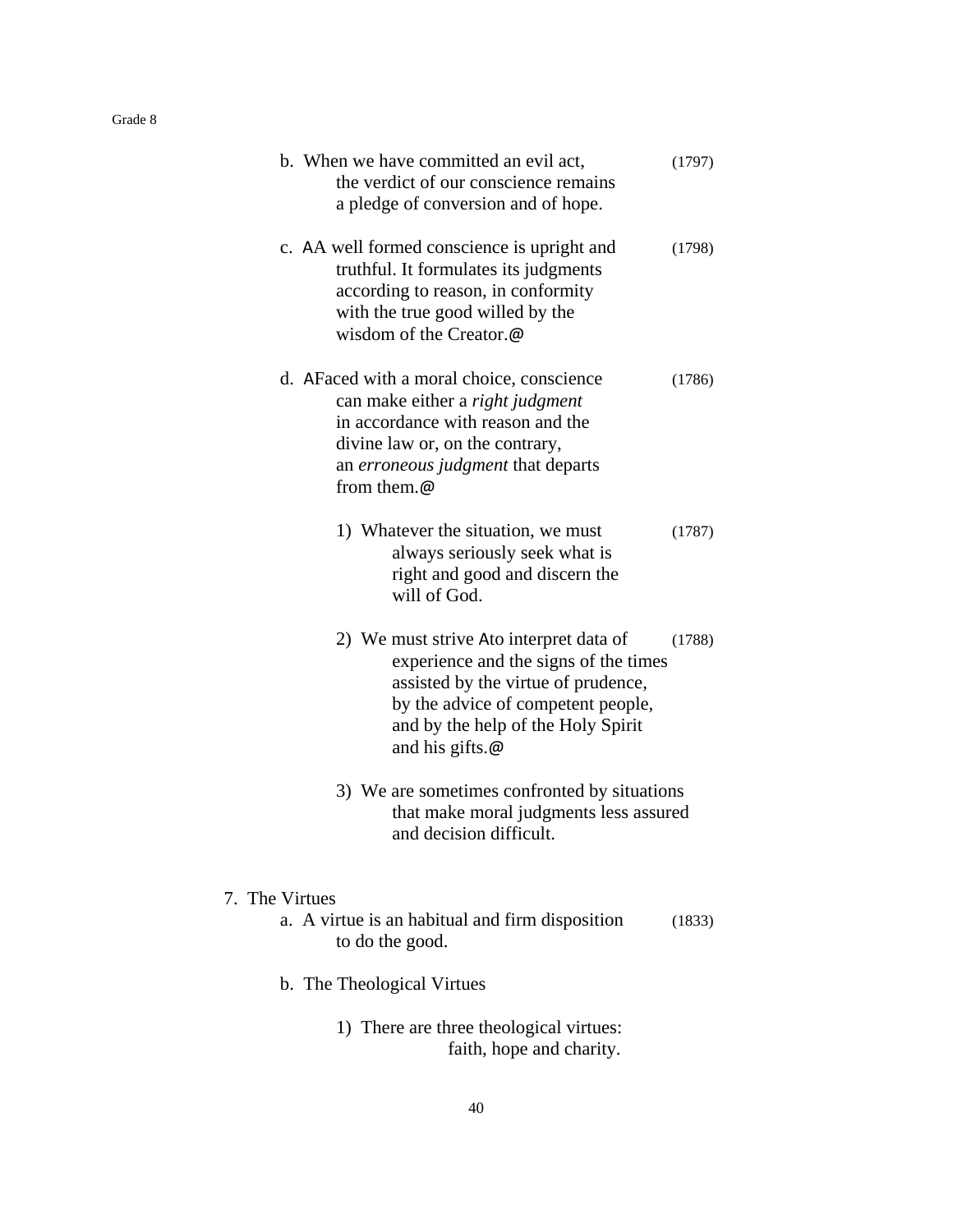b. When we have committed an evil act, the verdict of our conscience remains a pledge of conversion and of hope. (1797)

c. AA well formed conscience is upright and truthful. It formulates its judgments according to reason, in conformity with the true good willed by the wisdom of the Creator.@ (1798)

d. AFaced with a moral choice, conscience can make either a *right judgment* in accordance with reason and the divine law or, on the contrary, an *erroneous judgment* that departs from them.@ (1786)

   1) Whatever the situation, we must always seriously seek what is right and good and discern the will of God. (1787)

   2) We must strive Ato interpret data of experience and the signs of the times assisted by the virtue of prudence, by the advice of competent people, and by the help of the Holy Spirit and his gifts.@ (1788)

   3) We are sometimes confronted by situations that make moral judgments less assured and decision difficult.

7. The Virtues

   a. A virtue is an habitual and firm disposition to do the good. (1833)

   b. The Theological Virtues

      1) There are three theological virtues: faith, hope and charity.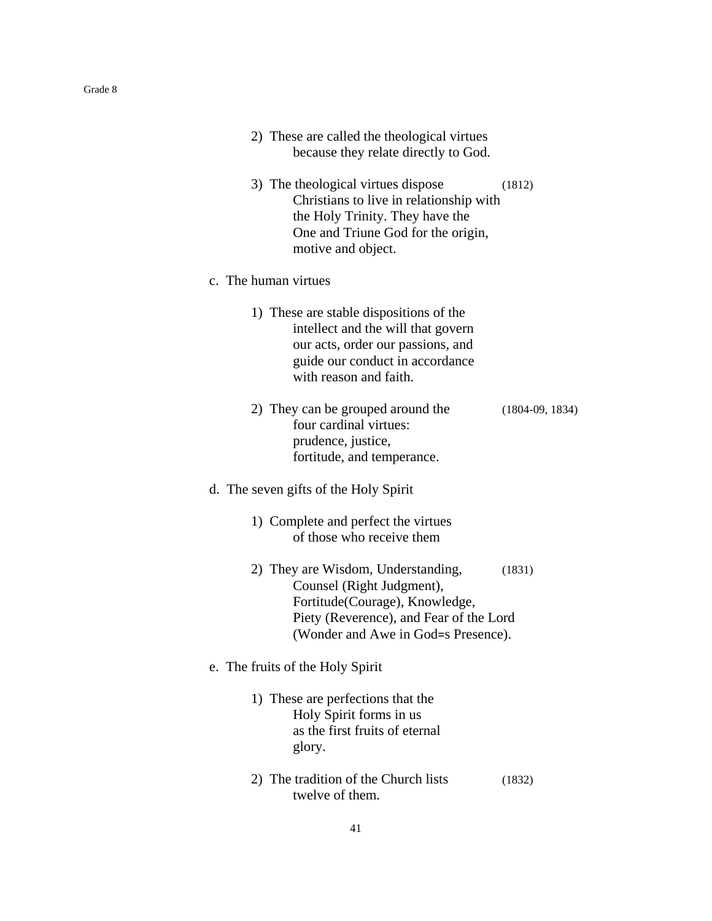2) These are called the theological virtues because they relate directly to God.

3) The theological virtues dispose Christians to live in relationship with the Holy Trinity. They have the One and Triune God for the origin, motive and object. (1812)

c. The human virtues

1) These are stable dispositions of the intellect and the will that govern our acts, order our passions, and guide our conduct in accordance with reason and faith.

2) They can be grouped around the four cardinal virtues: prudence, justice, fortitude, and temperance. (1804-09, 1834)

d. The seven gifts of the Holy Spirit

1) Complete and perfect the virtues of those who receive them

2) They are Wisdom, Understanding, Counsel (Right Judgment), Fortitude(Courage), Knowledge, Piety (Reverence), and Fear of the Lord (Wonder and Awe in God=s Presence). (1831)

e. The fruits of the Holy Spirit

1) These are perfections that the Holy Spirit forms in us as the first fruits of eternal glory.

2) The tradition of the Church lists twelve of them. (1832)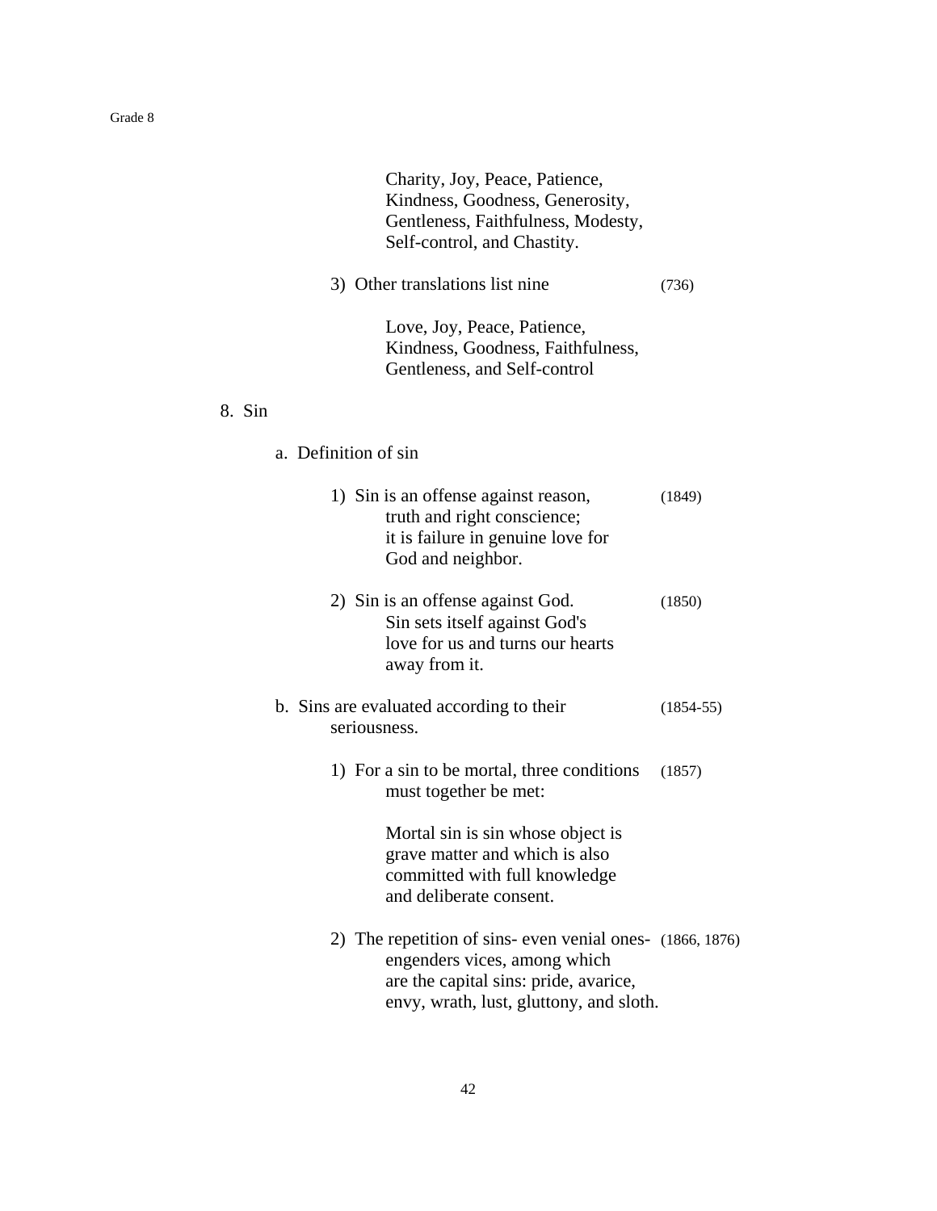Charity, Joy, Peace, Patience, Kindness, Goodness, Generosity, Gentleness, Faithfulness, Modesty, Self-control, and Chastity.

3) Other translations list nine (736)

Love, Joy, Peace, Patience, Kindness, Goodness, Faithfulness, Gentleness, and Self-control

8. Sin

a. Definition of sin

1) Sin is an offense against reason, truth and right conscience; it is failure in genuine love for God and neighbor. (1849)

2) Sin is an offense against God. Sin sets itself against God's love for us and turns our hearts away from it. (1850)

b. Sins are evaluated according to their seriousness. (1854-55)

1) For a sin to be mortal, three conditions must together be met: (1857)

Mortal sin is sin whose object is grave matter and which is also committed with full knowledge and deliberate consent.

2) The repetition of sins- even venial ones- engenders vices, among which are the capital sins: pride, avarice, envy, wrath, lust, gluttony, and sloth. (1866, 1876)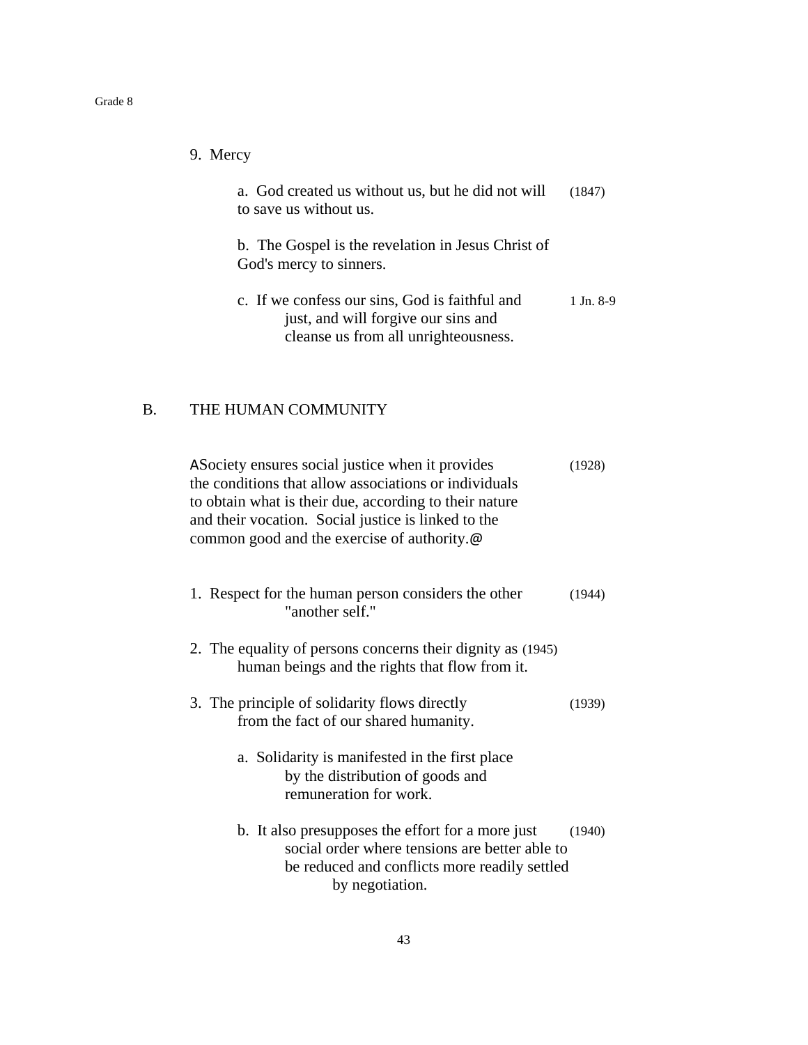9. Mercy

a. God created us without us, but he did not will to save us without us. (1847)

b. The Gospel is the revelation in Jesus Christ of God's mercy to sinners.

c. If we confess our sins, God is faithful and just, and will forgive our sins and cleanse us from all unrighteousness. 1 Jn. 8-9

## B. THE HUMAN COMMUNITY

ASociety ensures social justice when it provides the conditions that allow associations or individuals to obtain what is their due, according to their nature and their vocation. Social justice is linked to the common good and the exercise of authority.@ (1928)

1. Respect for the human person considers the other "another self." (1944)

2. The equality of persons concerns their dignity as human beings and the rights that flow from it. (1945)

3. The principle of solidarity flows directly from the fact of our shared humanity. (1939)

   a. Solidarity is manifested in the first place by the distribution of goods and remuneration for work.

   b. It also presupposes the effort for a more just social order where tensions are better able to be reduced and conflicts more readily settled by negotiation. (1940)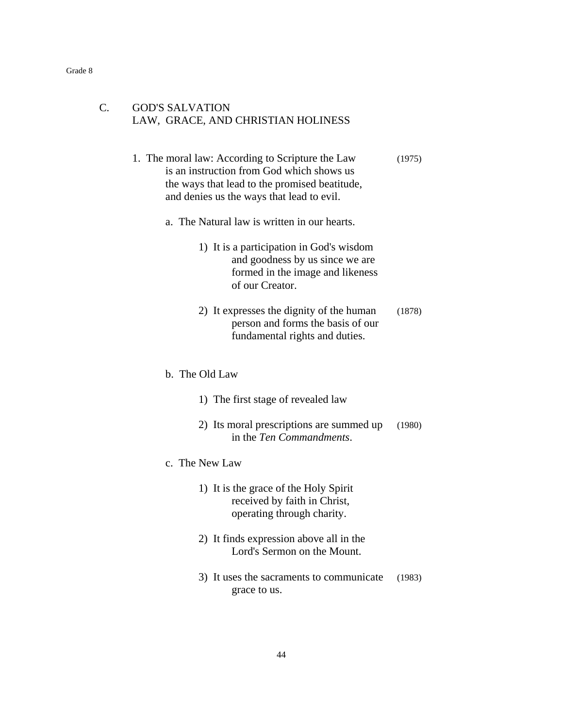## C. GOD'S SALVATION
## LAW, GRACE, AND CHRISTIAN HOLINESS

1. The moral law: According to Scripture the Law is an instruction from God which shows us the ways that lead to the promised beatitude, and denies us the ways that lead to evil. (1975)

    a. The Natural law is written in our hearts.

        1) It is a participation in God's wisdom and goodness by us since we are formed in the image and likeness of our Creator.

        2) It expresses the dignity of the human person and forms the basis of our fundamental rights and duties. (1878)

    b. The Old Law

        1) The first stage of revealed law

        2) Its moral prescriptions are summed up in the *Ten Commandments*. (1980)

    c. The New Law

        1) It is the grace of the Holy Spirit received by faith in Christ, operating through charity.

        2) It finds expression above all in the Lord's Sermon on the Mount.

        3) It uses the sacraments to communicate grace to us. (1983)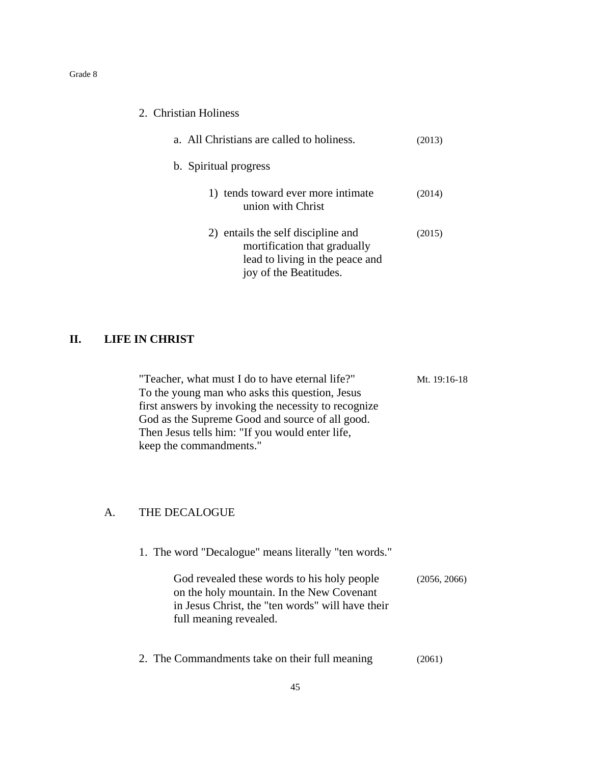2. Christian Holiness

   a. All Christians are called to holiness. (2013)

   b. Spiritual progress

      1) tends toward ever more intimate union with Christ (2014)

      2) entails the self discipline and mortification that gradually lead to living in the peace and joy of the Beatitudes. (2015)

## II. LIFE IN CHRIST

"Teacher, what must I do to have eternal life?" To the young man who asks this question, Jesus first answers by invoking the necessity to recognize God as the Supreme Good and source of all good. Then Jesus tells him: "If you would enter life, keep the commandments." (Mt. 19:16-18)

### A. THE DECALOGUE

1. The word "Decalogue" means literally "ten words."

   God revealed these words to his holy people on the holy mountain. In the New Covenant in Jesus Christ, the "ten words" will have their full meaning revealed. (2056, 2066)

2. The Commandments take on their full meaning (2061)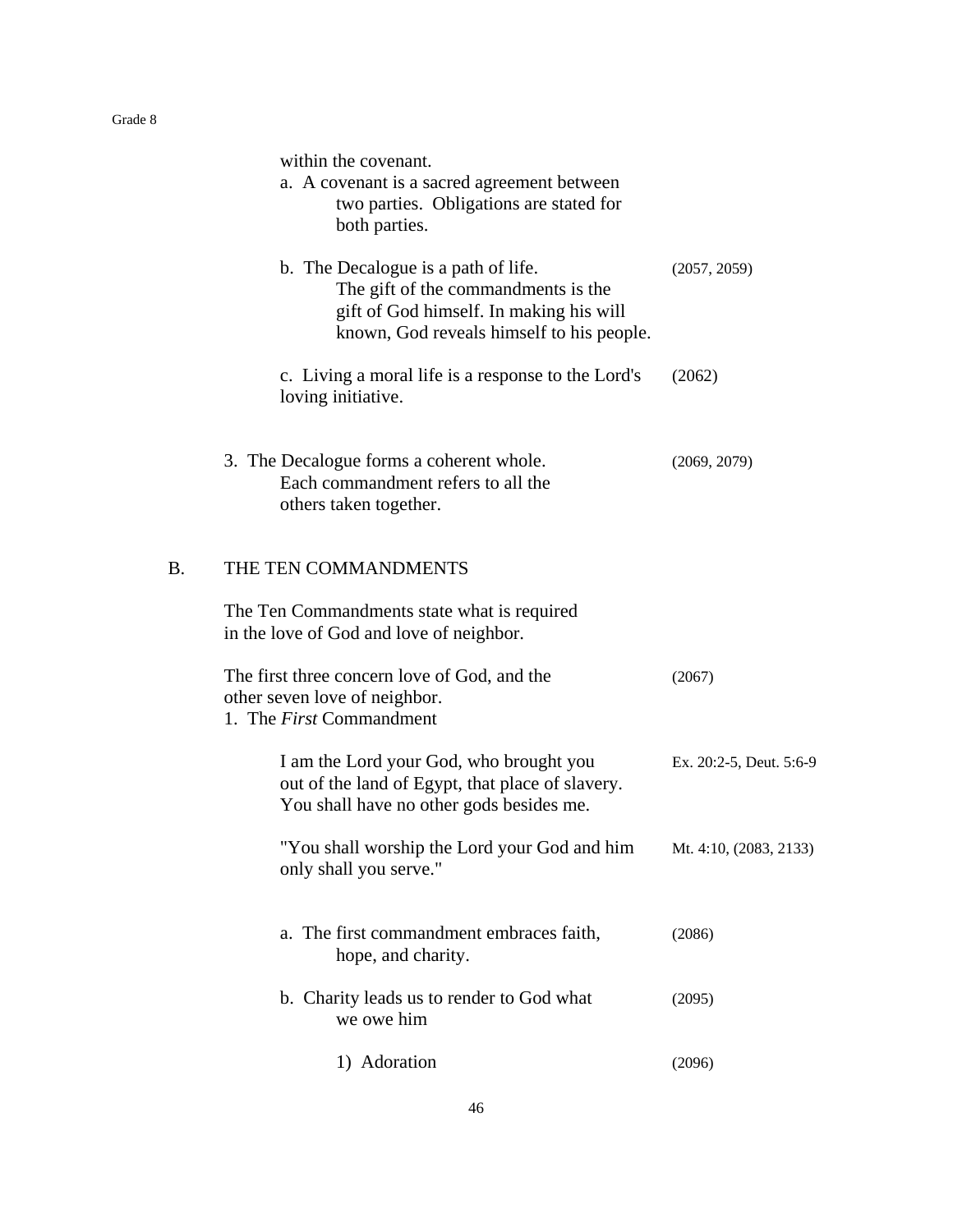within the covenant.

a. A covenant is a sacred agreement between two parties. Obligations are stated for both parties.

b. The Decalogue is a path of life. The gift of the commandments is the gift of God himself. In making his will known, God reveals himself to his people. (2057, 2059)

c. Living a moral life is a response to the Lord's loving initiative. (2062)

3. The Decalogue forms a coherent whole. Each commandment refers to all the others taken together. (2069, 2079)

## B. THE TEN COMMANDMENTS

The Ten Commandments state what is required in the love of God and love of neighbor.

The first three concern love of God, and the other seven love of neighbor. (2067)

1. The *First* Commandment

I am the Lord your God, who brought you out of the land of Egypt, that place of slavery. You shall have no other gods besides me. Ex. 20:2-5, Deut. 5:6-9

"You shall worship the Lord your God and him only shall you serve." Mt. 4:10, (2083, 2133)

a. The first commandment embraces faith, hope, and charity. (2086)

b. Charity leads us to render to God what we owe him (2095)

1) Adoration (2096)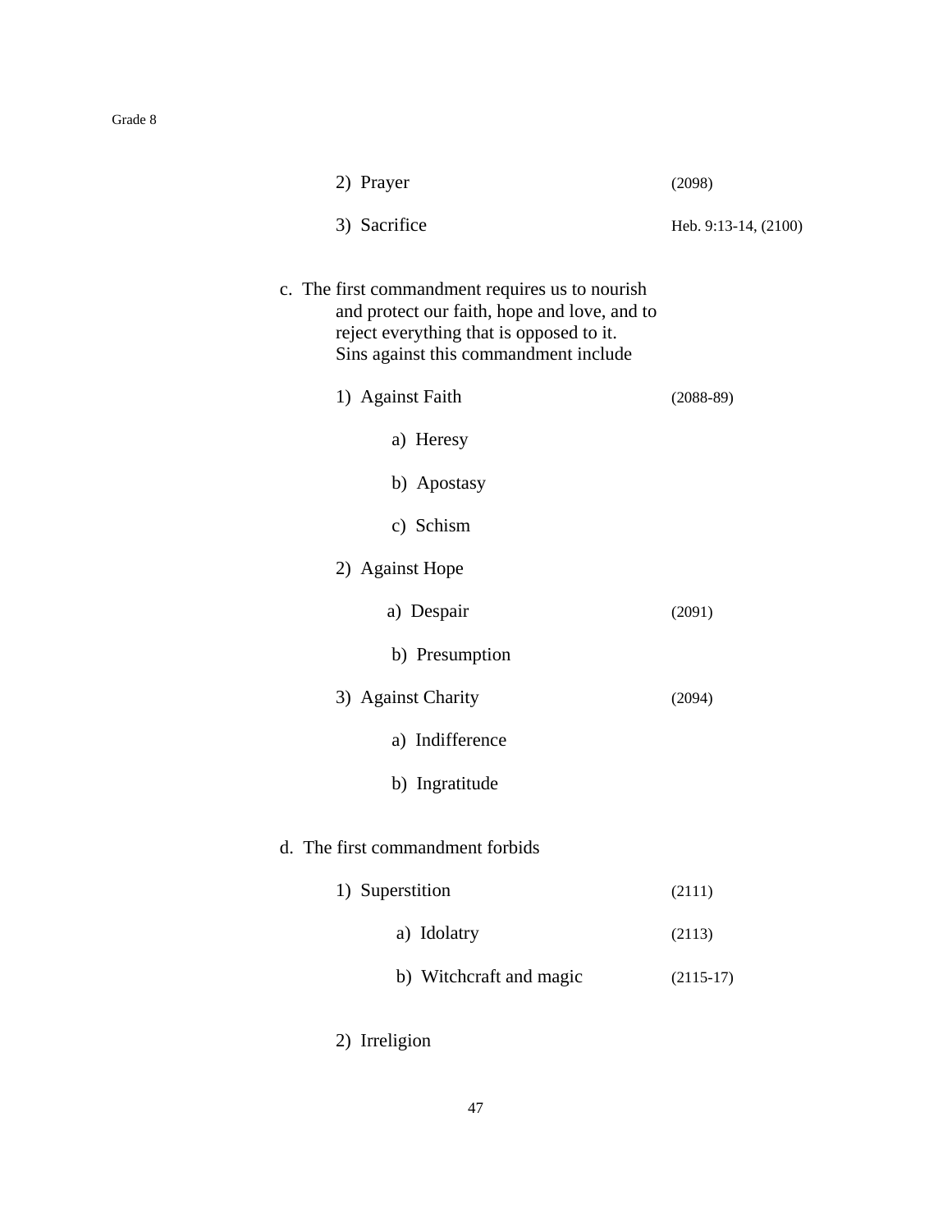2) Prayer (2098)

3) Sacrifice Heb. 9:13-14, (2100)

c. The first commandment requires us to nourish and protect our faith, hope and love, and to reject everything that is opposed to it. Sins against this commandment include

1) Against Faith (2088-89)

a) Heresy

b) Apostasy

c) Schism

2) Against Hope

a) Despair (2091)

b) Presumption

3) Against Charity (2094)

a) Indifference

b) Ingratitude

d. The first commandment forbids

1) Superstition (2111)

a) Idolatry (2113)

b) Witchcraft and magic (2115-17)

2) Irreligion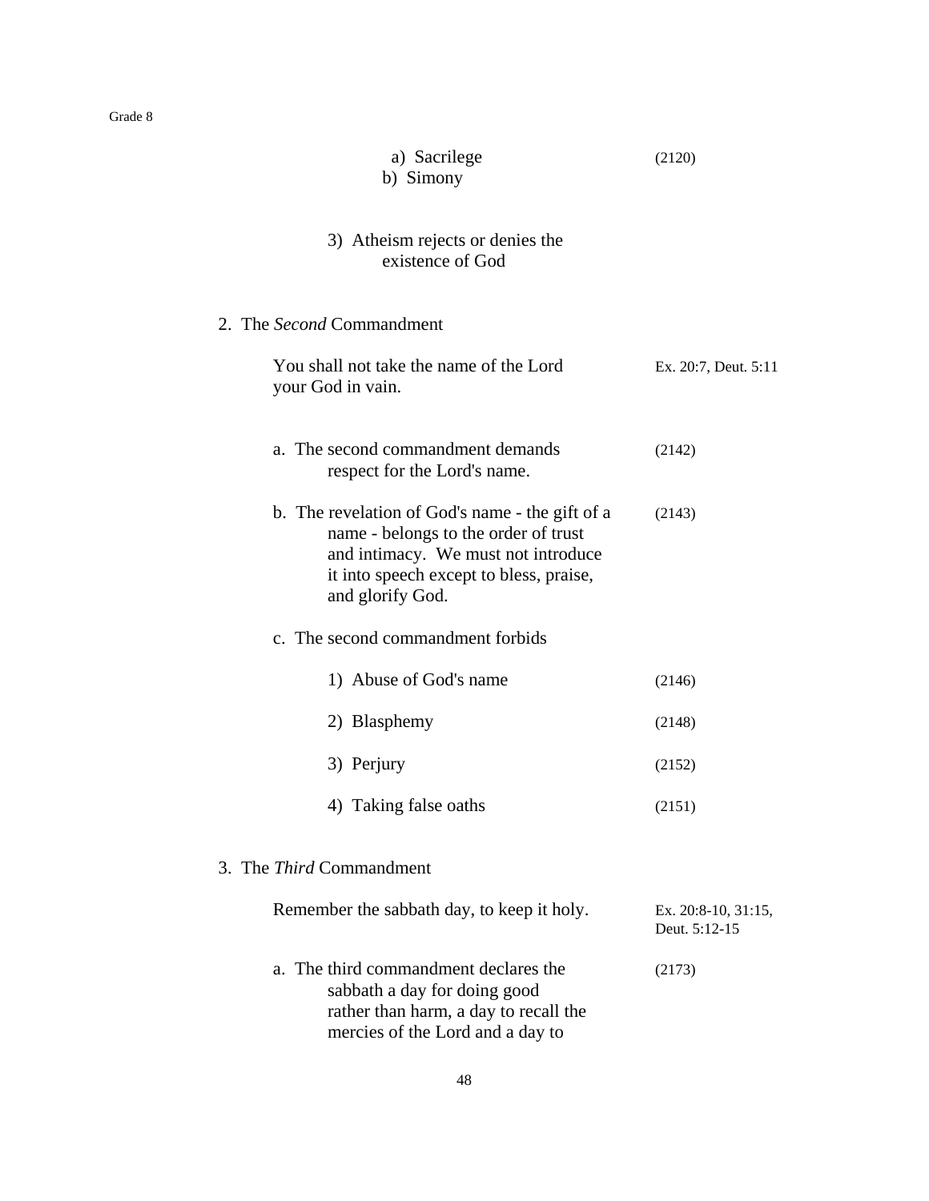a) Sacrilege (2120)
b) Simony

3) Atheism rejects or denies the existence of God

2. The *Second* Commandment

You shall not take the name of the Lord your God in vain. Ex. 20:7, Deut. 5:11

a. The second commandment demands respect for the Lord's name. (2142)

b. The revelation of God's name - the gift of a name - belongs to the order of trust and intimacy. We must not introduce it into speech except to bless, praise, and glorify God. (2143)

c. The second commandment forbids

1) Abuse of God's name (2146)

2) Blasphemy (2148)

3) Perjury (2152)

4) Taking false oaths (2151)

3. The *Third* Commandment

Remember the sabbath day, to keep it holy. Ex. 20:8-10, 31:15, Deut. 5:12-15

a. The third commandment declares the sabbath a day for doing good rather than harm, a day to recall the mercies of the Lord and a day to (2173)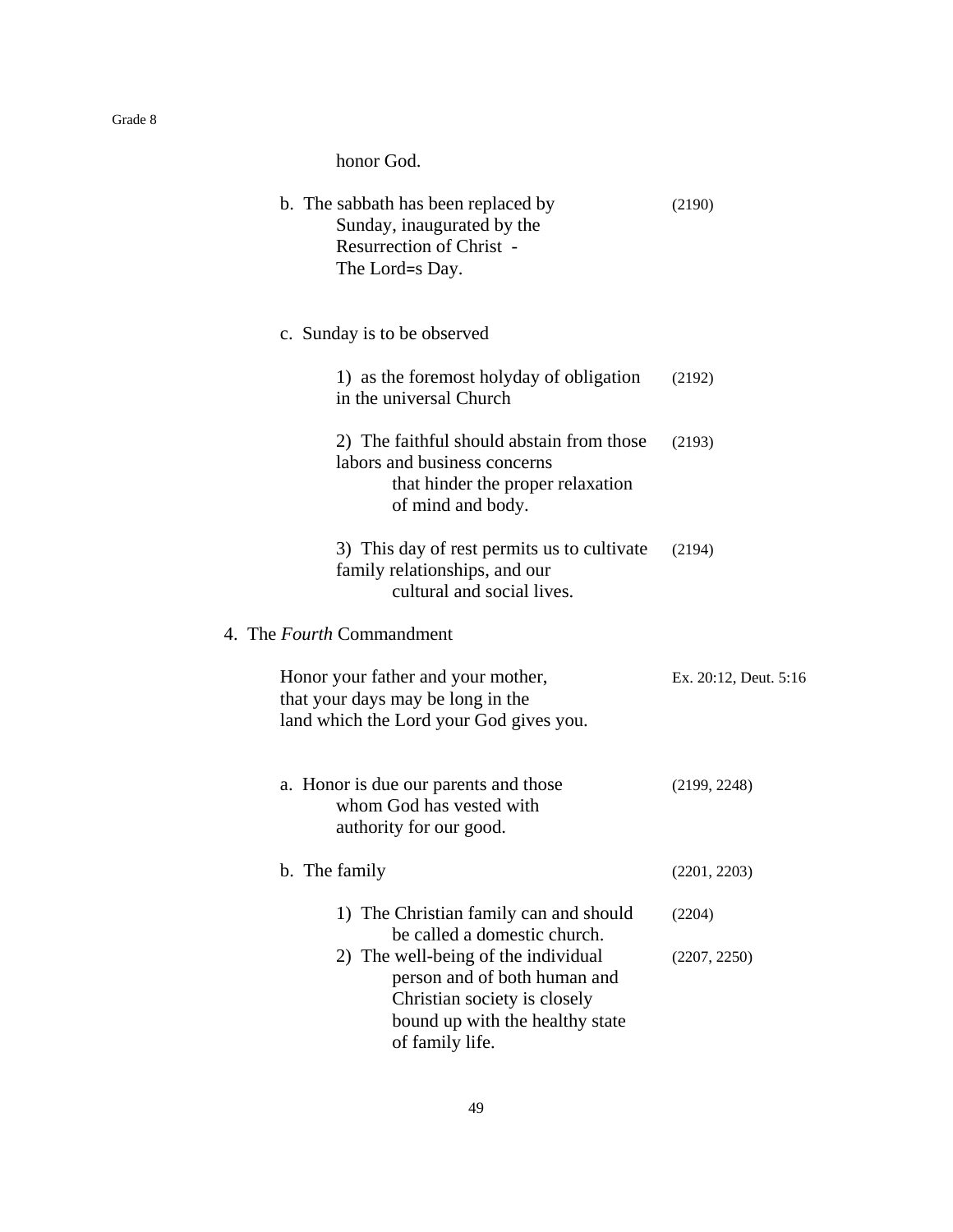honor God.

b. The sabbath has been replaced by Sunday, inaugurated by the Resurrection of Christ - The Lord=s Day. (2190)

c. Sunday is to be observed

1) as the foremost holyday of obligation in the universal Church (2192)

2) The faithful should abstain from those labors and business concerns that hinder the proper relaxation of mind and body. (2193)

3) This day of rest permits us to cultivate family relationships, and our cultural and social lives. (2194)

4. The *Fourth* Commandment

Honor your father and your mother, that your days may be long in the land which the Lord your God gives you. Ex. 20:12, Deut. 5:16

a. Honor is due our parents and those whom God has vested with authority for our good. (2199, 2248)

b. The family (2201, 2203)

1) The Christian family can and should be called a domestic church. (2204)

2) The well-being of the individual person and of both human and Christian society is closely bound up with the healthy state of family life. (2207, 2250)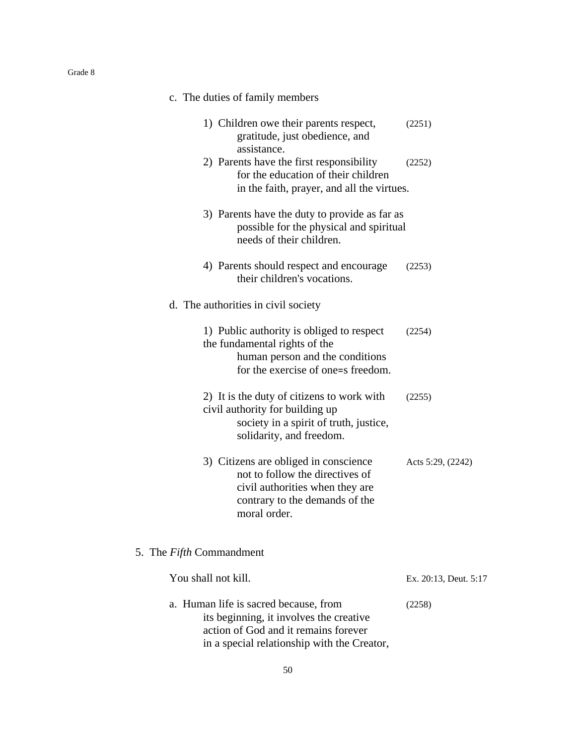c. The duties of family members

1) Children owe their parents respect, gratitude, just obedience, and assistance. (2251)

2) Parents have the first responsibility for the education of their children in the faith, prayer, and all the virtues. (2252)

3) Parents have the duty to provide as far as possible for the physical and spiritual needs of their children.

4) Parents should respect and encourage their children's vocations. (2253)

d. The authorities in civil society

1) Public authority is obliged to respect the fundamental rights of the human person and the conditions for the exercise of one=s freedom. (2254)

2) It is the duty of citizens to work with civil authority for building up society in a spirit of truth, justice, solidarity, and freedom. (2255)

3) Citizens are obliged in conscience not to follow the directives of civil authorities when they are contrary to the demands of the moral order. Acts 5:29, (2242)

5. The *Fifth* Commandment

You shall not kill. Ex. 20:13, Deut. 5:17

a. Human life is sacred because, from its beginning, it involves the creative action of God and it remains forever in a special relationship with the Creator, (2258)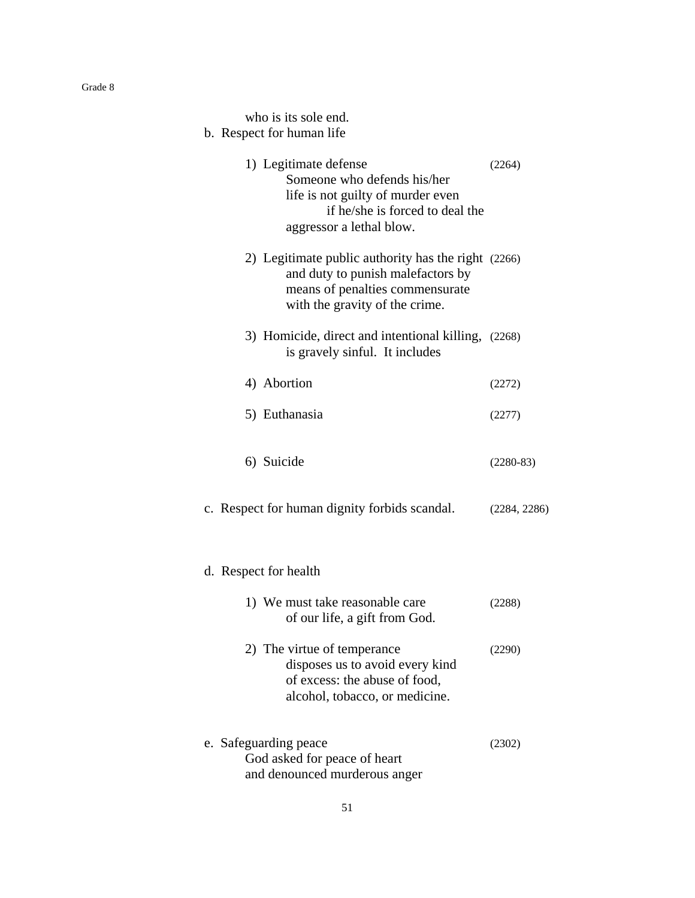who is its sole end.

b. Respect for human life

1) Legitimate defense (2264)
   Someone who defends his/her life is not guilty of murder even if he/she is forced to deal the aggressor a lethal blow.

2) Legitimate public authority has the right (2266)
   and duty to punish malefactors by means of penalties commensurate with the gravity of the crime.

3) Homicide, direct and intentional killing, (2268)
   is gravely sinful. It includes

4) Abortion (2272)

5) Euthanasia (2277)

6) Suicide (2280-83)

c. Respect for human dignity forbids scandal. (2284, 2286)

d. Respect for health

1) We must take reasonable care (2288)
   of our life, a gift from God.

2) The virtue of temperance (2290)
   disposes us to avoid every kind of excess: the abuse of food, alcohol, tobacco, or medicine.

e. Safeguarding peace (2302)
   God asked for peace of heart and denounced murderous anger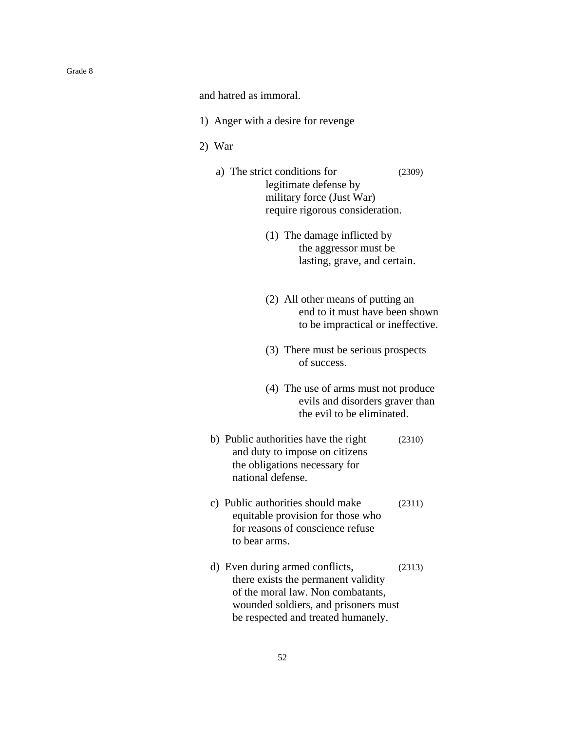and hatred as immoral.

1) Anger with a desire for revenge

2) War

   a) The strict conditions for legitimate defense by military force (Just War) require rigorous consideration. (2309)

      (1) The damage inflicted by the aggressor must be lasting, grave, and certain.

      (2) All other means of putting an end to it must have been shown to be impractical or ineffective.

      (3) There must be serious prospects of success.

      (4) The use of arms must not produce evils and disorders graver than the evil to be eliminated.

   b) Public authorities have the right and duty to impose on citizens the obligations necessary for national defense. (2310)

   c) Public authorities should make equitable provision for those who for reasons of conscience refuse to bear arms. (2311)

   d) Even during armed conflicts, there exists the permanent validity of the moral law. Non combatants, wounded soldiers, and prisoners must be respected and treated humanely. (2313)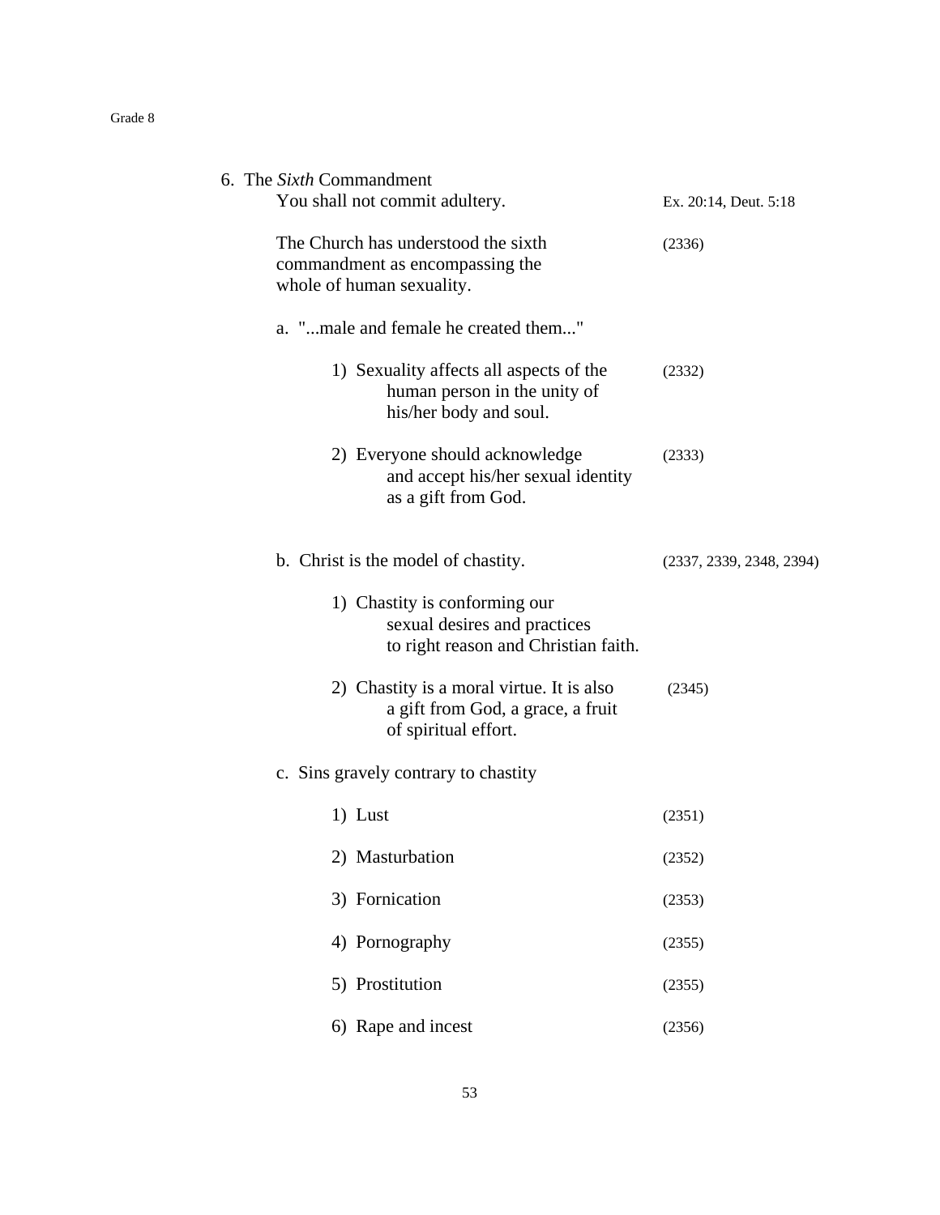6. The *Sixth* Commandment

You shall not commit adultery. Ex. 20:14, Deut. 5:18

The Church has understood the sixth commandment as encompassing the whole of human sexuality. (2336)

a. "...male and female he created them..."

1) Sexuality affects all aspects of the human person in the unity of his/her body and soul. (2332)

2) Everyone should acknowledge and accept his/her sexual identity as a gift from God. (2333)

b. Christ is the model of chastity. (2337, 2339, 2348, 2394)

1) Chastity is conforming our sexual desires and practices to right reason and Christian faith.

2) Chastity is a moral virtue. It is also a gift from God, a grace, a fruit of spiritual effort. (2345)

c. Sins gravely contrary to chastity

1) Lust (2351)

2) Masturbation (2352)

3) Fornication (2353)

4) Pornography (2355)

5) Prostitution (2355)

6) Rape and incest (2356)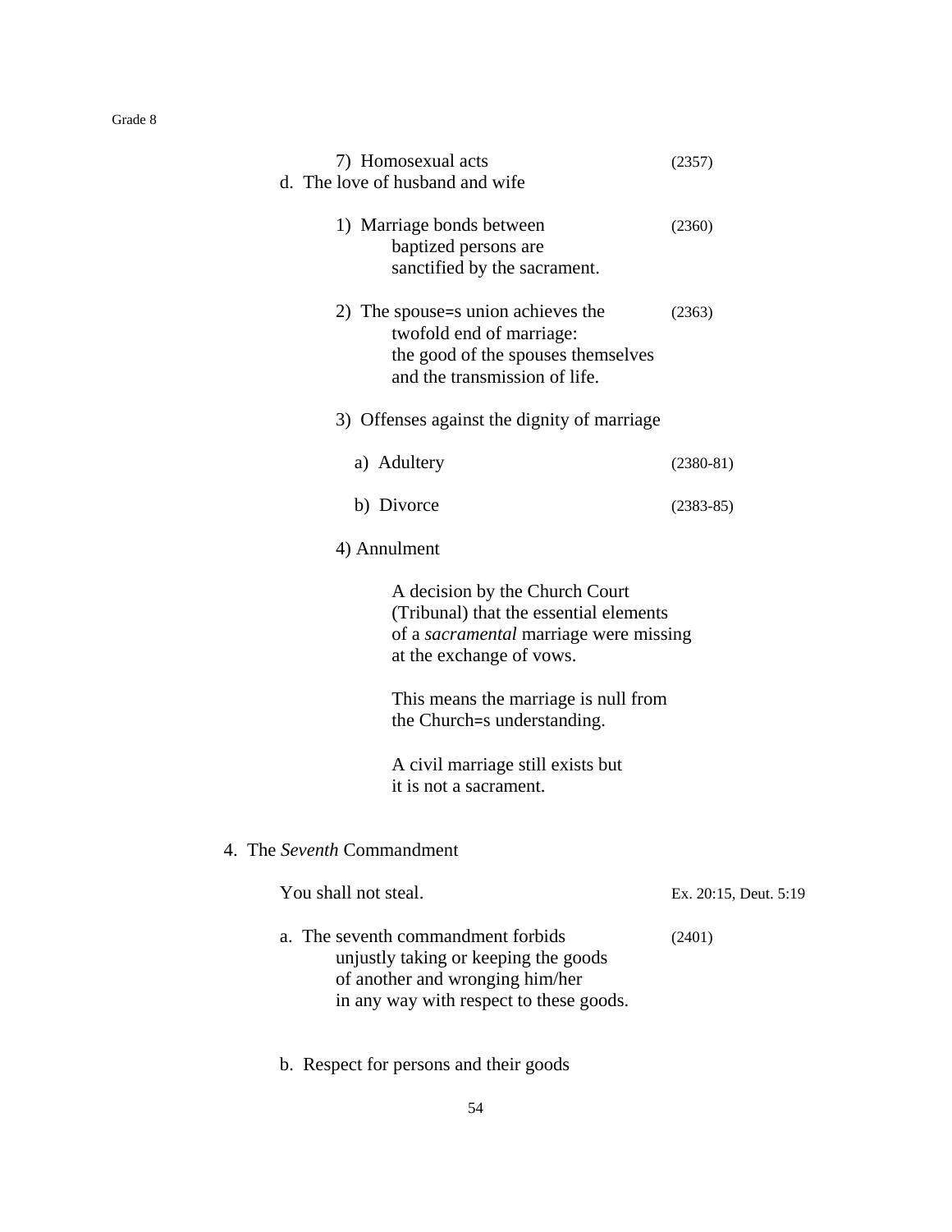7) Homosexual acts (2357)

d. The love of husband and wife

1) Marriage bonds between baptized persons are sanctified by the sacrament. (2360)

2) The spouse=s union achieves the twofold end of marriage: the good of the spouses themselves and the transmission of life. (2363)

3) Offenses against the dignity of marriage

a) Adultery (2380-81)

b) Divorce (2383-85)

4) Annulment

A decision by the Church Court (Tribunal) that the essential elements of a *sacramental* marriage were missing at the exchange of vows.

This means the marriage is null from the Church=s understanding.

A civil marriage still exists but it is not a sacrament.

4. The *Seventh* Commandment

You shall not steal. Ex. 20:15, Deut. 5:19

a. The seventh commandment forbids unjustly taking or keeping the goods of another and wronging him/her in any way with respect to these goods. (2401)

b. Respect for persons and their goods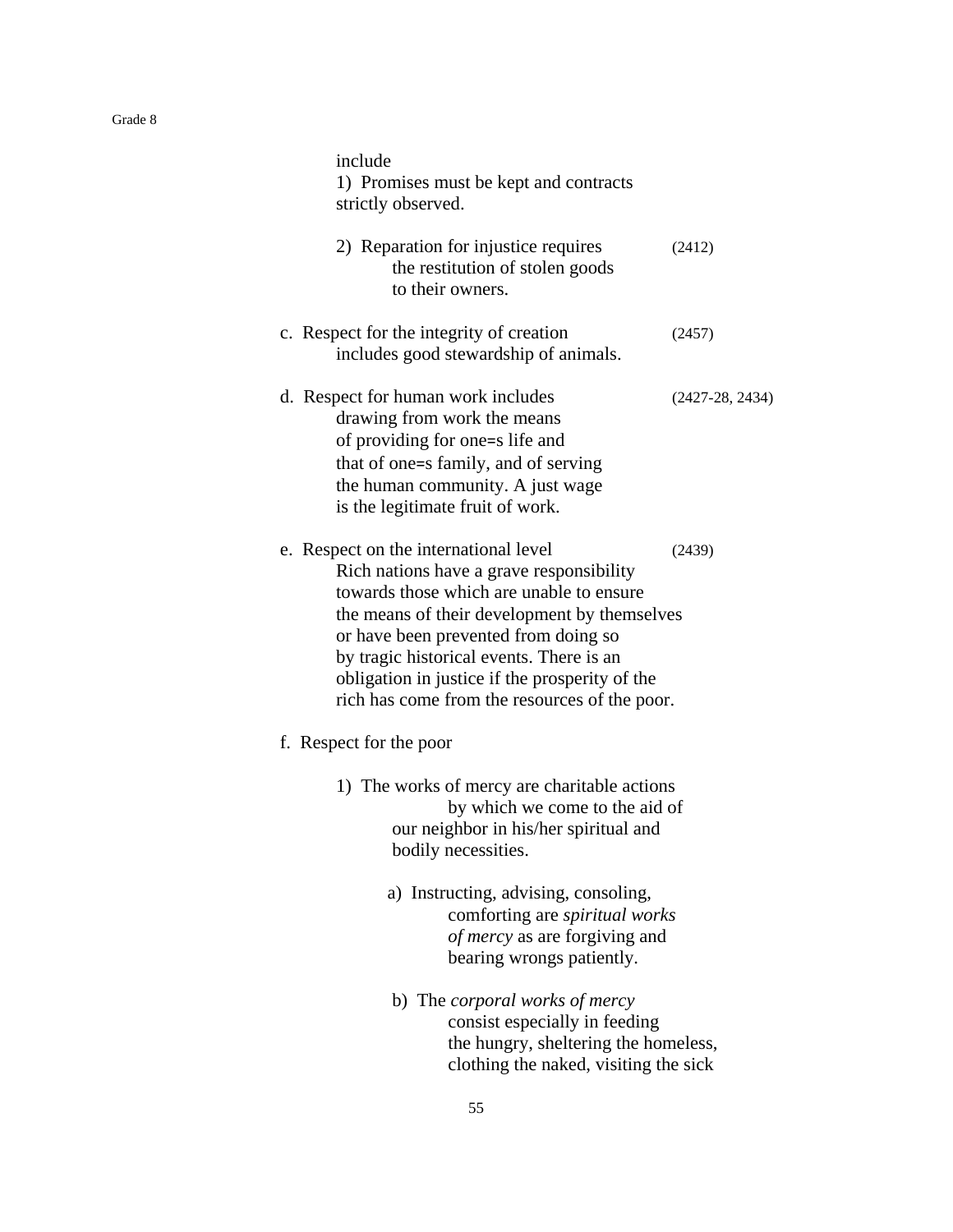include

1) Promises must be kept and contracts strictly observed.

2) Reparation for injustice requires the restitution of stolen goods to their owners. (2412)

c. Respect for the integrity of creation includes good stewardship of animals. (2457)

d. Respect for human work includes drawing from work the means of providing for one=s life and that of one=s family, and of serving the human community. A just wage is the legitimate fruit of work. (2427-28, 2434)

e. Respect on the international level (2439)
Rich nations have a grave responsibility towards those which are unable to ensure the means of their development by themselves or have been prevented from doing so by tragic historical events. There is an obligation in justice if the prosperity of the rich has come from the resources of the poor.

f. Respect for the poor

1) The works of mercy are charitable actions by which we come to the aid of our neighbor in his/her spiritual and bodily necessities.

a) Instructing, advising, consoling, comforting are *spiritual works of mercy* as are forgiving and bearing wrongs patiently.

b) The *corporal works of mercy* consist especially in feeding the hungry, sheltering the homeless, clothing the naked, visiting the sick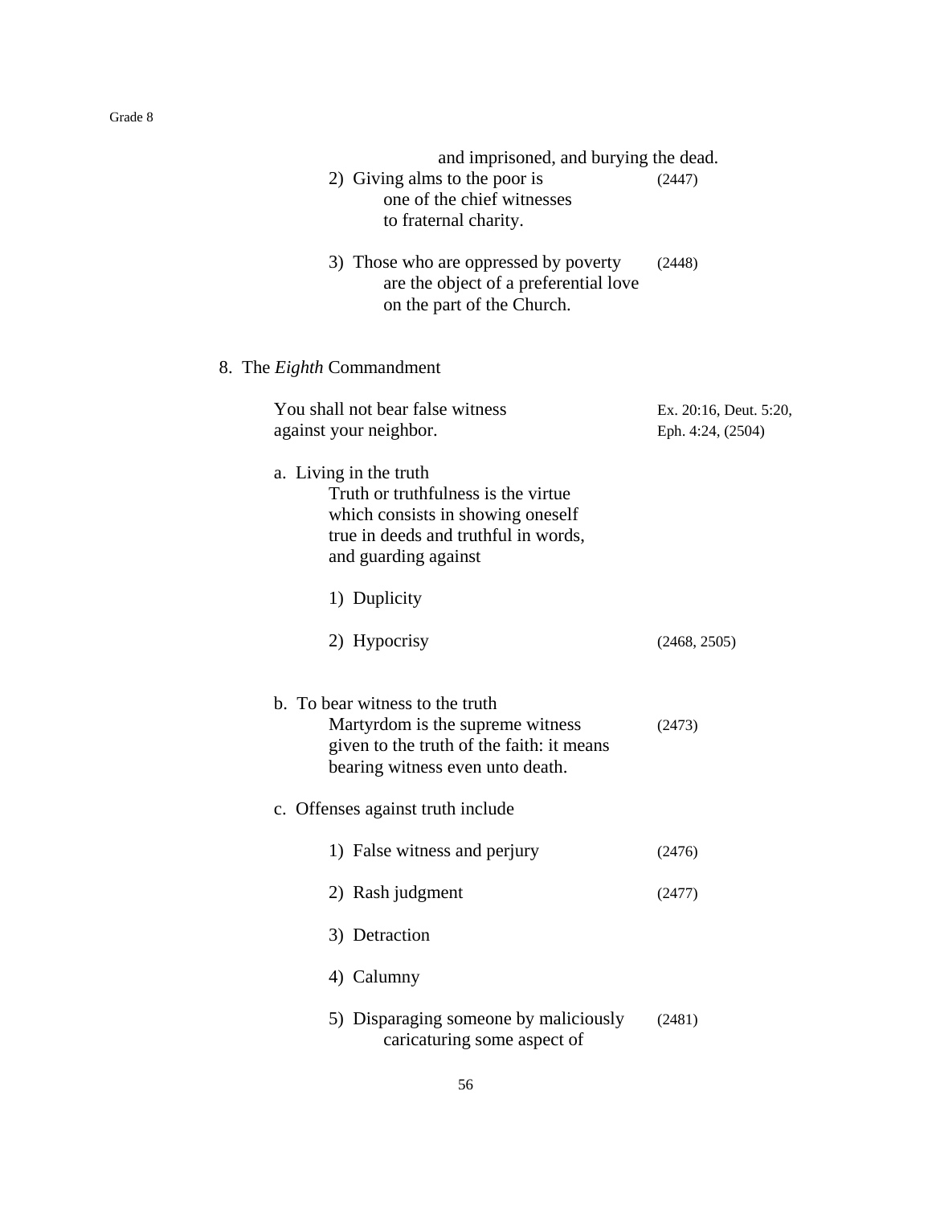and imprisoned, and burying the dead.

2) Giving alms to the poor is one of the chief witnesses to fraternal charity. (2447)

3) Those who are oppressed by poverty are the object of a preferential love on the part of the Church. (2448)

8. The *Eighth* Commandment

You shall not bear false witness against your neighbor. Ex. 20:16, Deut. 5:20, Eph. 4:24, (2504)

a. Living in the truth

Truth or truthfulness is the virtue which consists in showing oneself true in deeds and truthful in words, and guarding against

1) Duplicity

2) Hypocrisy (2468, 2505)

b. To bear witness to the truth

Martyrdom is the supreme witness given to the truth of the faith: it means bearing witness even unto death. (2473)

c. Offenses against truth include

1) False witness and perjury (2476)

2) Rash judgment (2477)

3) Detraction

4) Calumny

5) Disparaging someone by maliciously caricaturing some aspect of (2481)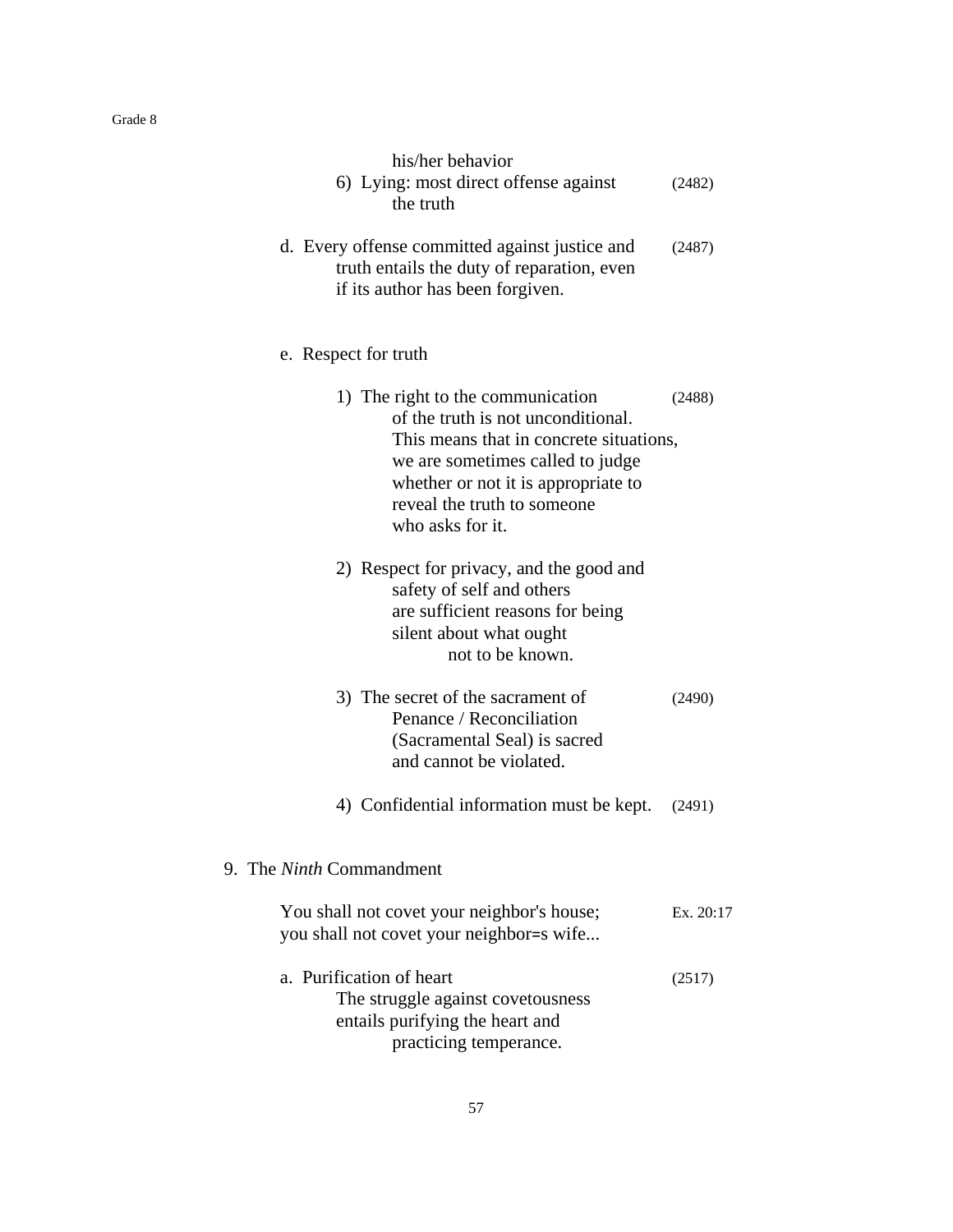his/her behavior

6) Lying: most direct offense against the truth (2482)

d. Every offense committed against justice and truth entails the duty of reparation, even if its author has been forgiven. (2487)

e. Respect for truth

1) The right to the communication of the truth is not unconditional. This means that in concrete situations, we are sometimes called to judge whether or not it is appropriate to reveal the truth to someone who asks for it. (2488)

2) Respect for privacy, and the good and safety of self and others are sufficient reasons for being silent about what ought not to be known.

3) The secret of the sacrament of Penance / Reconciliation (Sacramental Seal) is sacred and cannot be violated. (2490)

4) Confidential information must be kept. (2491)

9. The *Ninth* Commandment

You shall not covet your neighbor's house; you shall not covet your neighbor=s wife... Ex. 20:17

a. Purification of heart (2517)
The struggle against covetousness entails purifying the heart and practicing temperance.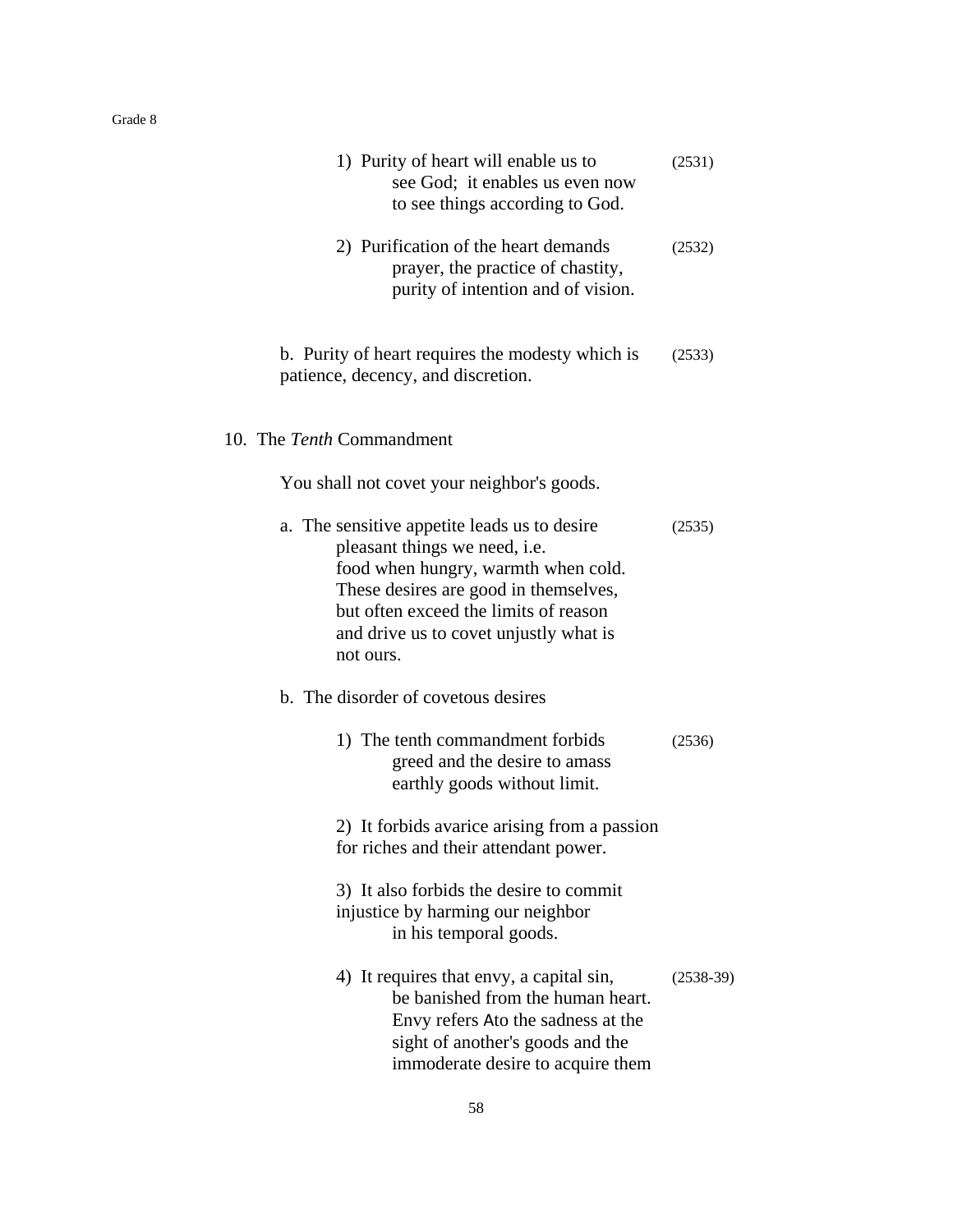1) Purity of heart will enable us to see God; it enables us even now to see things according to God. (2531)

2) Purification of the heart demands prayer, the practice of chastity, purity of intention and of vision. (2532)

b. Purity of heart requires the modesty which is patience, decency, and discretion. (2533)

10. The *Tenth* Commandment

You shall not covet your neighbor's goods.

a. The sensitive appetite leads us to desire pleasant things we need, i.e. food when hungry, warmth when cold. These desires are good in themselves, but often exceed the limits of reason and drive us to covet unjustly what is not ours. (2535)

b. The disorder of covetous desires

1) The tenth commandment forbids greed and the desire to amass earthly goods without limit. (2536)

2) It forbids avarice arising from a passion for riches and their attendant power.

3) It also forbids the desire to commit injustice by harming our neighbor in his temporal goods.

4) It requires that envy, a capital sin, be banished from the human heart. Envy refers Ato the sadness at the sight of another's goods and the immoderate desire to acquire them (2538-39)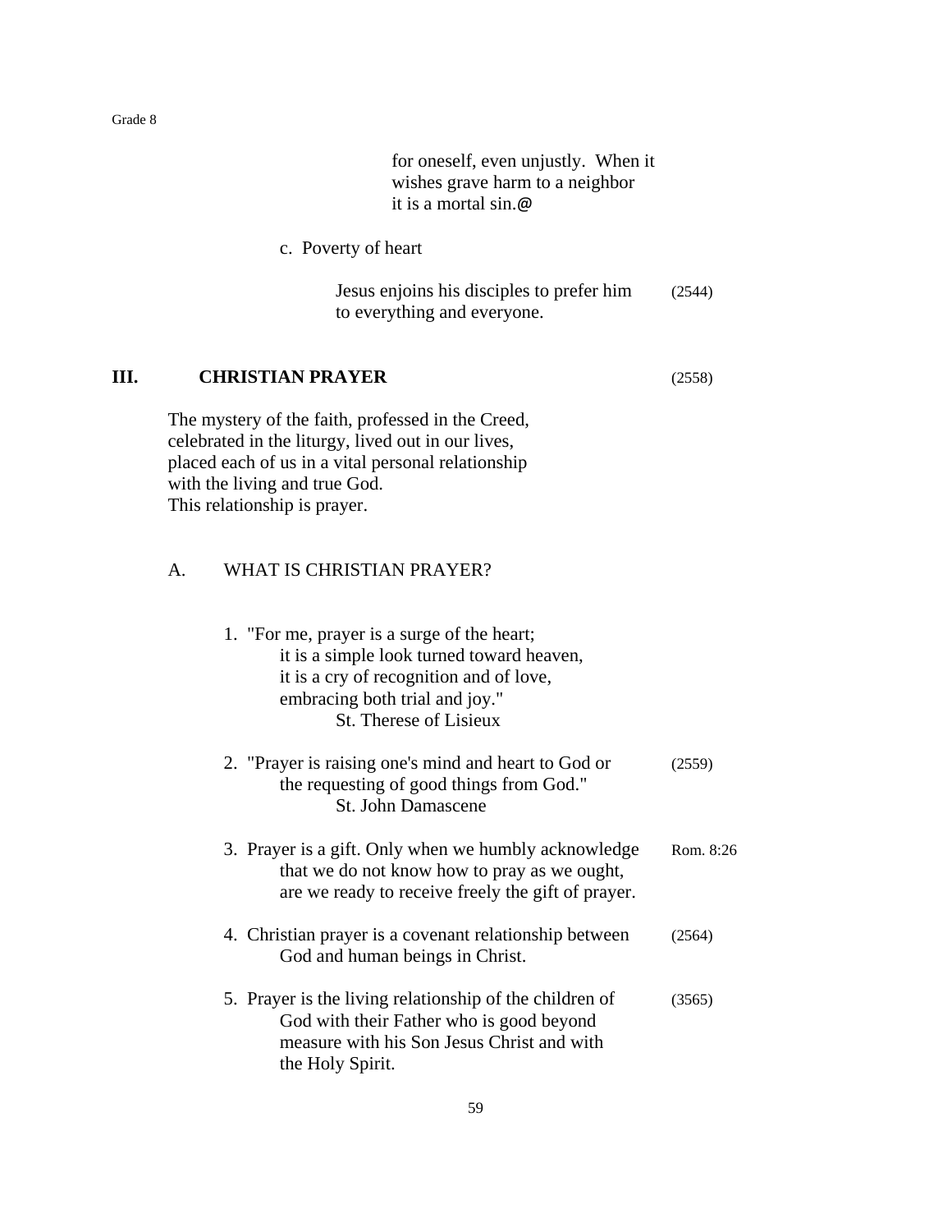for oneself, even unjustly. When it wishes grave harm to a neighbor it is a mortal sin.@

c. Poverty of heart

Jesus enjoins his disciples to prefer him to everything and everyone. (2544)

## III. CHRISTIAN PRAYER (2558)

The mystery of the faith, professed in the Creed, celebrated in the liturgy, lived out in our lives, placed each of us in a vital personal relationship with the living and true God.
This relationship is prayer.

### A. WHAT IS CHRISTIAN PRAYER?

1. "For me, prayer is a surge of the heart;
   it is a simple look turned toward heaven,
   it is a cry of recognition and of love,
   embracing both trial and joy."
   St. Therese of Lisieux

2. "Prayer is raising one's mind and heart to God or the requesting of good things from God." (2559)
   St. John Damascene

3. Prayer is a gift. Only when we humbly acknowledge that we do not know how to pray as we ought, are we ready to receive freely the gift of prayer. Rom. 8:26

4. Christian prayer is a covenant relationship between God and human beings in Christ. (2564)

5. Prayer is the living relationship of the children of God with their Father who is good beyond measure with his Son Jesus Christ and with the Holy Spirit. (3565)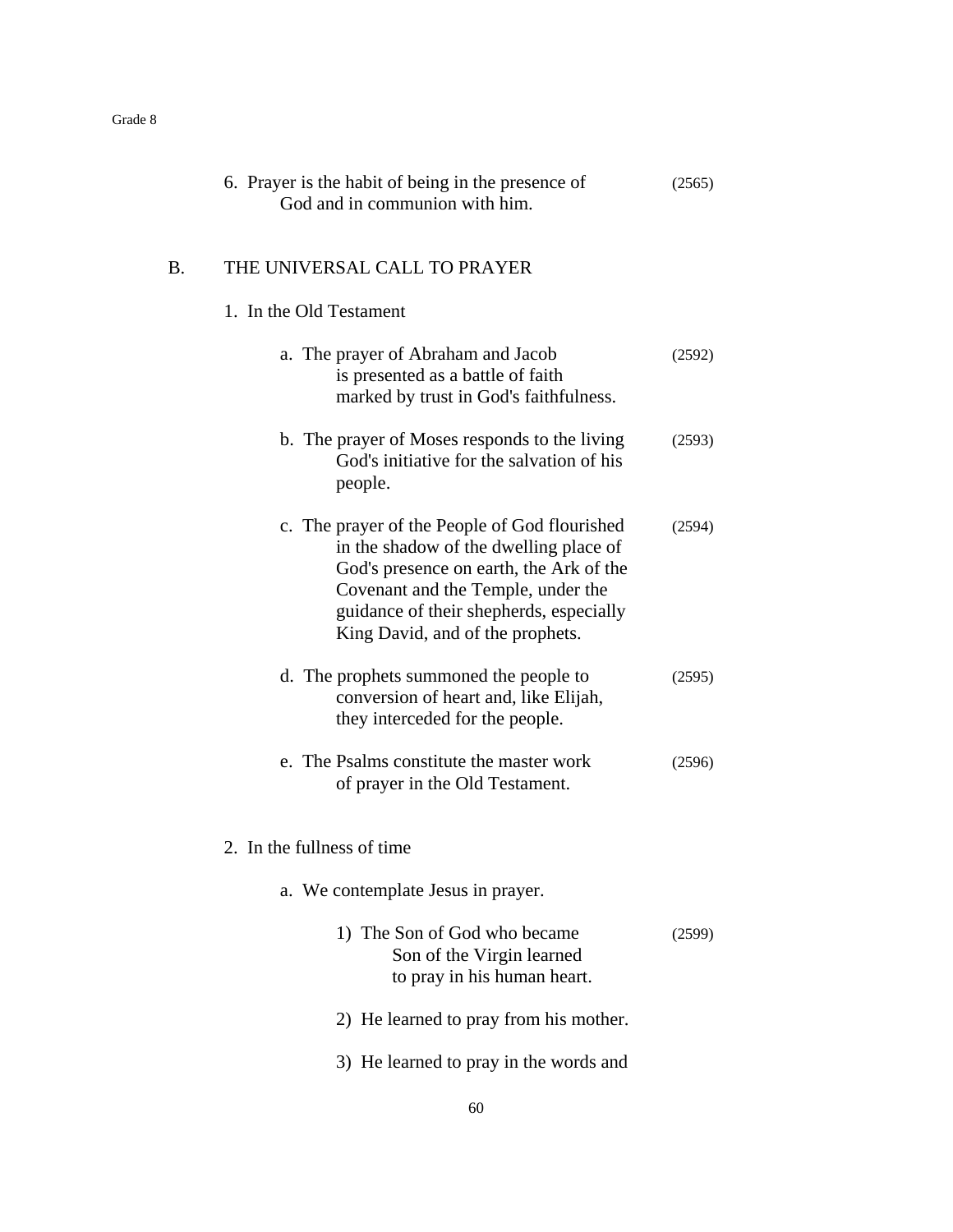6. Prayer is the habit of being in the presence of God and in communion with him. (2565)

B. THE UNIVERSAL CALL TO PRAYER

1. In the Old Testament

   a. The prayer of Abraham and Jacob is presented as a battle of faith marked by trust in God's faithfulness. (2592)

   b. The prayer of Moses responds to the living God's initiative for the salvation of his people. (2593)

   c. The prayer of the People of God flourished in the shadow of the dwelling place of God's presence on earth, the Ark of the Covenant and the Temple, under the guidance of their shepherds, especially King David, and of the prophets. (2594)

   d. The prophets summoned the people to conversion of heart and, like Elijah, they interceded for the people. (2595)

   e. The Psalms constitute the master work of prayer in the Old Testament. (2596)

2. In the fullness of time

   a. We contemplate Jesus in prayer.

      1) The Son of God who became Son of the Virgin learned to pray in his human heart. (2599)

      2) He learned to pray from his mother.

      3) He learned to pray in the words and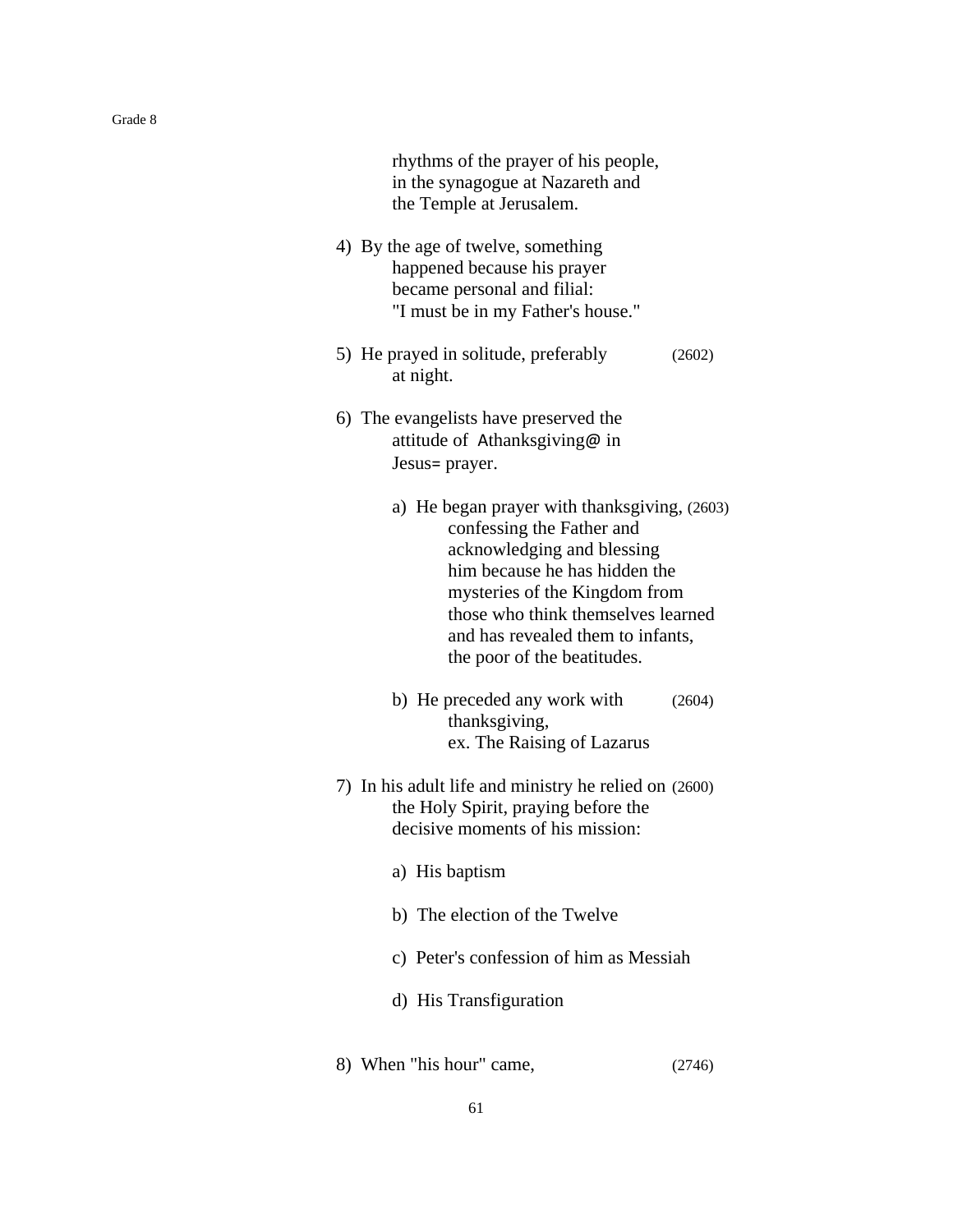rhythms of the prayer of his people, in the synagogue at Nazareth and the Temple at Jerusalem.

4) By the age of twelve, something happened because his prayer became personal and filial: "I must be in my Father's house."

5) He prayed in solitude, preferably at night. (2602)

6) The evangelists have preserved the attitude of Athanksgiving@ in Jesus= prayer.

   a) He began prayer with thanksgiving, confessing the Father and acknowledging and blessing him because he has hidden the mysteries of the Kingdom from those who think themselves learned and has revealed them to infants, the poor of the beatitudes. (2603)

   b) He preceded any work with thanksgiving, ex. The Raising of Lazarus (2604)

7) In his adult life and ministry he relied on the Holy Spirit, praying before the decisive moments of his mission: (2600)

   a) His baptism

   b) The election of the Twelve

   c) Peter's confession of him as Messiah

   d) His Transfiguration

8) When "his hour" came, (2746)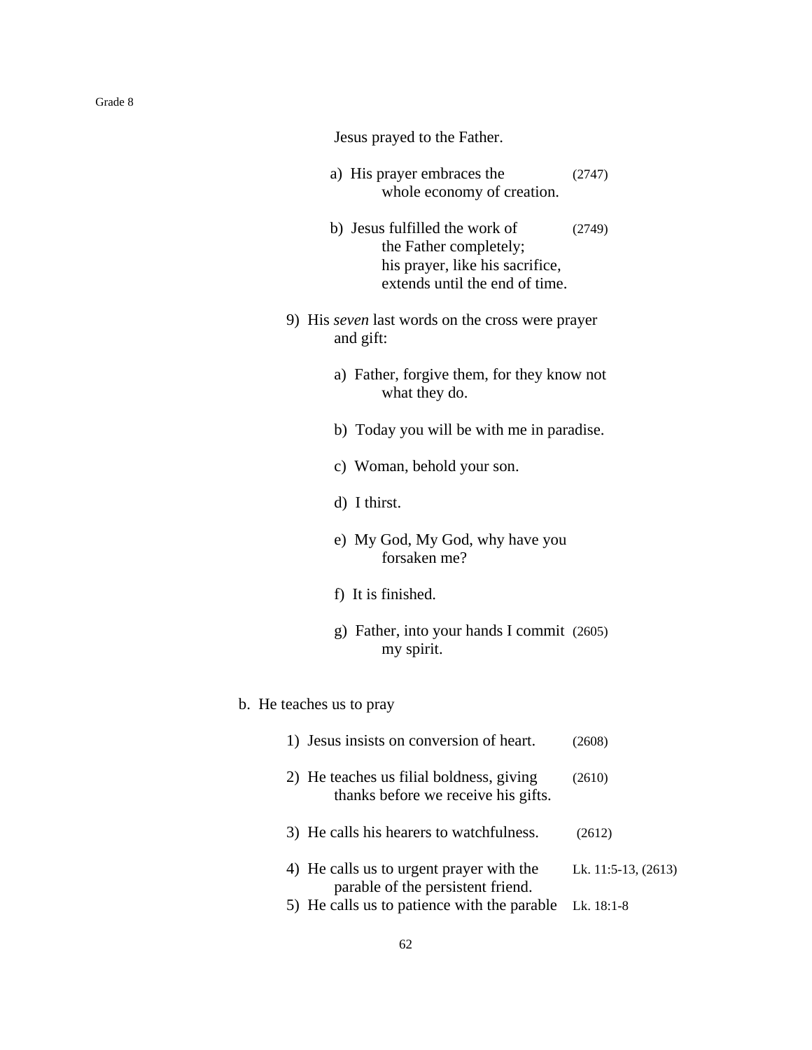Jesus prayed to the Father.

- a) His prayer embraces the whole economy of creation. (2747)
- b) Jesus fulfilled the work of the Father completely; his prayer, like his sacrifice, extends until the end of time. (2749)

9) His *seven* last words on the cross were prayer and gift:

- a) Father, forgive them, for they know not what they do.
- b) Today you will be with me in paradise.
- c) Woman, behold your son.
- d) I thirst.
- e) My God, My God, why have you forsaken me?
- f) It is finished.
- g) Father, into your hands I commit my spirit. (2605)

b. He teaches us to pray

1) Jesus insists on conversion of heart. (2608)

2) He teaches us filial boldness, giving thanks before we receive his gifts. (2610)

3) He calls his hearers to watchfulness. (2612)

4) He calls us to urgent prayer with the parable of the persistent friend. Lk. 11:5-13, (2613)

5) He calls us to patience with the parable Lk. 18:1-8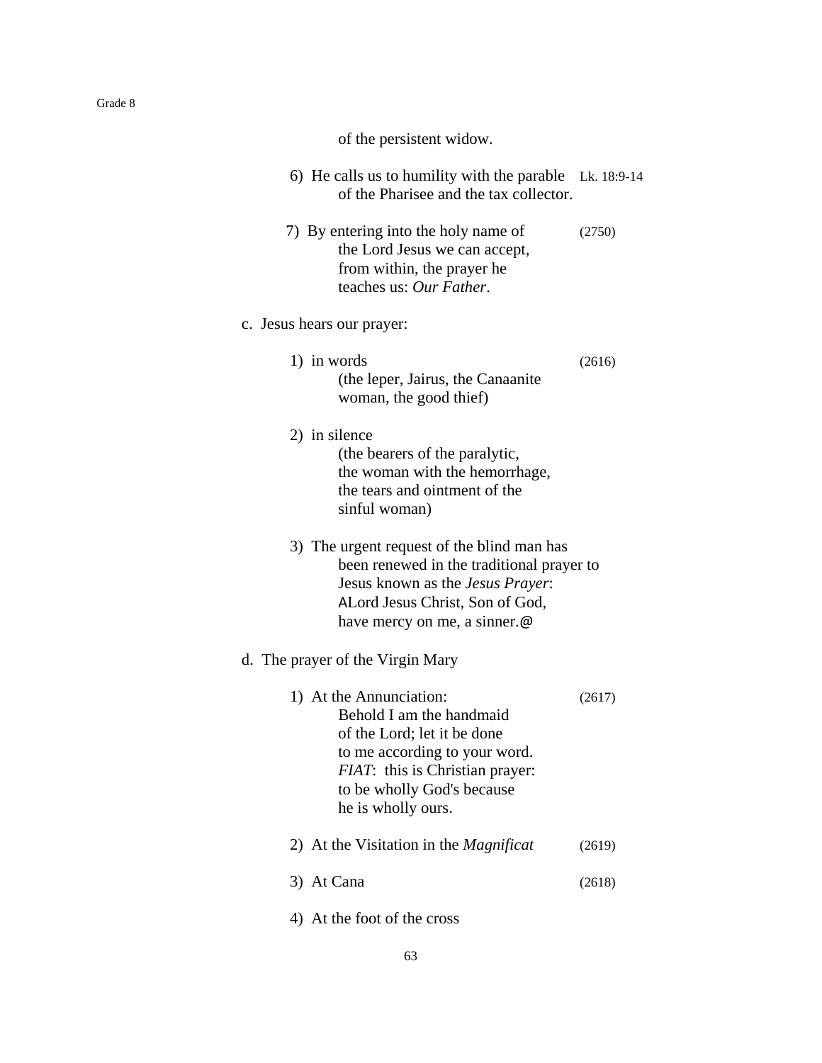of the persistent widow.

6) He calls us to humility with the parable of the Pharisee and the tax collector. Lk. 18:9-14

7) By entering into the holy name of the Lord Jesus we can accept, from within, the prayer he teaches us: *Our Father*. (2750)

c. Jesus hears our prayer:

1) in words (2616)
   (the leper, Jairus, the Canaanite woman, the good thief)

2) in silence
   (the bearers of the paralytic, the woman with the hemorrhage, the tears and ointment of the sinful woman)

3) The urgent request of the blind man has been renewed in the traditional prayer to Jesus known as the *Jesus Prayer*: ALord Jesus Christ, Son of God, have mercy on me, a sinner.@

d. The prayer of the Virgin Mary

1) At the Annunciation: (2617)
   Behold I am the handmaid of the Lord; let it be done to me according to your word.
   *FIAT*: this is Christian prayer: to be wholly God's because he is wholly ours.

2) At the Visitation in the *Magnificat* (2619)

3) At Cana (2618)

4) At the foot of the cross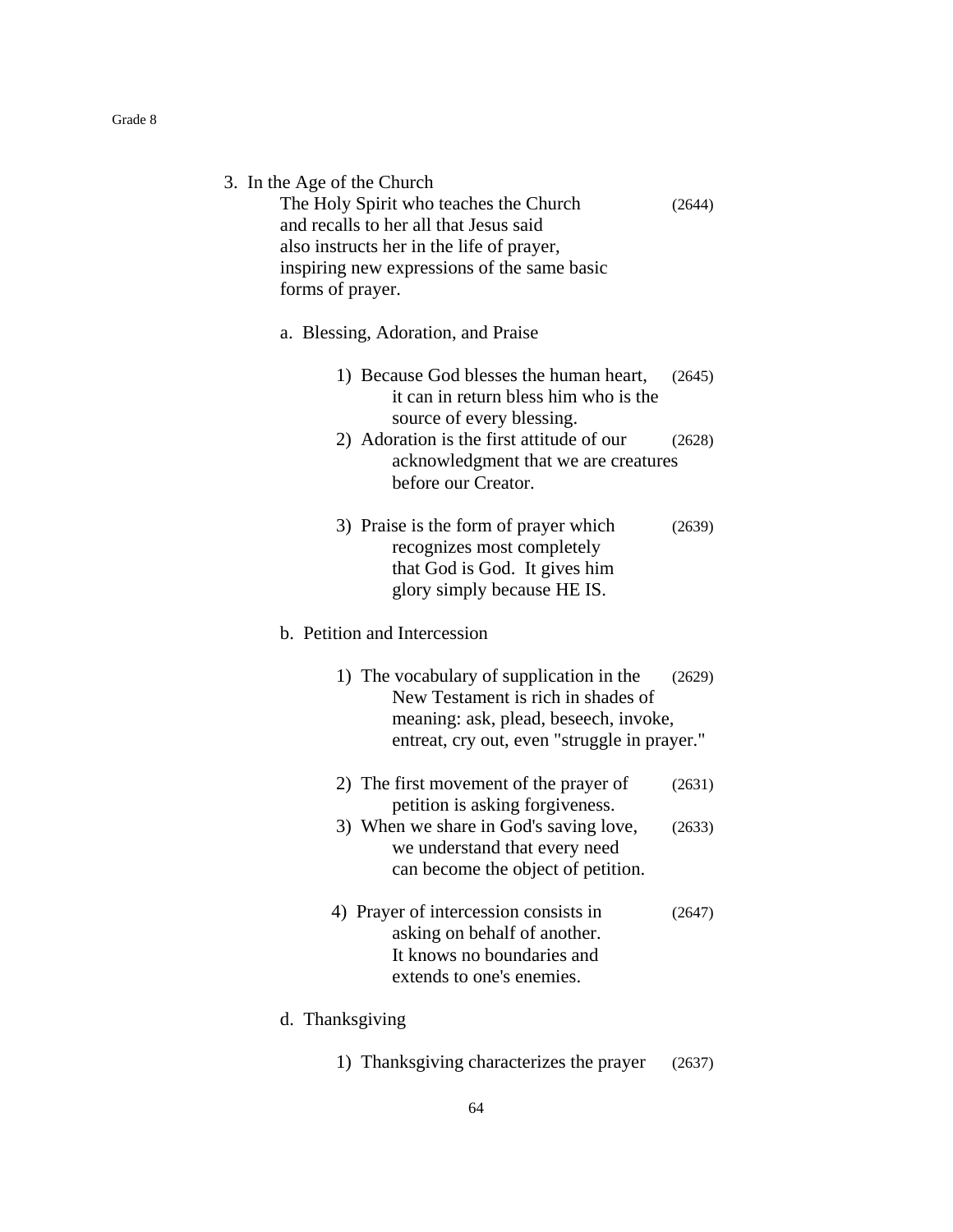3. In the Age of the Church

   The Holy Spirit who teaches the Church and recalls to her all that Jesus said also instructs her in the life of prayer, inspiring new expressions of the same basic forms of prayer. (2644)

   a. Blessing, Adoration, and Praise

      1) Because God blesses the human heart, it can in return bless him who is the source of every blessing. (2645)
      2) Adoration is the first attitude of our acknowledgment that we are creatures before our Creator. (2628)

      3) Praise is the form of prayer which recognizes most completely that God is God. It gives him glory simply because HE IS. (2639)

   b. Petition and Intercession

      1) The vocabulary of supplication in the New Testament is rich in shades of meaning: ask, plead, beseech, invoke, entreat, cry out, even "struggle in prayer." (2629)

      2) The first movement of the prayer of petition is asking forgiveness. (2631)
      3) When we share in God's saving love, we understand that every need can become the object of petition. (2633)

      4) Prayer of intercession consists in asking on behalf of another. It knows no boundaries and extends to one's enemies. (2647)

   d. Thanksgiving

      1) Thanksgiving characterizes the prayer (2637)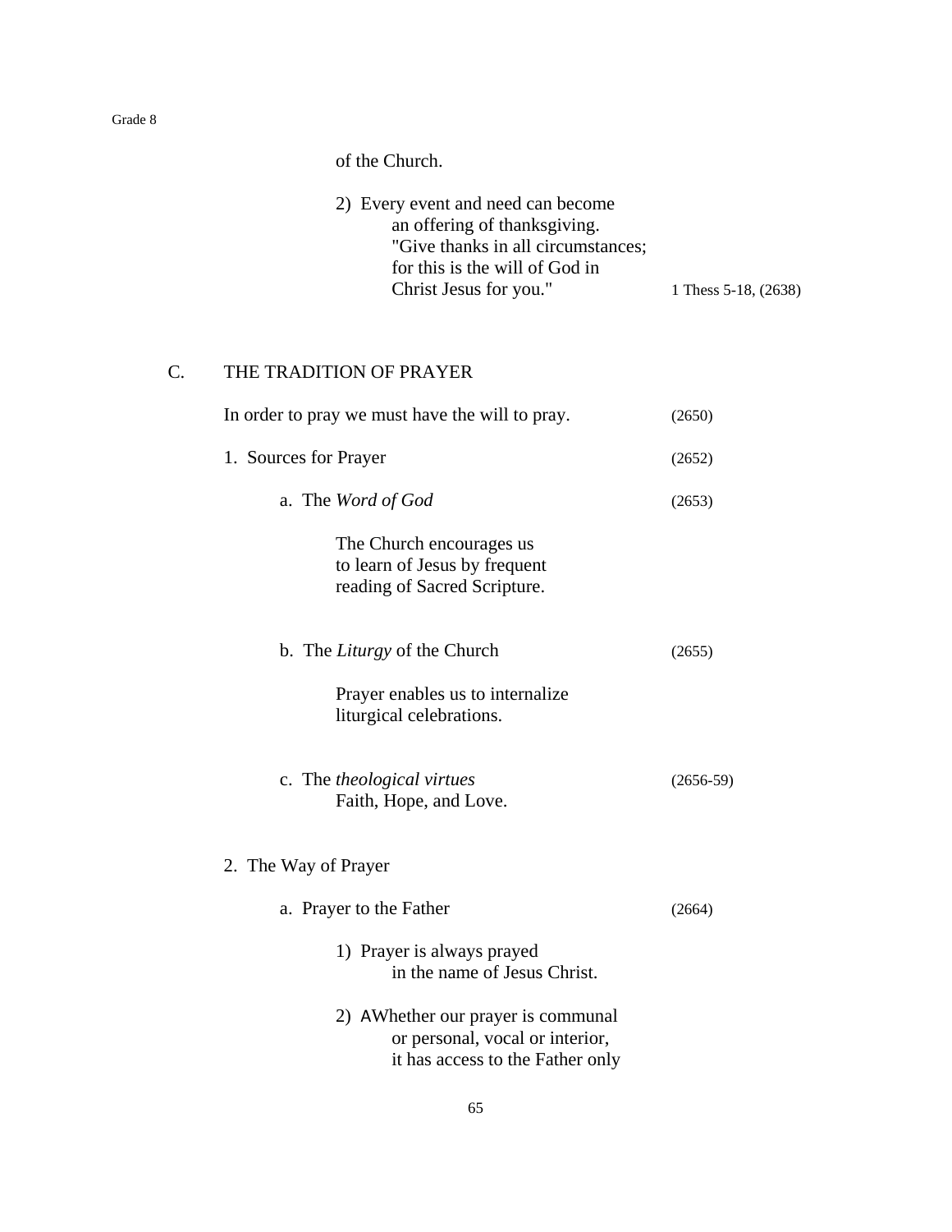of the Church.

2) Every event and need can become an offering of thanksgiving. "Give thanks in all circumstances; for this is the will of God in Christ Jesus for you." 1 Thess 5-18, (2638)

## C. THE TRADITION OF PRAYER

In order to pray we must have the will to pray. (2650)

1. Sources for Prayer (2652)

   a. The *Word of God* (2653)

      The Church encourages us to learn of Jesus by frequent reading of Sacred Scripture.

   b. The *Liturgy* of the Church (2655)

      Prayer enables us to internalize liturgical celebrations.

   c. The *theological virtues* (2656-59)
      Faith, Hope, and Love.

2. The Way of Prayer

   a. Prayer to the Father (2664)

      1) Prayer is always prayed in the name of Jesus Christ.

      2) AWhether our prayer is communal or personal, vocal or interior, it has access to the Father only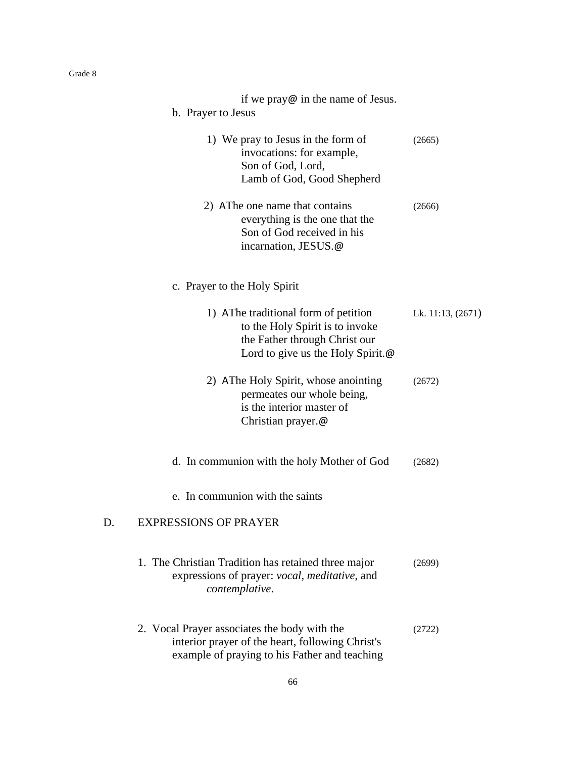if we pray@ in the name of Jesus.

b. Prayer to Jesus

1) We pray to Jesus in the form of invocations: for example, Son of God, Lord, Lamb of God, Good Shepherd (2665)

2) AThe one name that contains everything is the one that the Son of God received in his incarnation, JESUS.@ (2666)

c. Prayer to the Holy Spirit

1) AThe traditional form of petition to the Holy Spirit is to invoke the Father through Christ our Lord to give us the Holy Spirit.@ Lk. 11:13, (2671)

2) AThe Holy Spirit, whose anointing permeates our whole being, is the interior master of Christian prayer.@ (2672)

d. In communion with the holy Mother of God (2682)

e. In communion with the saints

## D. EXPRESSIONS OF PRAYER

1. The Christian Tradition has retained three major expressions of prayer: *vocal*, *meditative*, and *contemplative*. (2699)

2. Vocal Prayer associates the body with the interior prayer of the heart, following Christ's example of praying to his Father and teaching (2722)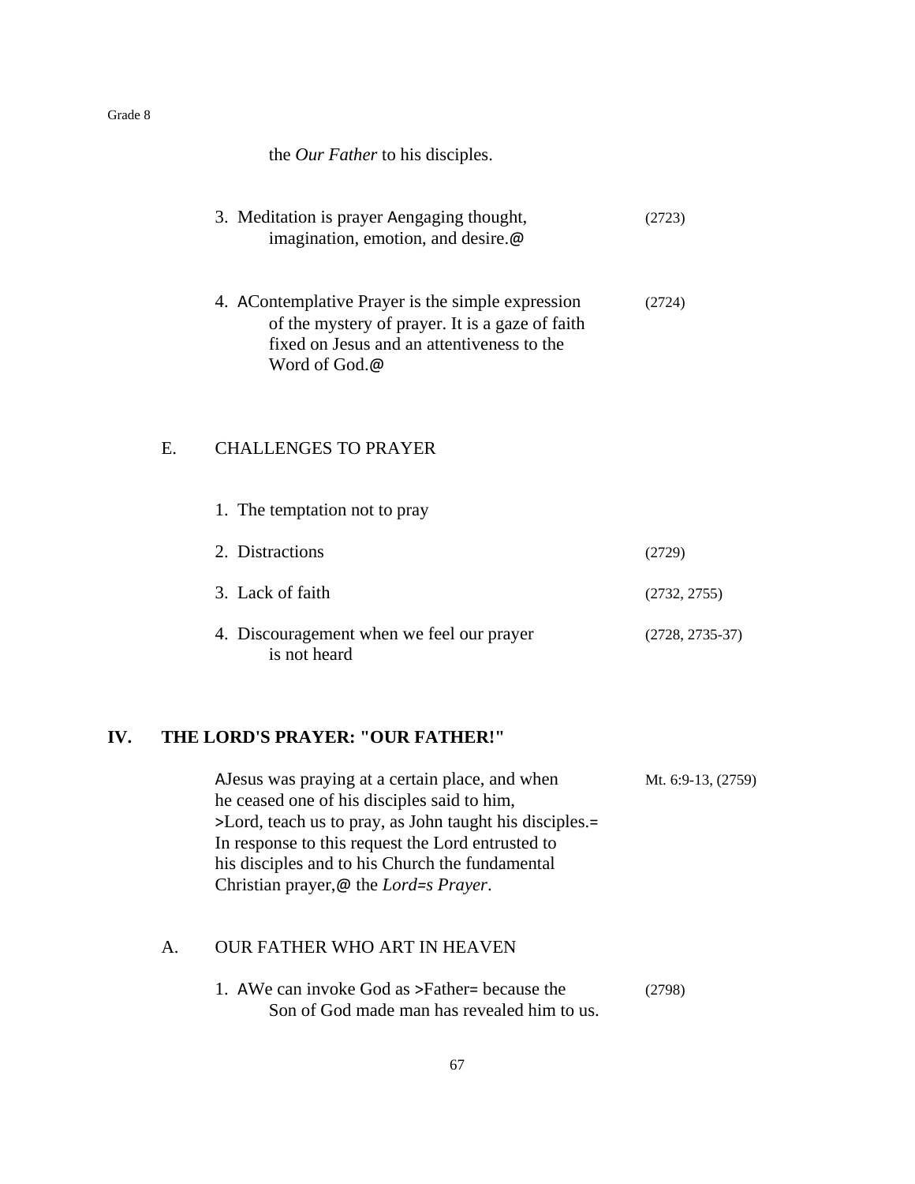the *Our Father* to his disciples.

3. Meditation is prayer Aengaging thought, imagination, emotion, and desire.@ (2723)

4. AContemplative Prayer is the simple expression of the mystery of prayer. It is a gaze of faith fixed on Jesus and an attentiveness to the Word of God.@ (2724)

E. CHALLENGES TO PRAYER

1. The temptation not to pray

2. Distractions (2729)

3. Lack of faith (2732, 2755)

4. Discouragement when we feel our prayer is not heard (2728, 2735-37)

## IV. THE LORD'S PRAYER: "OUR FATHER!"

AJesus was praying at a certain place, and when he ceased one of his disciples said to him, >Lord, teach us to pray, as John taught his disciples.= In response to this request the Lord entrusted to his disciples and to his Church the fundamental Christian prayer,@ the *Lord=s Prayer*. Mt. 6:9-13, (2759)

A. OUR FATHER WHO ART IN HEAVEN

1. AWe can invoke God as >Father= because the Son of God made man has revealed him to us. (2798)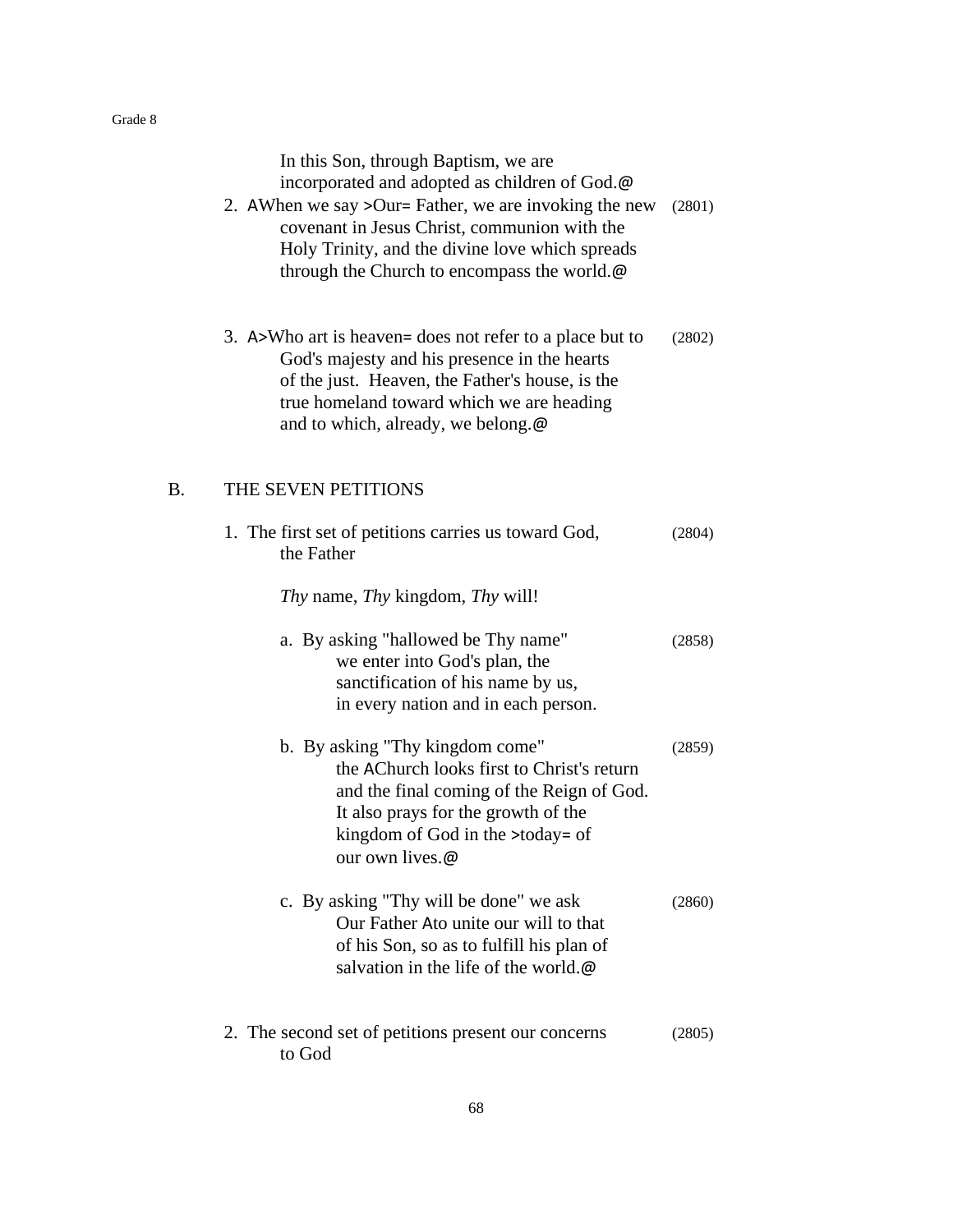In this Son, through Baptism, we are incorporated and adopted as children of God.@

2. AWhen we say >Our= Father, we are invoking the new covenant in Jesus Christ, communion with the Holy Trinity, and the divine love which spreads through the Church to encompass the world.@ (2801)

3. A>Who art is heaven= does not refer to a place but to God's majesty and his presence in the hearts of the just. Heaven, the Father's house, is the true homeland toward which we are heading and to which, already, we belong.@ (2802)

B. THE SEVEN PETITIONS

1. The first set of petitions carries us toward God, the Father (2804)

   *Thy* name, *Thy* kingdom, *Thy* will!

   a. By asking "hallowed be Thy name" we enter into God's plan, the sanctification of his name by us, in every nation and in each person. (2858)

   b. By asking "Thy kingdom come" the AChurch looks first to Christ's return and the final coming of the Reign of God. It also prays for the growth of the kingdom of God in the >today= of our own lives.@ (2859)

   c. By asking "Thy will be done" we ask Our Father Ato unite our will to that of his Son, so as to fulfill his plan of salvation in the life of the world.@ (2860)

2. The second set of petitions present our concerns to God (2805)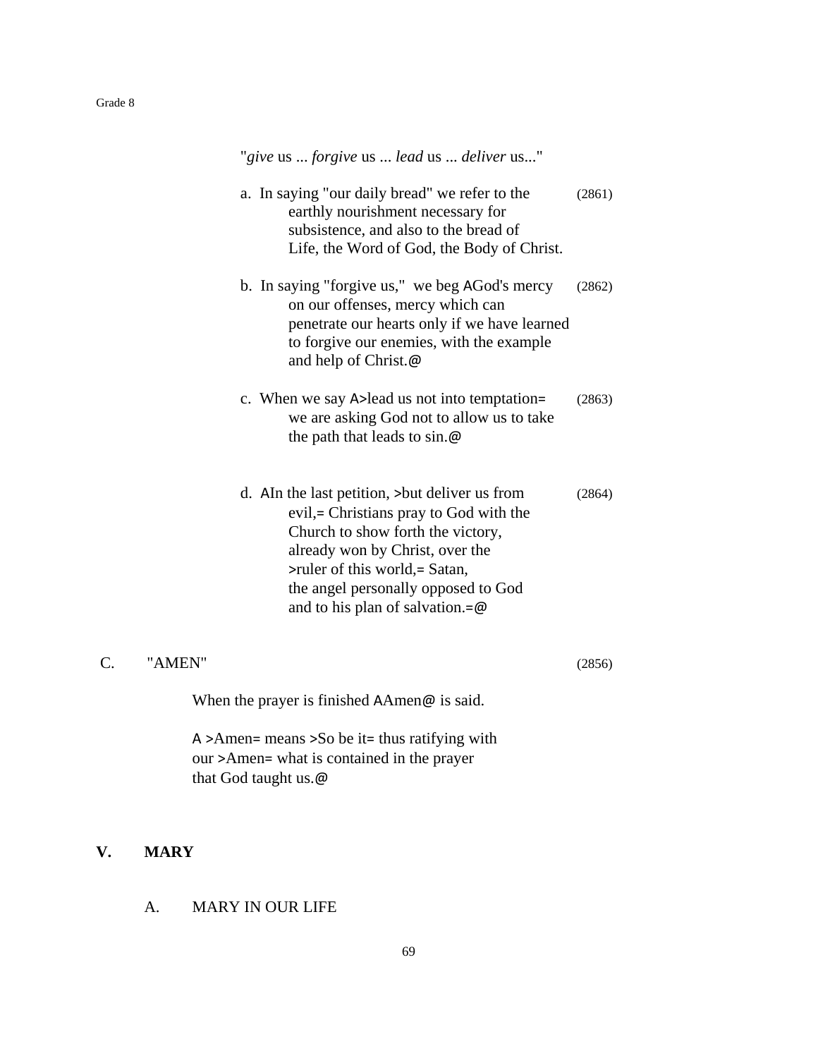"*give* us ... *forgive* us ... *lead* us ... *deliver* us..."

a. In saying "our daily bread" we refer to the earthly nourishment necessary for subsistence, and also to the bread of Life, the Word of God, the Body of Christ. (2861)

b. In saying "forgive us," we beg AGod's mercy on our offenses, mercy which can penetrate our hearts only if we have learned to forgive our enemies, with the example and help of Christ.@ (2862)

c. When we say A>lead us not into temptation= we are asking God not to allow us to take the path that leads to sin.@ (2863)

d. AIn the last petition, >but deliver us from evil,= Christians pray to God with the Church to show forth the victory, already won by Christ, over the >ruler of this world,= Satan, the angel personally opposed to God and to his plan of salvation.=@ (2864)

C. "AMEN" (2856)

When the prayer is finished AAmen@ is said.

A >Amen= means >So be it= thus ratifying with our >Amen= what is contained in the prayer that God taught us.@

## V. MARY

A. MARY IN OUR LIFE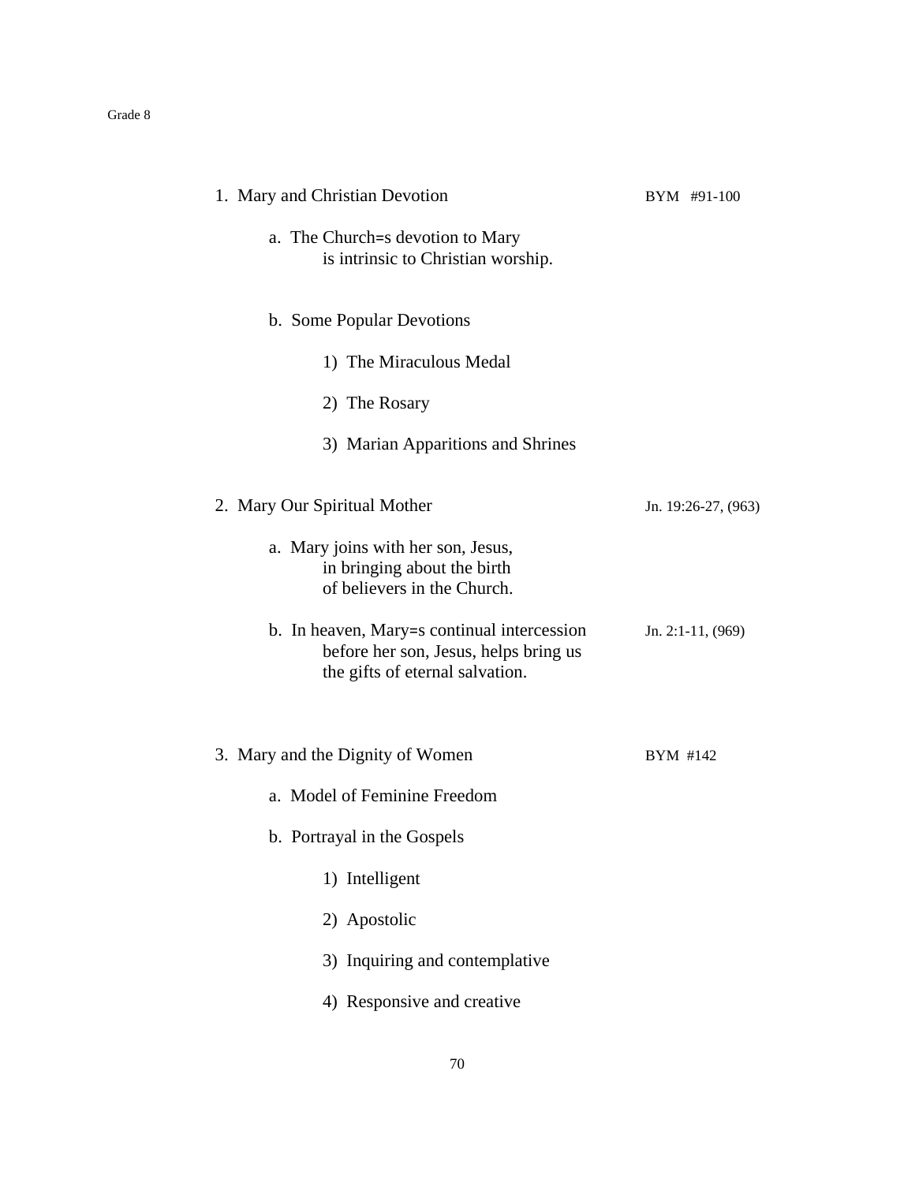Grade 8

1. Mary and Christian Devotion — BYM #91-100

   a. The Church=s devotion to Mary is intrinsic to Christian worship.

   b. Some Popular Devotions

      1) The Miraculous Medal

      2) The Rosary

      3) Marian Apparitions and Shrines

2. Mary Our Spiritual Mother — Jn. 19:26-27, (963)

   a. Mary joins with her son, Jesus, in bringing about the birth of believers in the Church.

   b. In heaven, Mary=s continual intercession before her son, Jesus, helps bring us the gifts of eternal salvation. — Jn. 2:1-11, (969)

3. Mary and the Dignity of Women — BYM #142

   a. Model of Feminine Freedom

   b. Portrayal in the Gospels

      1) Intelligent

      2) Apostolic

      3) Inquiring and contemplative

      4) Responsive and creative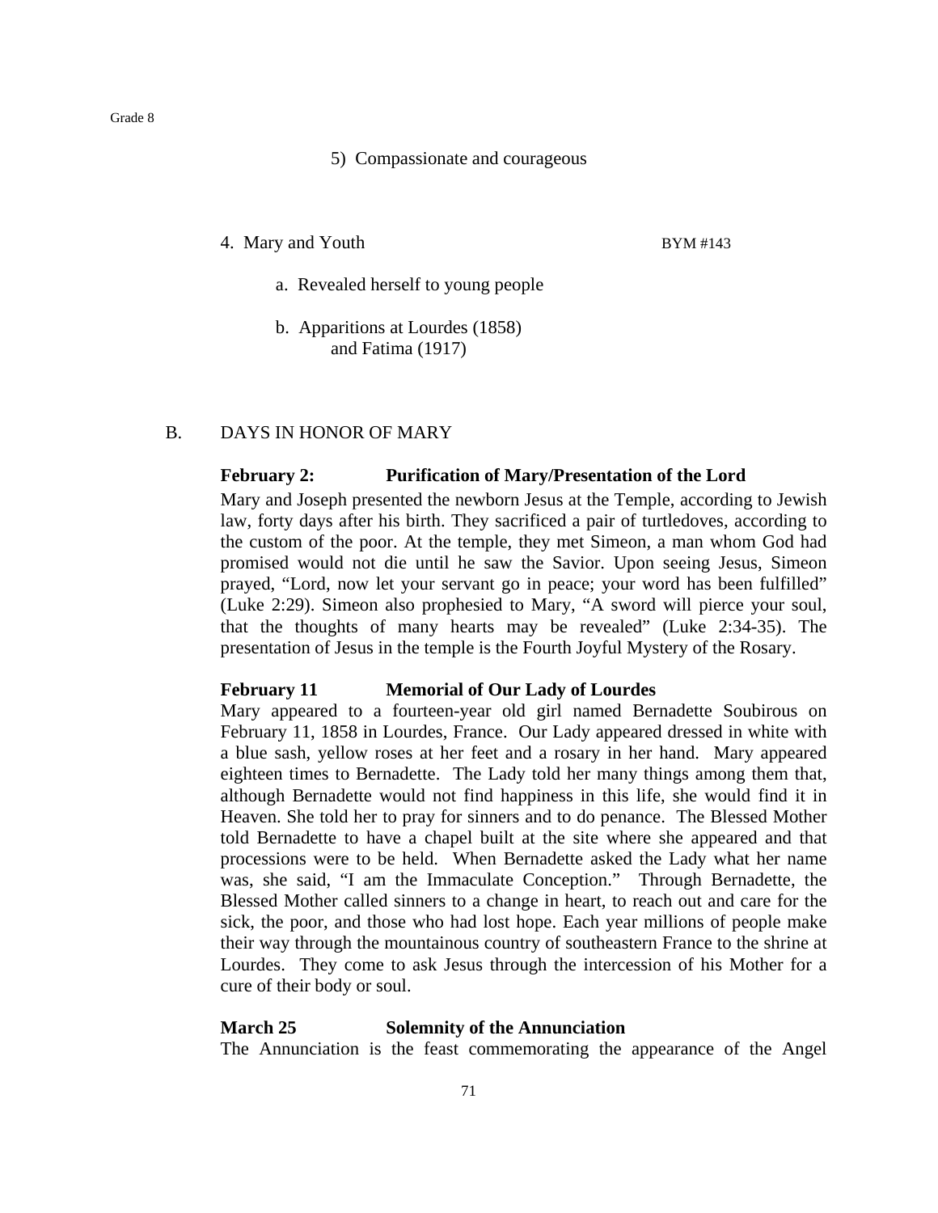5) Compassionate and courageous

4. Mary and Youth BYM #143

a. Revealed herself to young people

b. Apparitions at Lourdes (1858) and Fatima (1917)

B. DAYS IN HONOR OF MARY

**February 2: Purification of Mary/Presentation of the Lord**

Mary and Joseph presented the newborn Jesus at the Temple, according to Jewish law, forty days after his birth. They sacrificed a pair of turtledoves, according to the custom of the poor. At the temple, they met Simeon, a man whom God had promised would not die until he saw the Savior. Upon seeing Jesus, Simeon prayed, "Lord, now let your servant go in peace; your word has been fulfilled" (Luke 2:29). Simeon also prophesied to Mary, "A sword will pierce your soul, that the thoughts of many hearts may be revealed" (Luke 2:34-35). The presentation of Jesus in the temple is the Fourth Joyful Mystery of the Rosary.

**February 11 Memorial of Our Lady of Lourdes**

Mary appeared to a fourteen-year old girl named Bernadette Soubirous on February 11, 1858 in Lourdes, France. Our Lady appeared dressed in white with a blue sash, yellow roses at her feet and a rosary in her hand. Mary appeared eighteen times to Bernadette. The Lady told her many things among them that, although Bernadette would not find happiness in this life, she would find it in Heaven. She told her to pray for sinners and to do penance. The Blessed Mother told Bernadette to have a chapel built at the site where she appeared and that processions were to be held. When Bernadette asked the Lady what her name was, she said, "I am the Immaculate Conception." Through Bernadette, the Blessed Mother called sinners to a change in heart, to reach out and care for the sick, the poor, and those who had lost hope. Each year millions of people make their way through the mountainous country of southeastern France to the shrine at Lourdes. They come to ask Jesus through the intercession of his Mother for a cure of their body or soul.

**March 25 Solemnity of the Annunciation**

The Annunciation is the feast commemorating the appearance of the Angel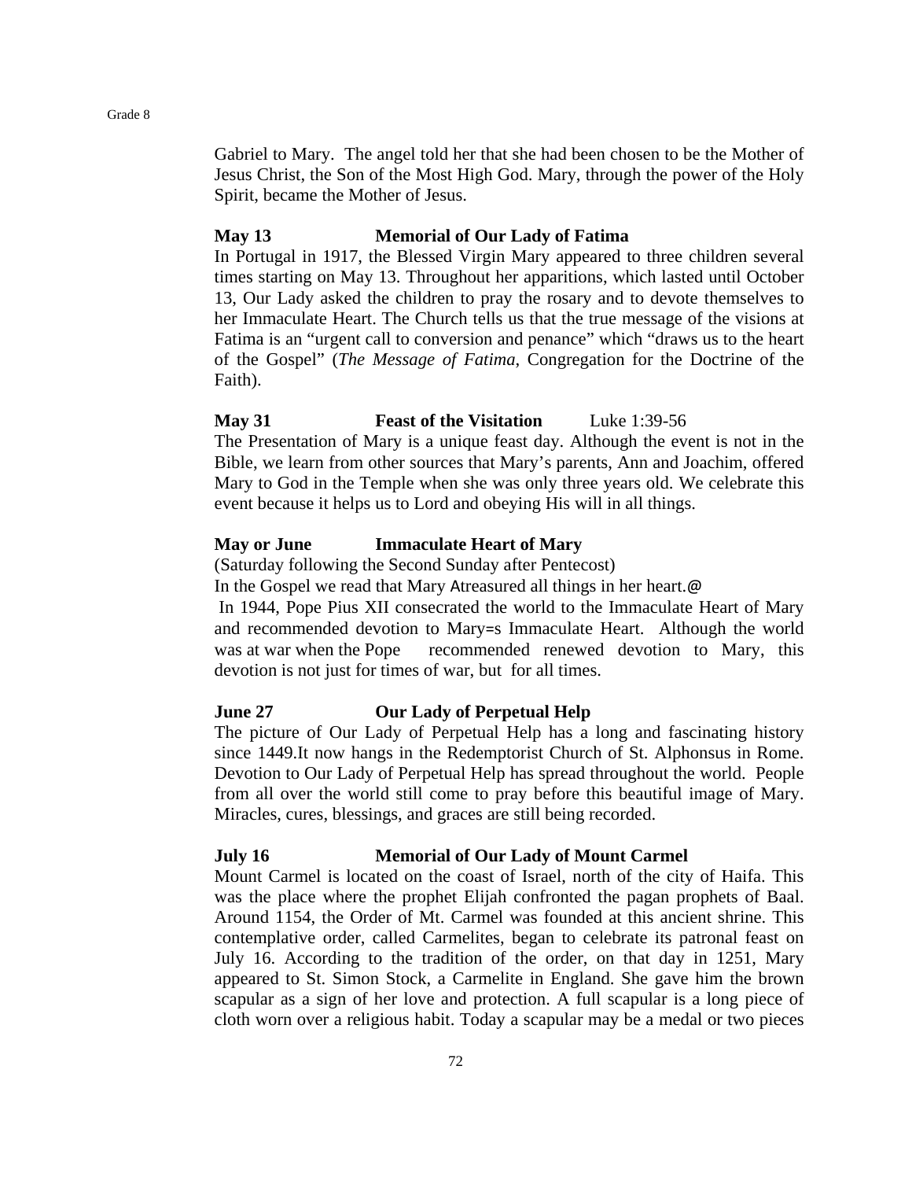Gabriel to Mary. The angel told her that she had been chosen to be the Mother of Jesus Christ, the Son of the Most High God. Mary, through the power of the Holy Spirit, became the Mother of Jesus.

**May 13 Memorial of Our Lady of Fatima**

In Portugal in 1917, the Blessed Virgin Mary appeared to three children several times starting on May 13. Throughout her apparitions, which lasted until October 13, Our Lady asked the children to pray the rosary and to devote themselves to her Immaculate Heart. The Church tells us that the true message of the visions at Fatima is an "urgent call to conversion and penance" which "draws us to the heart of the Gospel" (*The Message of Fatima*, Congregation for the Doctrine of the Faith).

**May 31 Feast of the Visitation** Luke 1:39-56

The Presentation of Mary is a unique feast day. Although the event is not in the Bible, we learn from other sources that Mary's parents, Ann and Joachim, offered Mary to God in the Temple when she was only three years old. We celebrate this event because it helps us to Lord and obeying His will in all things.

**May or June Immaculate Heart of Mary**

(Saturday following the Second Sunday after Pentecost)

In the Gospel we read that Mary Atreasured all things in her heart.@

In 1944, Pope Pius XII consecrated the world to the Immaculate Heart of Mary and recommended devotion to Mary=s Immaculate Heart. Although the world was at war when the Pope recommended renewed devotion to Mary, this devotion is not just for times of war, but for all times.

**June 27 Our Lady of Perpetual Help**

The picture of Our Lady of Perpetual Help has a long and fascinating history since 1449.It now hangs in the Redemptorist Church of St. Alphonsus in Rome. Devotion to Our Lady of Perpetual Help has spread throughout the world. People from all over the world still come to pray before this beautiful image of Mary. Miracles, cures, blessings, and graces are still being recorded.

**July 16 Memorial of Our Lady of Mount Carmel**

Mount Carmel is located on the coast of Israel, north of the city of Haifa. This was the place where the prophet Elijah confronted the pagan prophets of Baal. Around 1154, the Order of Mt. Carmel was founded at this ancient shrine. This contemplative order, called Carmelites, began to celebrate its patronal feast on July 16. According to the tradition of the order, on that day in 1251, Mary appeared to St. Simon Stock, a Carmelite in England. She gave him the brown scapular as a sign of her love and protection. A full scapular is a long piece of cloth worn over a religious habit. Today a scapular may be a medal or two pieces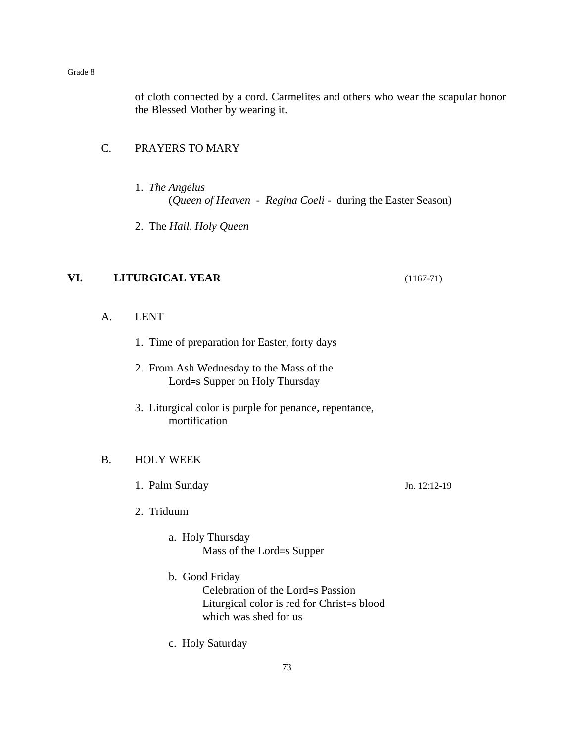of cloth connected by a cord. Carmelites and others who wear the scapular honor the Blessed Mother by wearing it.

C. PRAYERS TO MARY

1. *The Angelus*
   (*Queen of Heaven* - *Regina Coeli* - during the Easter Season)

2. The *Hail, Holy Queen*

## VI. LITURGICAL YEAR (1167-71)

A. LENT

1. Time of preparation for Easter, forty days

2. From Ash Wednesday to the Mass of the Lord=s Supper on Holy Thursday

3. Liturgical color is purple for penance, repentance, mortification

B. HOLY WEEK

1. Palm Sunday — Jn. 12:12-19

2. Triduum

   a. Holy Thursday
      Mass of the Lord=s Supper

   b. Good Friday
      Celebration of the Lord=s Passion
      Liturgical color is red for Christ=s blood which was shed for us

   c. Holy Saturday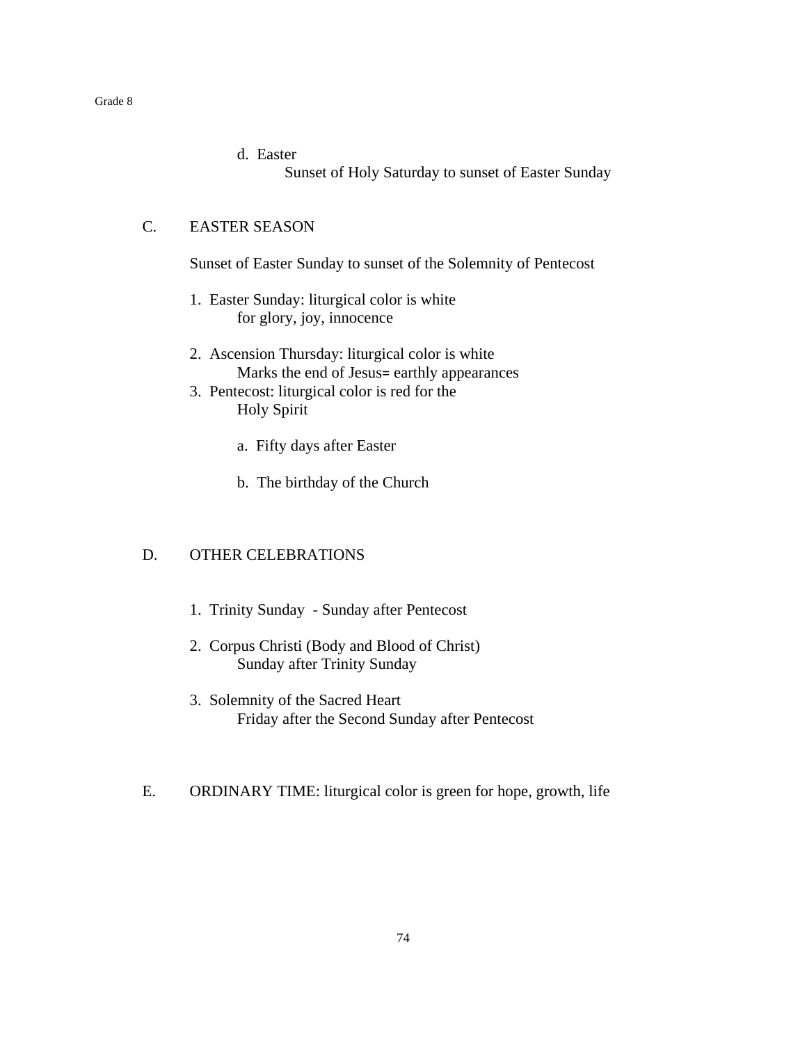d. Easter
   Sunset of Holy Saturday to sunset of Easter Sunday

C. EASTER SEASON

Sunset of Easter Sunday to sunset of the Solemnity of Pentecost

1. Easter Sunday: liturgical color is white
   for glory, joy, innocence

2. Ascension Thursday: liturgical color is white
   Marks the end of Jesus= earthly appearances
3. Pentecost: liturgical color is red for the
   Holy Spirit

   a. Fifty days after Easter

   b. The birthday of the Church

D. OTHER CELEBRATIONS

1. Trinity Sunday - Sunday after Pentecost

2. Corpus Christi (Body and Blood of Christ)
   Sunday after Trinity Sunday

3. Solemnity of the Sacred Heart
   Friday after the Second Sunday after Pentecost

E. ORDINARY TIME: liturgical color is green for hope, growth, life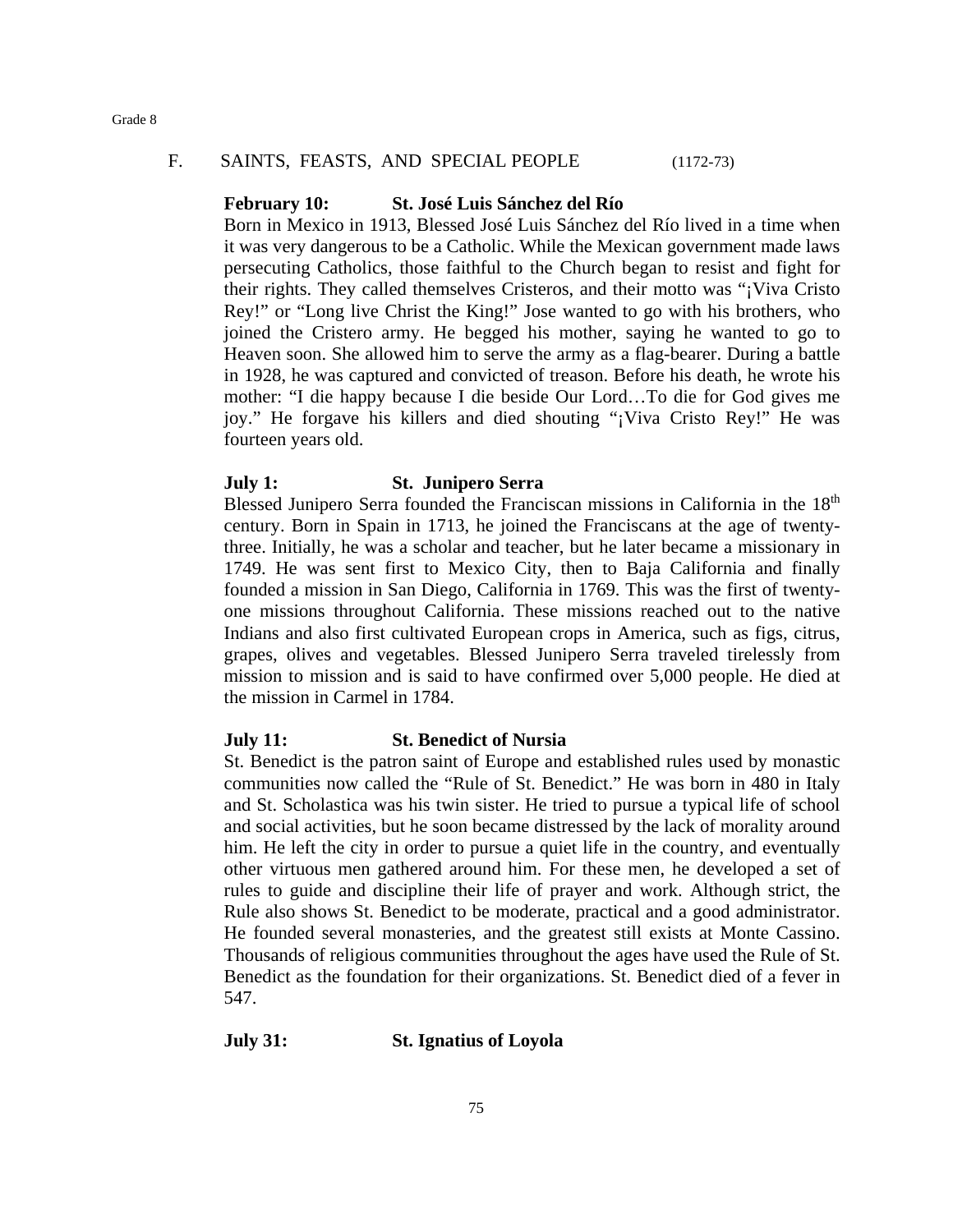## F. SAINTS, FEASTS, AND SPECIAL PEOPLE (1172-73)

**February 10: St. José Luis Sánchez del Río**

Born in Mexico in 1913, Blessed José Luis Sánchez del Río lived in a time when it was very dangerous to be a Catholic. While the Mexican government made laws persecuting Catholics, those faithful to the Church began to resist and fight for their rights. They called themselves Cristeros, and their motto was "¡Viva Cristo Rey!" or "Long live Christ the King!" Jose wanted to go with his brothers, who joined the Cristero army. He begged his mother, saying he wanted to go to Heaven soon. She allowed him to serve the army as a flag-bearer. During a battle in 1928, he was captured and convicted of treason. Before his death, he wrote his mother: "I die happy because I die beside Our Lord…To die for God gives me joy." He forgave his killers and died shouting "¡Viva Cristo Rey!" He was fourteen years old.

**July 1: St. Junipero Serra**

Blessed Junipero Serra founded the Franciscan missions in California in the 18th century. Born in Spain in 1713, he joined the Franciscans at the age of twenty-three. Initially, he was a scholar and teacher, but he later became a missionary in 1749. He was sent first to Mexico City, then to Baja California and finally founded a mission in San Diego, California in 1769. This was the first of twenty-one missions throughout California. These missions reached out to the native Indians and also first cultivated European crops in America, such as figs, citrus, grapes, olives and vegetables. Blessed Junipero Serra traveled tirelessly from mission to mission and is said to have confirmed over 5,000 people. He died at the mission in Carmel in 1784.

**July 11: St. Benedict of Nursia**

St. Benedict is the patron saint of Europe and established rules used by monastic communities now called the "Rule of St. Benedict." He was born in 480 in Italy and St. Scholastica was his twin sister. He tried to pursue a typical life of school and social activities, but he soon became distressed by the lack of morality around him. He left the city in order to pursue a quiet life in the country, and eventually other virtuous men gathered around him. For these men, he developed a set of rules to guide and discipline their life of prayer and work. Although strict, the Rule also shows St. Benedict to be moderate, practical and a good administrator. He founded several monasteries, and the greatest still exists at Monte Cassino. Thousands of religious communities throughout the ages have used the Rule of St. Benedict as the foundation for their organizations. St. Benedict died of a fever in 547.

**July 31: St. Ignatius of Loyola**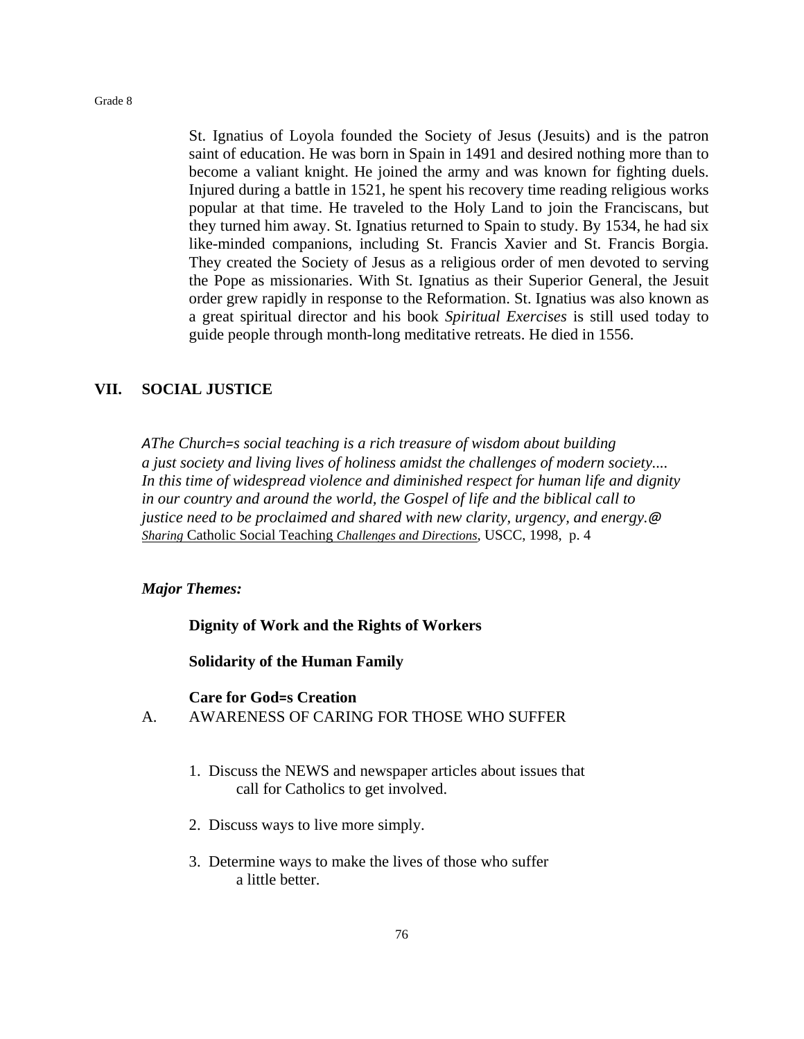St. Ignatius of Loyola founded the Society of Jesus (Jesuits) and is the patron saint of education. He was born in Spain in 1491 and desired nothing more than to become a valiant knight. He joined the army and was known for fighting duels. Injured during a battle in 1521, he spent his recovery time reading religious works popular at that time. He traveled to the Holy Land to join the Franciscans, but they turned him away. St. Ignatius returned to Spain to study. By 1534, he had six like-minded companions, including St. Francis Xavier and St. Francis Borgia. They created the Society of Jesus as a religious order of men devoted to serving the Pope as missionaries. With St. Ignatius as their Superior General, the Jesuit order grew rapidly in response to the Reformation. St. Ignatius was also known as a great spiritual director and his book *Spiritual Exercises* is still used today to guide people through month-long meditative retreats. He died in 1556.

## VII. SOCIAL JUSTICE

*AThe Church=s social teaching is a rich treasure of wisdom about building a just society and living lives of holiness amidst the challenges of modern society.... In this time of widespread violence and diminished respect for human life and dignity in our country and around the world, the Gospel of life and the biblical call to justice need to be proclaimed and shared with new clarity, urgency, and energy.@*
*Sharing* Catholic Social Teaching *Challenges and Directions*, USCC, 1998, p. 4

***Major Themes:***

**Dignity of Work and the Rights of Workers**

**Solidarity of the Human Family**

**Care for God=s Creation**

A. AWARENESS OF CARING FOR THOSE WHO SUFFER

1. Discuss the NEWS and newspaper articles about issues that call for Catholics to get involved.

2. Discuss ways to live more simply.

3. Determine ways to make the lives of those who suffer a little better.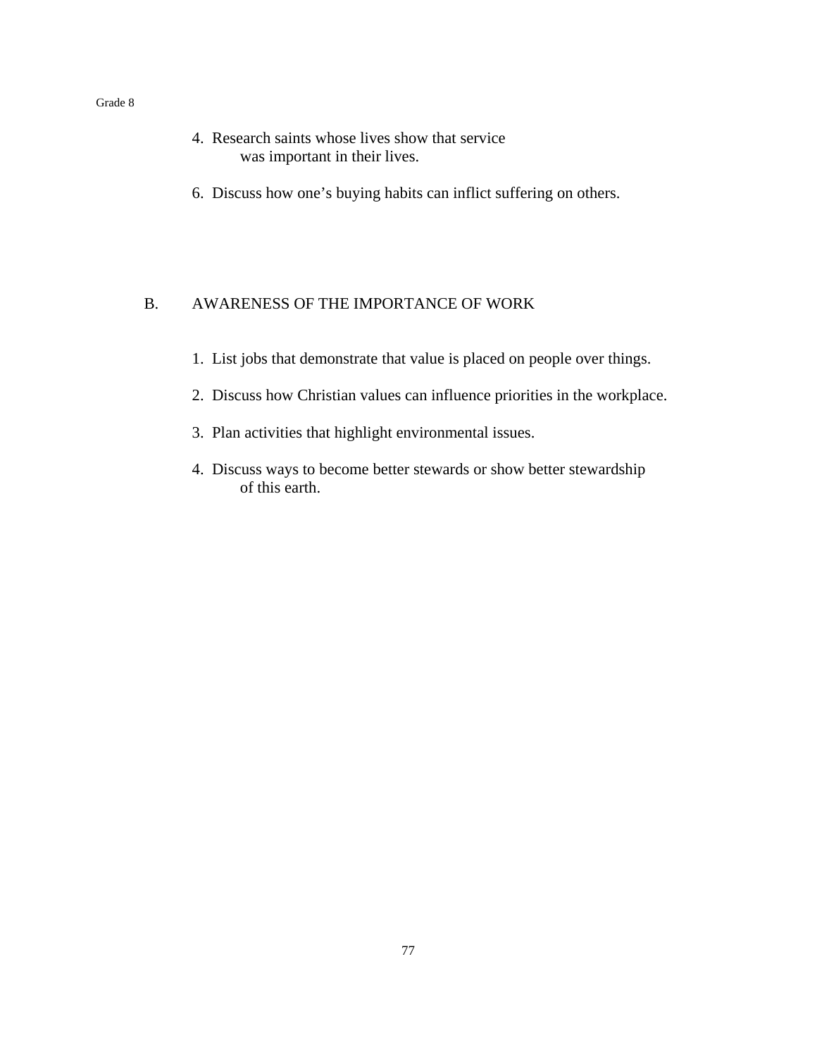4. Research saints whose lives show that service was important in their lives.

6. Discuss how one's buying habits can inflict suffering on others.

## B. AWARENESS OF THE IMPORTANCE OF WORK

1. List jobs that demonstrate that value is placed on people over things.

2. Discuss how Christian values can influence priorities in the workplace.

3. Plan activities that highlight environmental issues.

4. Discuss ways to become better stewards or show better stewardship of this earth.